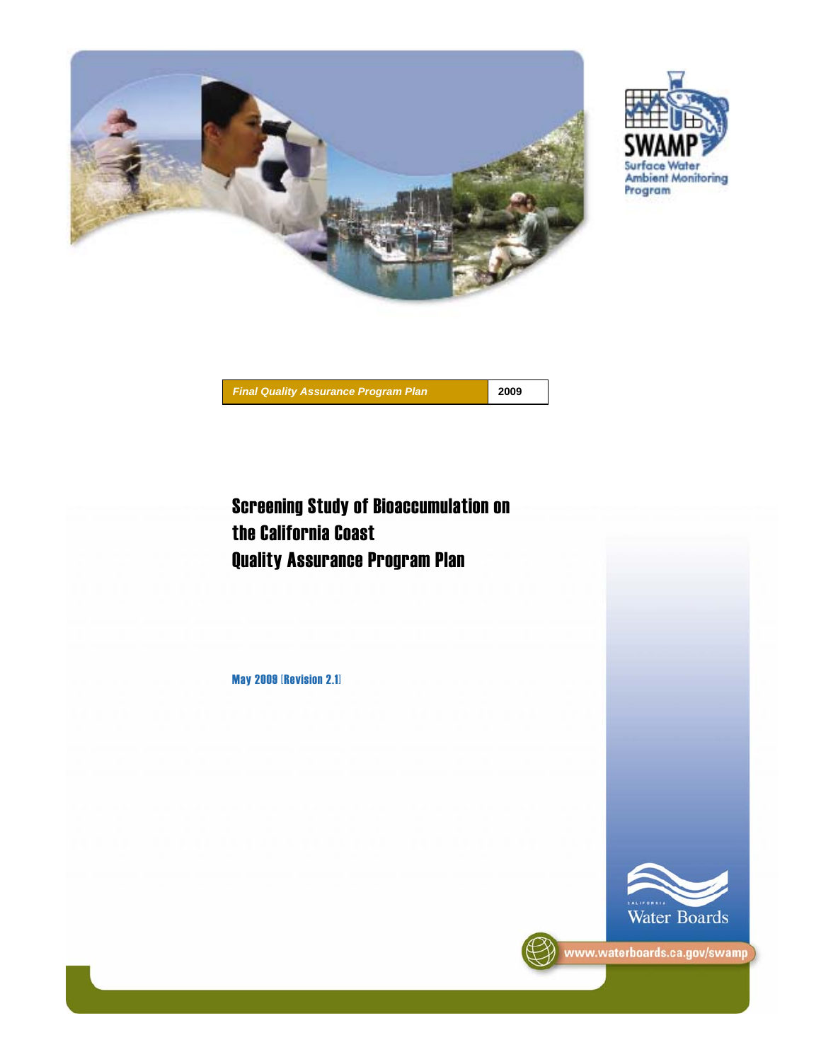SWAMP

Surface Water Ambient Monitoring Program

| *Final Quality Assurance Program Plan* | 2009 |
| --- | --- |

# Screening Study of Bioaccumulation on the California Coast Quality Assurance Program Plan

**May 2009 [Revision 2.1]**

California Water Boards

www.waterboards.ca.gov/swamp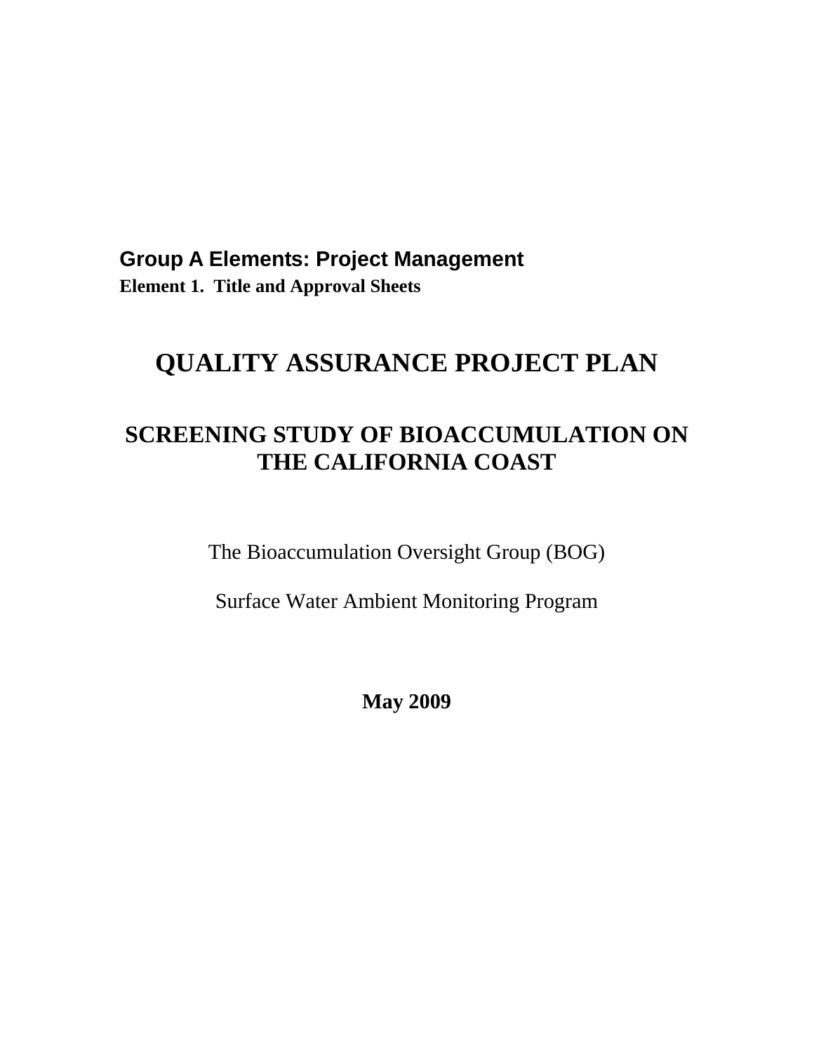## Group A Elements: Project Management

**Element 1. Title and Approval Sheets**

# QUALITY ASSURANCE PROJECT PLAN

## SCREENING STUDY OF BIOACCUMULATION ON THE CALIFORNIA COAST

The Bioaccumulation Oversight Group (BOG)

Surface Water Ambient Monitoring Program

**May 2009**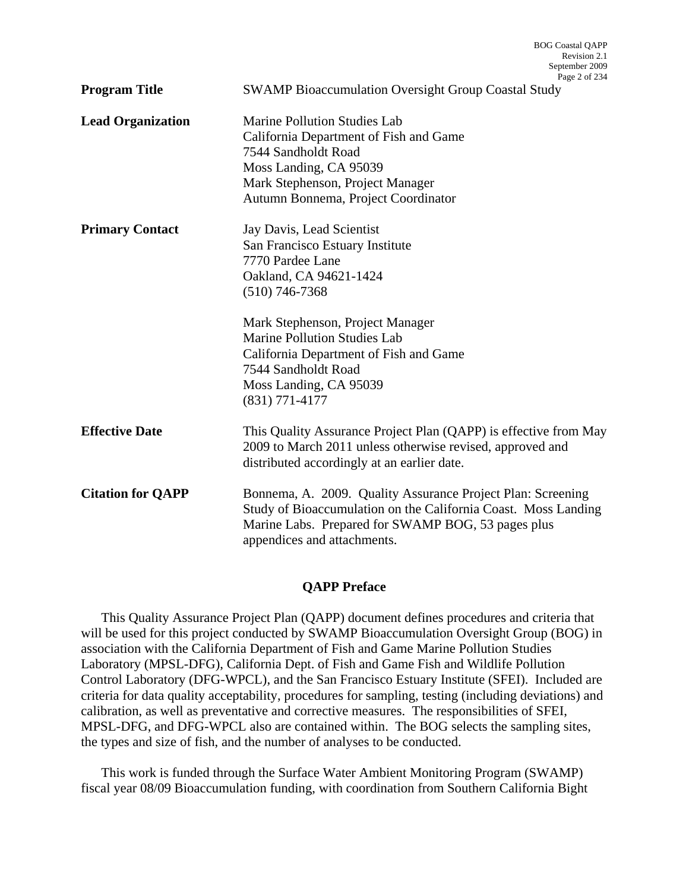| | |
|---|---|
| **Program Title** | SWAMP Bioaccumulation Oversight Group Coastal Study |
| **Lead Organization** | Marine Pollution Studies Lab<br>California Department of Fish and Game<br>7544 Sandholdt Road<br>Moss Landing, CA 95039<br>Mark Stephenson, Project Manager<br>Autumn Bonnema, Project Coordinator |
| **Primary Contact** | Jay Davis, Lead Scientist<br>San Francisco Estuary Institute<br>7770 Pardee Lane<br>Oakland, CA 94621-1424<br>(510) 746-7368<br><br>Mark Stephenson, Project Manager<br>Marine Pollution Studies Lab<br>California Department of Fish and Game<br>7544 Sandholdt Road<br>Moss Landing, CA 95039<br>(831) 771-4177 |
| **Effective Date** | This Quality Assurance Project Plan (QAPP) is effective from May 2009 to March 2011 unless otherwise revised, approved and distributed accordingly at an earlier date. |
| **Citation for QAPP** | Bonnema, A. 2009. Quality Assurance Project Plan: Screening Study of Bioaccumulation on the California Coast. Moss Landing Marine Labs. Prepared for SWAMP BOG, 53 pages plus appendices and attachments. |

## QAPP Preface

This Quality Assurance Project Plan (QAPP) document defines procedures and criteria that will be used for this project conducted by SWAMP Bioaccumulation Oversight Group (BOG) in association with the California Department of Fish and Game Marine Pollution Studies Laboratory (MPSL-DFG), California Dept. of Fish and Game Fish and Wildlife Pollution Control Laboratory (DFG-WPCL), and the San Francisco Estuary Institute (SFEI). Included are criteria for data quality acceptability, procedures for sampling, testing (including deviations) and calibration, as well as preventative and corrective measures. The responsibilities of SFEI, MPSL-DFG, and DFG-WPCL also are contained within. The BOG selects the sampling sites, the types and size of fish, and the number of analyses to be conducted.

This work is funded through the Surface Water Ambient Monitoring Program (SWAMP) fiscal year 08/09 Bioaccumulation funding, with coordination from Southern California Bight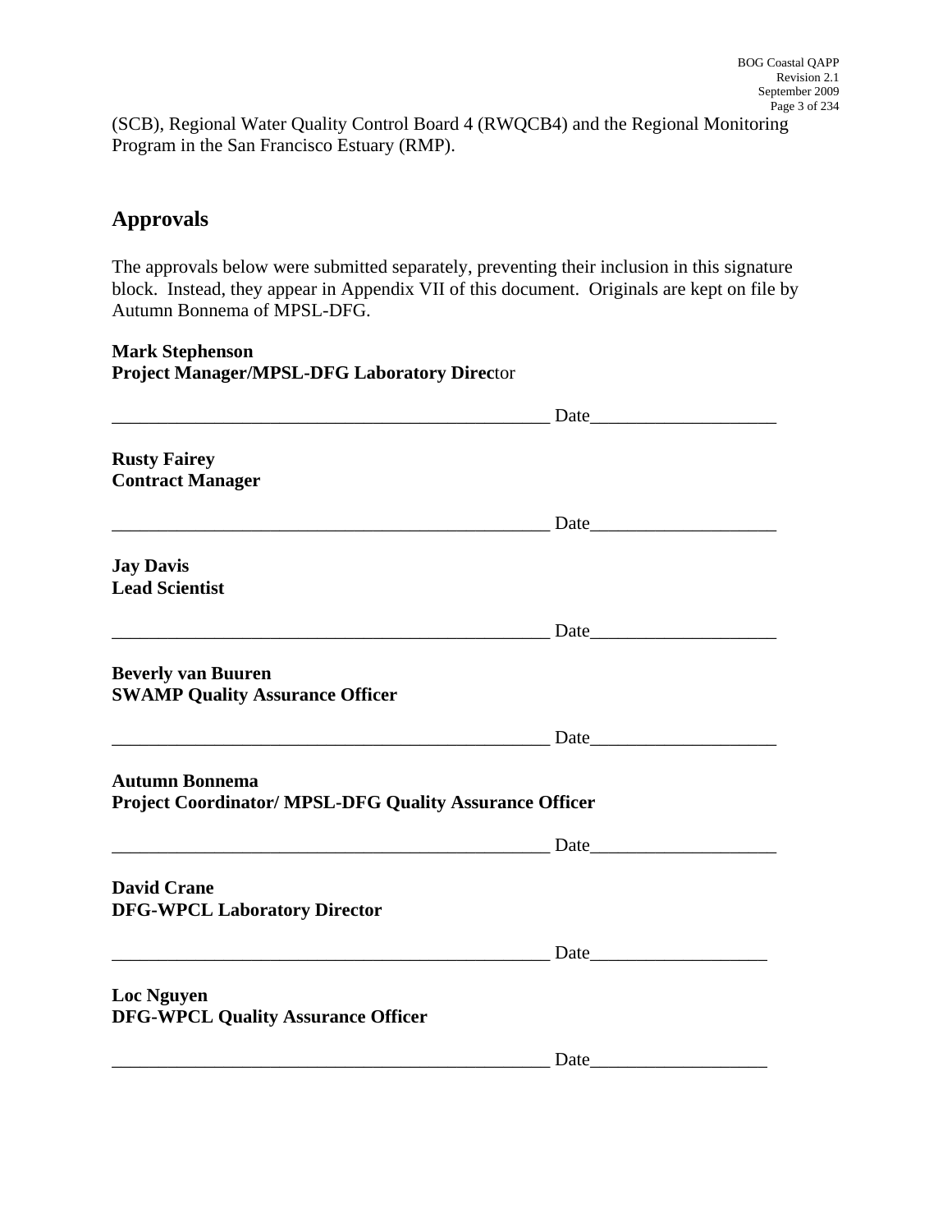(SCB), Regional Water Quality Control Board 4 (RWQCB4) and the Regional Monitoring Program in the San Francisco Estuary (RMP).

## Approvals

The approvals below were submitted separately, preventing their inclusion in this signature block. Instead, they appear in Appendix VII of this document. Originals are kept on file by Autumn Bonnema of MPSL-DFG.

**Mark Stephenson**
**Project Manager/MPSL-DFG Laboratory Director**

_________________________________________________ Date____________________

**Rusty Fairey**
**Contract Manager**

_________________________________________________ Date____________________

**Jay Davis**
**Lead Scientist**

_________________________________________________ Date____________________

**Beverly van Buuren**
**SWAMP Quality Assurance Officer**

_________________________________________________ Date____________________

**Autumn Bonnema**
**Project Coordinator/ MPSL-DFG Quality Assurance Officer**

_________________________________________________ Date____________________

**David Crane**
**DFG-WPCL Laboratory Director**

_________________________________________________ Date___________________

**Loc Nguyen**
**DFG-WPCL Quality Assurance Officer**

_________________________________________________ Date___________________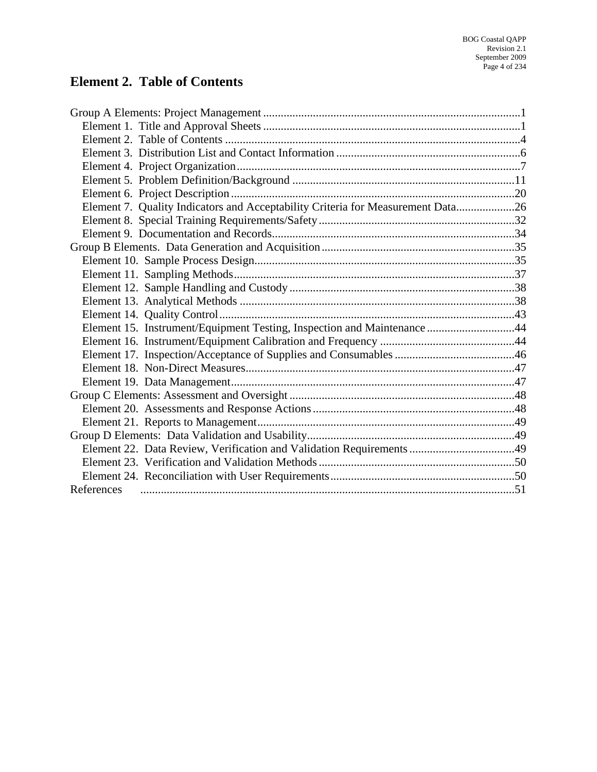# Element 2. Table of Contents

Group A Elements: Project Management ........................................................................................1
- Element 1. Title and Approval Sheets ........................................................................................1
- Element 2. Table of Contents ......................................................................................................4
- Element 3. Distribution List and Contact Information ...............................................................6
- Element 4. Project Organization..................................................................................................7
- Element 5. Problem Definition/Background ............................................................................11
- Element 6. Project Description ..................................................................................................20
- Element 7. Quality Indicators and Acceptability Criteria for Measurement Data....................26
- Element 8. Special Training Requirements/Safety ...................................................................32
- Element 9. Documentation and Records...................................................................................34

Group B Elements. Data Generation and Acquisition ..................................................................35
- Element 10. Sample Process Design.........................................................................................35
- Element 11. Sampling Methods................................................................................................37
- Element 12. Sample Handling and Custody .............................................................................38
- Element 13. Analytical Methods ..............................................................................................38
- Element 14. Quality Control.....................................................................................................43
- Element 15. Instrument/Equipment Testing, Inspection and Maintenance ..............................44
- Element 16. Instrument/Equipment Calibration and Frequency ..............................................44
- Element 17. Inspection/Acceptance of Supplies and Consumables .........................................46
- Element 18. Non-Direct Measures............................................................................................47
- Element 19. Data Management.................................................................................................47

Group C Elements: Assessment and Oversight .............................................................................48
- Element 20. Assessments and Response Actions .....................................................................48
- Element 21. Reports to Management........................................................................................49

Group D Elements: Data Validation and Usability.......................................................................49
- Element 22. Data Review, Verification and Validation Requirements ....................................49
- Element 23. Verification and Validation Methods ...................................................................50
- Element 24. Reconciliation with User Requirements...............................................................50

References ...............................................................................................................51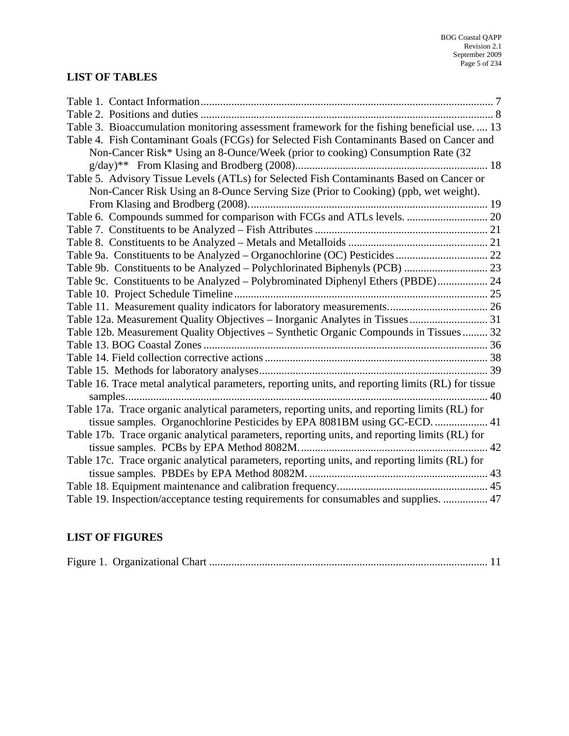## LIST OF TABLES

Table 1. Contact Information ........................................................................................................ 7
Table 2. Positions and duties ........................................................................................................ 8
Table 3. Bioaccumulation monitoring assessment framework for the fishing beneficial use..... 13
Table 4. Fish Contaminant Goals (FCGs) for Selected Fish Contaminants Based on Cancer and Non-Cancer Risk* Using an 8-Ounce/Week (prior to cooking) Consumption Rate (32 g/day)** From Klasing and Brodberg (2008)..................................................................... 18
Table 5. Advisory Tissue Levels (ATLs) for Selected Fish Contaminants Based on Cancer or Non-Cancer Risk Using an 8-Ounce Serving Size (Prior to Cooking) (ppb, wet weight). From Klasing and Brodberg (2008)..................................................................................... 19
Table 6. Compounds summed for comparison with FCGs and ATLs levels. ............................. 20
Table 7. Constituents to be Analyzed – Fish Attributes ............................................................. 21
Table 8. Constituents to be Analyzed – Metals and Metalloids .................................................. 21
Table 9a. Constituents to be Analyzed – Organochlorine (OC) Pesticides................................. 22
Table 9b. Constituents to be Analyzed – Polychlorinated Biphenyls (PCB) .............................. 23
Table 9c. Constituents to be Analyzed – Polybrominated Diphenyl Ethers (PBDE).................. 24
Table 10. Project Schedule Timeline.......................................................................................... 25
Table 11. Measurement quality indicators for laboratory measurements.................................... 26
Table 12a. Measurement Quality Objectives – Inorganic Analytes in Tissues............................ 31
Table 12b. Measurement Quality Objectives – Synthetic Organic Compounds in Tissues......... 32
Table 13. BOG Coastal Zones ..................................................................................................... 36
Table 14. Field collection corrective actions................................................................................ 38
Table 15. Methods for laboratory analyses.................................................................................. 39
Table 16. Trace metal analytical parameters, reporting units, and reporting limits (RL) for tissue samples................................................................................................................................ 40
Table 17a. Trace organic analytical parameters, reporting units, and reporting limits (RL) for tissue samples. Organochlorine Pesticides by EPA 8081BM using GC-ECD. ................... 41
Table 17b. Trace organic analytical parameters, reporting units, and reporting limits (RL) for tissue samples. PCBs by EPA Method 8082M................................................................... 42
Table 17c. Trace organic analytical parameters, reporting units, and reporting limits (RL) for tissue samples. PBDEs by EPA Method 8082M. ................................................................ 43
Table 18. Equipment maintenance and calibration frequency..................................................... 45
Table 19. Inspection/acceptance testing requirements for consumables and supplies. ................ 47

## LIST OF FIGURES

Figure 1. Organizational Chart ................................................................................................... 11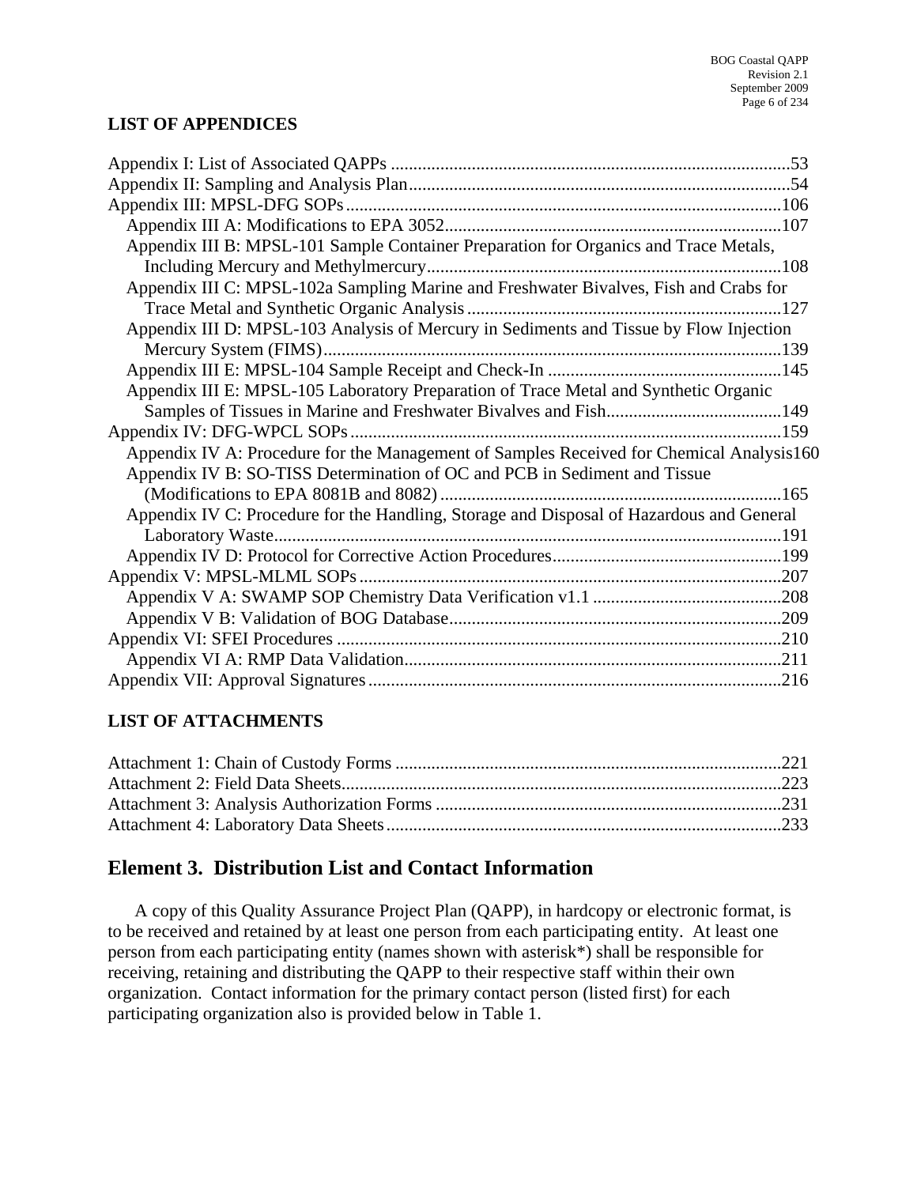## LIST OF APPENDICES

Appendix I: List of Associated QAPPs ........................................................................................53
Appendix II: Sampling and Analysis Plan....................................................................................54
Appendix III: MPSL-DFG SOPs................................................................................................106
 Appendix III A: Modifications to EPA 3052...........................................................................107
 Appendix III B: MPSL-101 Sample Container Preparation for Organics and Trace Metals, Including Mercury and Methylmercury...............................................................................108
 Appendix III C: MPSL-102a Sampling Marine and Freshwater Bivalves, Fish and Crabs for Trace Metal and Synthetic Organic Analysis ......................................................................127
 Appendix III D: MPSL-103 Analysis of Mercury in Sediments and Tissue by Flow Injection Mercury System (FIMS)......................................................................................................139
 Appendix III E: MPSL-104 Sample Receipt and Check-In ....................................................145
 Appendix III E: MPSL-105 Laboratory Preparation of Trace Metal and Synthetic Organic Samples of Tissues in Marine and Freshwater Bivalves and Fish.......................................149
Appendix IV: DFG-WPCL SOPs...............................................................................................159
 Appendix IV A: Procedure for the Management of Samples Received for Chemical Analysis160
 Appendix IV B: SO-TISS Determination of OC and PCB in Sediment and Tissue (Modifications to EPA 8081B and 8082) ............................................................................165
 Appendix IV C: Procedure for the Handling, Storage and Disposal of Hazardous and General Laboratory Waste.................................................................................................................191
 Appendix IV D: Protocol for Corrective Action Procedures...................................................199
Appendix V: MPSL-MLML SOPs.............................................................................................207
 Appendix V A: SWAMP SOP Chemistry Data Verification v1.1 ..........................................208
 Appendix V B: Validation of BOG Database..........................................................................209
Appendix VI: SFEI Procedures ..................................................................................................210
 Appendix VI A: RMP Data Validation....................................................................................211
Appendix VII: Approval Signatures...........................................................................................216

## LIST OF ATTACHMENTS

Attachment 1: Chain of Custody Forms .....................................................................................221
Attachment 2: Field Data Sheets.................................................................................................223
Attachment 3: Analysis Authorization Forms ............................................................................231
Attachment 4: Laboratory Data Sheets.......................................................................................233

## Element 3. Distribution List and Contact Information

A copy of this Quality Assurance Project Plan (QAPP), in hardcopy or electronic format, is to be received and retained by at least one person from each participating entity. At least one person from each participating entity (names shown with asterisk*) shall be responsible for receiving, retaining and distributing the QAPP to their respective staff within their own organization. Contact information for the primary contact person (listed first) for each participating organization also is provided below in Table 1.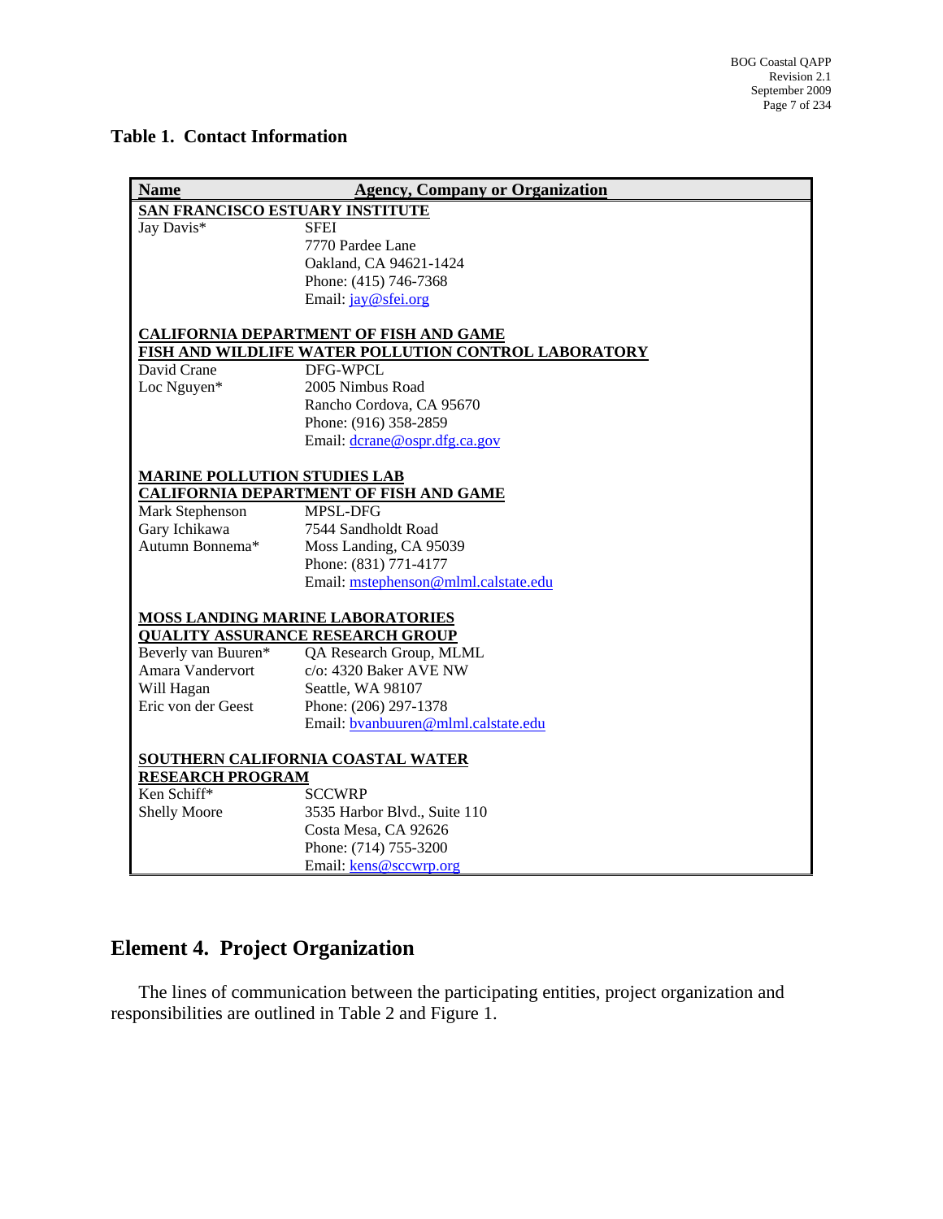**Table 1. Contact Information**

| Name | Agency, Company or Organization |
|---|---|
| **SAN FRANCISCO ESTUARY INSTITUTE** | |
| Jay Davis* | SFEI |
| | 7770 Pardee Lane |
| | Oakland, CA 94621-1424 |
| | Phone: (415) 746-7368 |
| | Email: jay@sfei.org |
| **CALIFORNIA DEPARTMENT OF FISH AND GAME** | |
| **FISH AND WILDLIFE WATER POLLUTION CONTROL LABORATORY** | |
| David Crane | DFG-WPCL |
| Loc Nguyen* | 2005 Nimbus Road |
| | Rancho Cordova, CA 95670 |
| | Phone: (916) 358-2859 |
| | Email: dcrane@ospr.dfg.ca.gov |
| **MARINE POLLUTION STUDIES LAB** | |
| **CALIFORNIA DEPARTMENT OF FISH AND GAME** | |
| Mark Stephenson | MPSL-DFG |
| Gary Ichikawa | 7544 Sandholdt Road |
| Autumn Bonnema* | Moss Landing, CA 95039 |
| | Phone: (831) 771-4177 |
| | Email: mstephenson@mlml.calstate.edu |
| **MOSS LANDING MARINE LABORATORIES** | |
| **QUALITY ASSURANCE RESEARCH GROUP** | |
| Beverly van Buuren* | QA Research Group, MLML |
| Amara Vandervort | c/o: 4320 Baker AVE NW |
| Will Hagan | Seattle, WA 98107 |
| Eric von der Geest | Phone: (206) 297-1378 |
| | Email: bvanbuuren@mlml.calstate.edu |
| **SOUTHERN CALIFORNIA COASTAL WATER RESEARCH PROGRAM** | |
| Ken Schiff* | SCCWRP |
| Shelly Moore | 3535 Harbor Blvd., Suite 110 |
| | Costa Mesa, CA 92626 |
| | Phone: (714) 755-3200 |
| | Email: kens@sccwrp.org |

## Element 4. Project Organization

The lines of communication between the participating entities, project organization and responsibilities are outlined in Table 2 and Figure 1.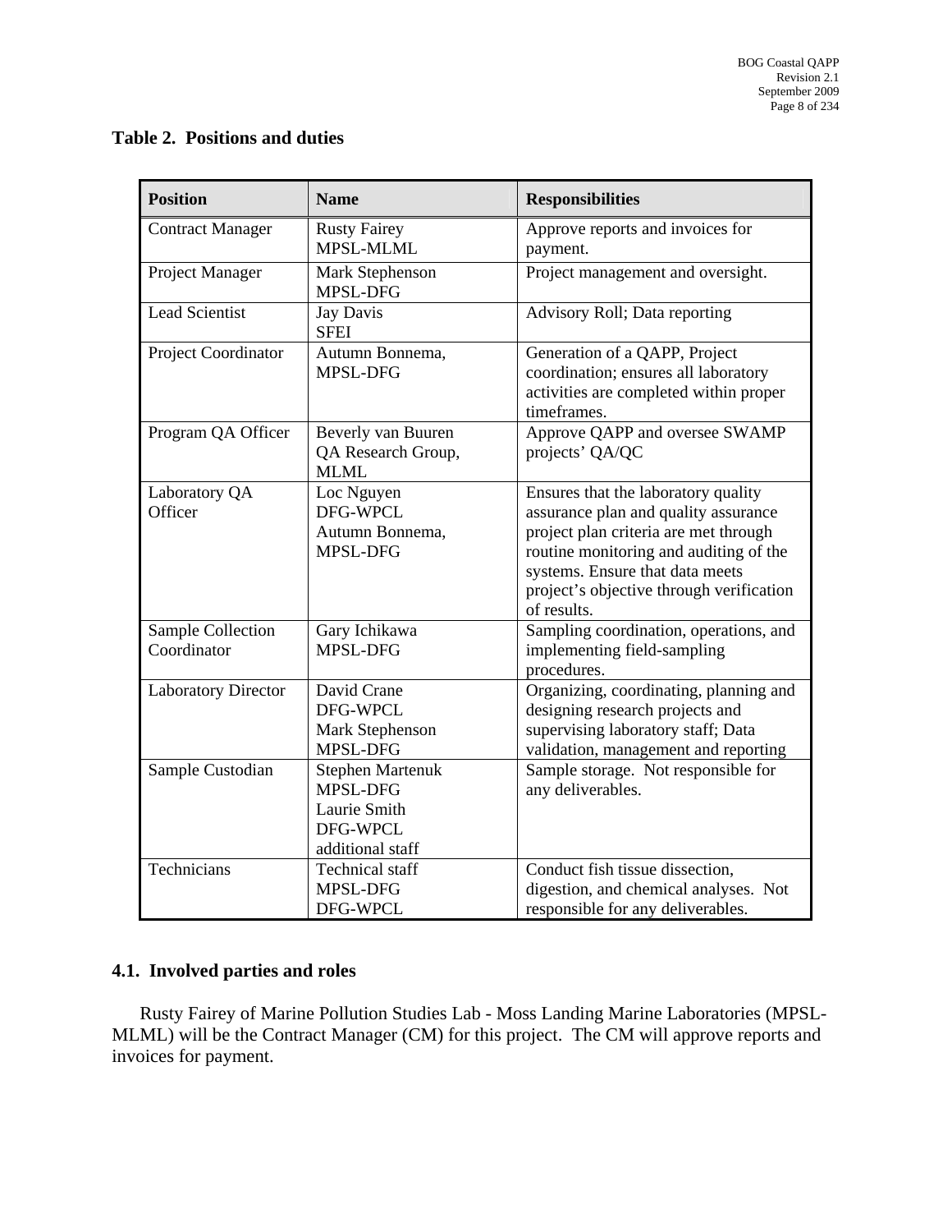**Table 2. Positions and duties**

| Position | Name | Responsibilities |
|---|---|---|
| Contract Manager | Rusty Fairey MPSL-MLML | Approve reports and invoices for payment. |
| Project Manager | Mark Stephenson MPSL-DFG | Project management and oversight. |
| Lead Scientist | Jay Davis SFEI | Advisory Roll; Data reporting |
| Project Coordinator | Autumn Bonnema, MPSL-DFG | Generation of a QAPP, Project coordination; ensures all laboratory activities are completed within proper timeframes. |
| Program QA Officer | Beverly van Buuren QA Research Group, MLML | Approve QAPP and oversee SWAMP projects' QA/QC |
| Laboratory QA Officer | Loc Nguyen DFG-WPCL Autumn Bonnema, MPSL-DFG | Ensures that the laboratory quality assurance plan and quality assurance project plan criteria are met through routine monitoring and auditing of the systems. Ensure that data meets project's objective through verification of results. |
| Sample Collection Coordinator | Gary Ichikawa MPSL-DFG | Sampling coordination, operations, and implementing field-sampling procedures. |
| Laboratory Director | David Crane DFG-WPCL Mark Stephenson MPSL-DFG | Organizing, coordinating, planning and designing research projects and supervising laboratory staff; Data validation, management and reporting |
| Sample Custodian | Stephen Martenuk MPSL-DFG Laurie Smith DFG-WPCL additional staff | Sample storage. Not responsible for any deliverables. |
| Technicians | Technical staff MPSL-DFG DFG-WPCL | Conduct fish tissue dissection, digestion, and chemical analyses. Not responsible for any deliverables. |

## 4.1. Involved parties and roles

Rusty Fairey of Marine Pollution Studies Lab - Moss Landing Marine Laboratories (MPSL-MLML) will be the Contract Manager (CM) for this project. The CM will approve reports and invoices for payment.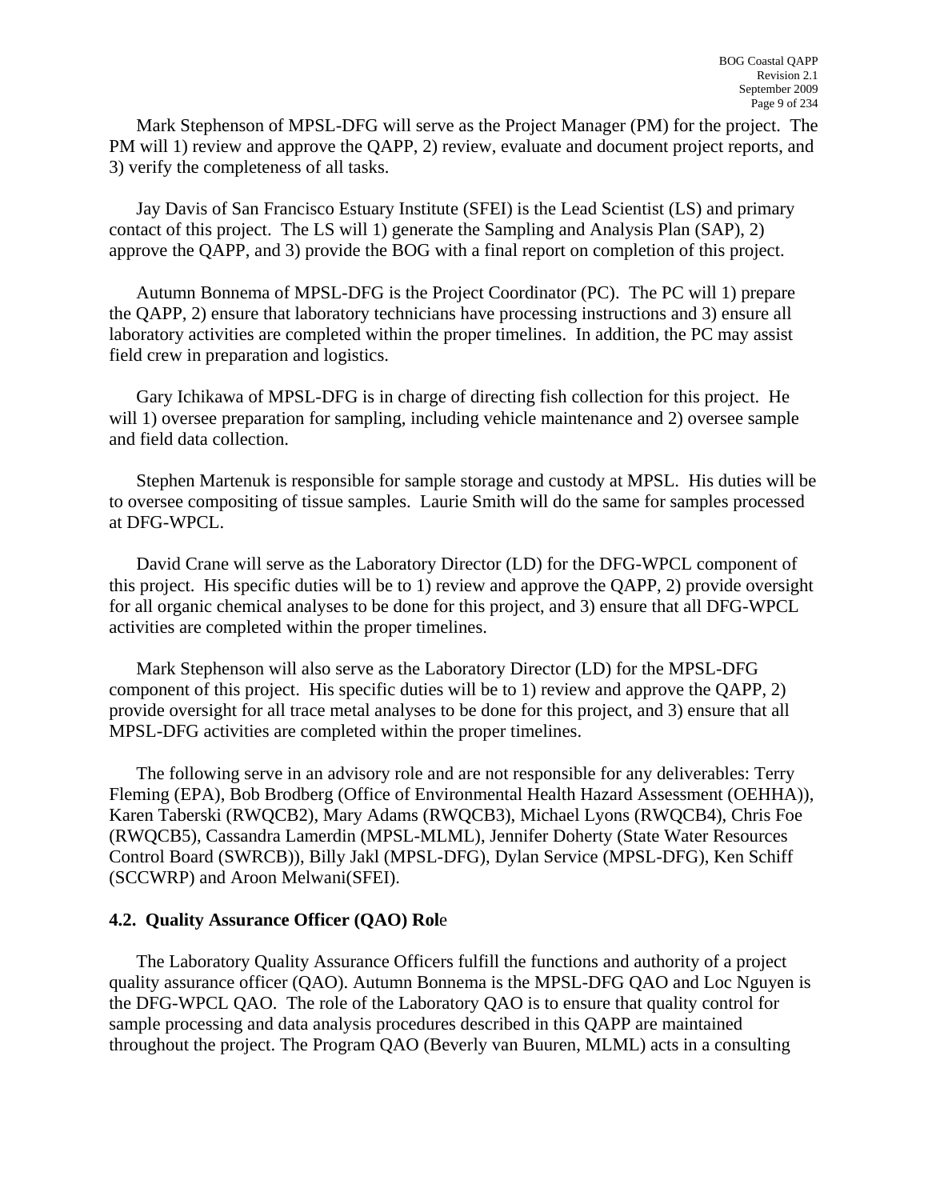Mark Stephenson of MPSL-DFG will serve as the Project Manager (PM) for the project. The PM will 1) review and approve the QAPP, 2) review, evaluate and document project reports, and 3) verify the completeness of all tasks.

Jay Davis of San Francisco Estuary Institute (SFEI) is the Lead Scientist (LS) and primary contact of this project. The LS will 1) generate the Sampling and Analysis Plan (SAP), 2) approve the QAPP, and 3) provide the BOG with a final report on completion of this project.

Autumn Bonnema of MPSL-DFG is the Project Coordinator (PC). The PC will 1) prepare the QAPP, 2) ensure that laboratory technicians have processing instructions and 3) ensure all laboratory activities are completed within the proper timelines. In addition, the PC may assist field crew in preparation and logistics.

Gary Ichikawa of MPSL-DFG is in charge of directing fish collection for this project. He will 1) oversee preparation for sampling, including vehicle maintenance and 2) oversee sample and field data collection.

Stephen Martenuk is responsible for sample storage and custody at MPSL. His duties will be to oversee compositing of tissue samples. Laurie Smith will do the same for samples processed at DFG-WPCL.

David Crane will serve as the Laboratory Director (LD) for the DFG-WPCL component of this project. His specific duties will be to 1) review and approve the QAPP, 2) provide oversight for all organic chemical analyses to be done for this project, and 3) ensure that all DFG-WPCL activities are completed within the proper timelines.

Mark Stephenson will also serve as the Laboratory Director (LD) for the MPSL-DFG component of this project. His specific duties will be to 1) review and approve the QAPP, 2) provide oversight for all trace metal analyses to be done for this project, and 3) ensure that all MPSL-DFG activities are completed within the proper timelines.

The following serve in an advisory role and are not responsible for any deliverables: Terry Fleming (EPA), Bob Brodberg (Office of Environmental Health Hazard Assessment (OEHHA)), Karen Taberski (RWQCB2), Mary Adams (RWQCB3), Michael Lyons (RWQCB4), Chris Foe (RWQCB5), Cassandra Lamerdin (MPSL-MLML), Jennifer Doherty (State Water Resources Control Board (SWRCB)), Billy Jakl (MPSL-DFG), Dylan Service (MPSL-DFG), Ken Schiff (SCCWRP) and Aroon Melwani(SFEI).

### 4.2. Quality Assurance Officer (QAO) Role

The Laboratory Quality Assurance Officers fulfill the functions and authority of a project quality assurance officer (QAO). Autumn Bonnema is the MPSL-DFG QAO and Loc Nguyen is the DFG-WPCL QAO. The role of the Laboratory QAO is to ensure that quality control for sample processing and data analysis procedures described in this QAPP are maintained throughout the project. The Program QAO (Beverly van Buuren, MLML) acts in a consulting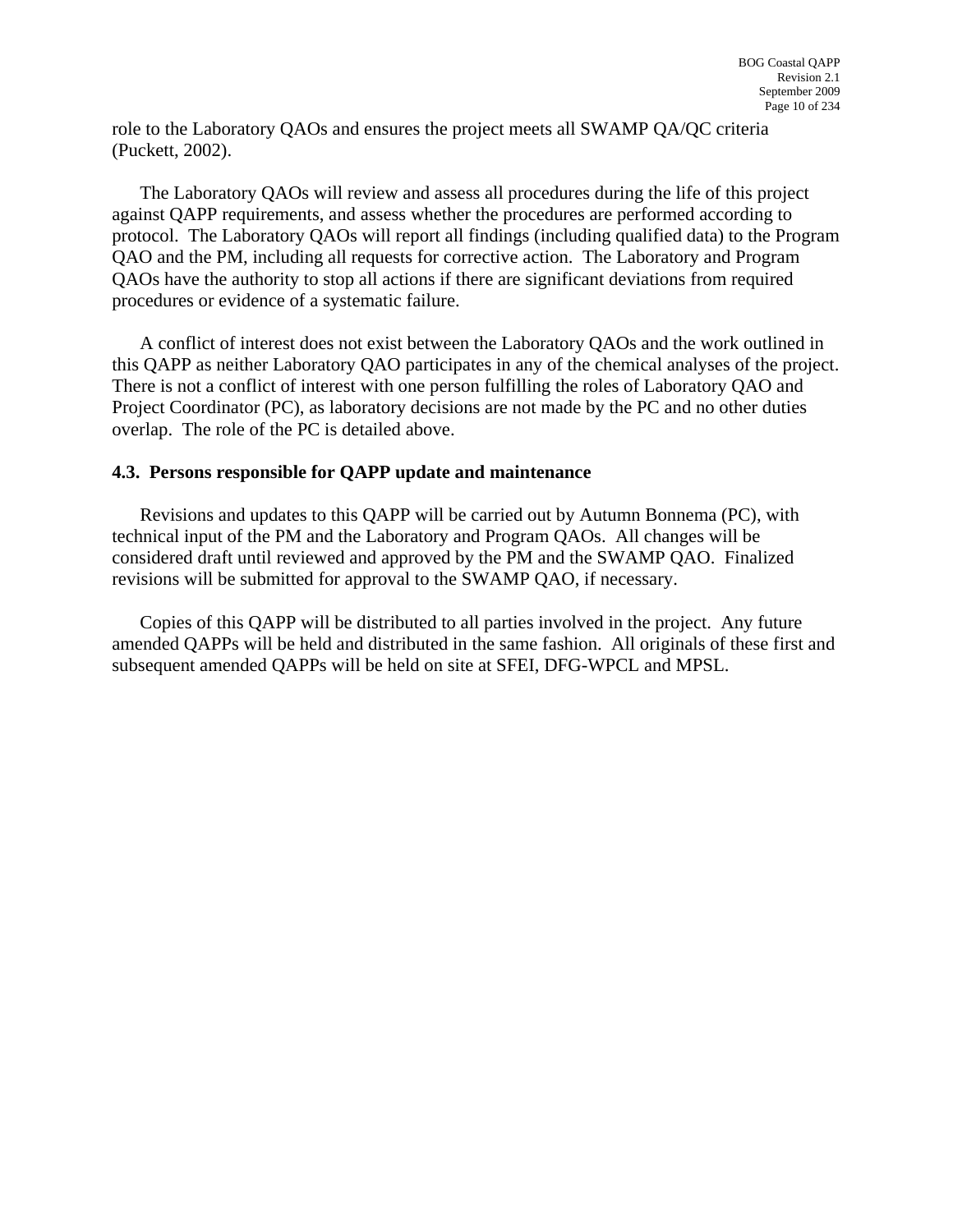role to the Laboratory QAOs and ensures the project meets all SWAMP QA/QC criteria (Puckett, 2002).

The Laboratory QAOs will review and assess all procedures during the life of this project against QAPP requirements, and assess whether the procedures are performed according to protocol. The Laboratory QAOs will report all findings (including qualified data) to the Program QAO and the PM, including all requests for corrective action. The Laboratory and Program QAOs have the authority to stop all actions if there are significant deviations from required procedures or evidence of a systematic failure.

A conflict of interest does not exist between the Laboratory QAOs and the work outlined in this QAPP as neither Laboratory QAO participates in any of the chemical analyses of the project. There is not a conflict of interest with one person fulfilling the roles of Laboratory QAO and Project Coordinator (PC), as laboratory decisions are not made by the PC and no other duties overlap. The role of the PC is detailed above.

### 4.3. Persons responsible for QAPP update and maintenance

Revisions and updates to this QAPP will be carried out by Autumn Bonnema (PC), with technical input of the PM and the Laboratory and Program QAOs. All changes will be considered draft until reviewed and approved by the PM and the SWAMP QAO. Finalized revisions will be submitted for approval to the SWAMP QAO, if necessary.

Copies of this QAPP will be distributed to all parties involved in the project. Any future amended QAPPs will be held and distributed in the same fashion. All originals of these first and subsequent amended QAPPs will be held on site at SFEI, DFG-WPCL and MPSL.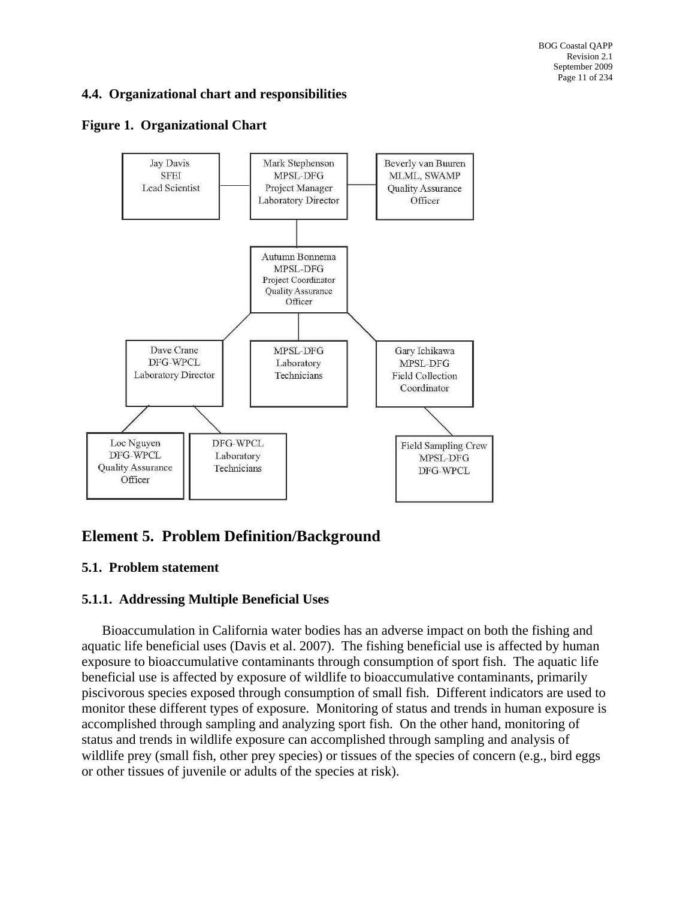### 4.4. Organizational chart and responsibilities

**Figure 1. Organizational Chart**

Jay Davis
SFEI
Lead Scientist

Mark Stephenson
MPSL-DFG
Project Manager
Laboratory Director

Beverly van Buuren
MLML, SWAMP
Quality Assurance
Officer

Autumn Bonnema
MPSL-DFG
Project Coordinator
Quality Assurance
Officer

Dave Crane
DFG-WPCL
Laboratory Director

MPSL-DFG
Laboratory
Technicians

Gary Ichikawa
MPSL-DFG
Field Collection
Coordinator

Loc Nguyen
DFG-WPCL
Quality Assurance
Officer

DFG-WPCL
Laboratory
Technicians

Field Sampling Crew
MPSL-DFG
DFG-WPCL

## Element 5. Problem Definition/Background

### 5.1. Problem statement

### 5.1.1. Addressing Multiple Beneficial Uses

Bioaccumulation in California water bodies has an adverse impact on both the fishing and aquatic life beneficial uses (Davis et al. 2007). The fishing beneficial use is affected by human exposure to bioaccumulative contaminants through consumption of sport fish. The aquatic life beneficial use is affected by exposure of wildlife to bioaccumulative contaminants, primarily piscivorous species exposed through consumption of small fish. Different indicators are used to monitor these different types of exposure. Monitoring of status and trends in human exposure is accomplished through sampling and analyzing sport fish. On the other hand, monitoring of status and trends in wildlife exposure can accomplished through sampling and analysis of wildlife prey (small fish, other prey species) or tissues of the species of concern (e.g., bird eggs or other tissues of juvenile or adults of the species at risk).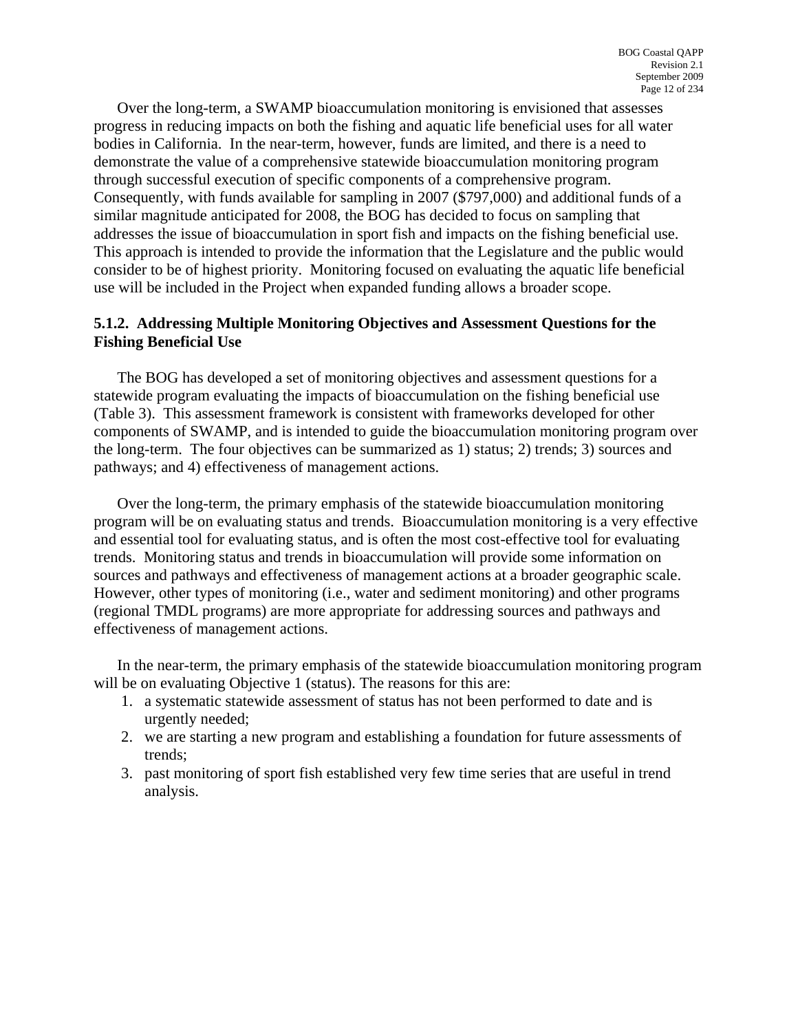Over the long-term, a SWAMP bioaccumulation monitoring is envisioned that assesses progress in reducing impacts on both the fishing and aquatic life beneficial uses for all water bodies in California. In the near-term, however, funds are limited, and there is a need to demonstrate the value of a comprehensive statewide bioaccumulation monitoring program through successful execution of specific components of a comprehensive program. Consequently, with funds available for sampling in 2007 ($797,000) and additional funds of a similar magnitude anticipated for 2008, the BOG has decided to focus on sampling that addresses the issue of bioaccumulation in sport fish and impacts on the fishing beneficial use. This approach is intended to provide the information that the Legislature and the public would consider to be of highest priority. Monitoring focused on evaluating the aquatic life beneficial use will be included in the Project when expanded funding allows a broader scope.

### 5.1.2. Addressing Multiple Monitoring Objectives and Assessment Questions for the Fishing Beneficial Use

The BOG has developed a set of monitoring objectives and assessment questions for a statewide program evaluating the impacts of bioaccumulation on the fishing beneficial use (Table 3). This assessment framework is consistent with frameworks developed for other components of SWAMP, and is intended to guide the bioaccumulation monitoring program over the long-term. The four objectives can be summarized as 1) status; 2) trends; 3) sources and pathways; and 4) effectiveness of management actions.

Over the long-term, the primary emphasis of the statewide bioaccumulation monitoring program will be on evaluating status and trends. Bioaccumulation monitoring is a very effective and essential tool for evaluating status, and is often the most cost-effective tool for evaluating trends. Monitoring status and trends in bioaccumulation will provide some information on sources and pathways and effectiveness of management actions at a broader geographic scale. However, other types of monitoring (i.e., water and sediment monitoring) and other programs (regional TMDL programs) are more appropriate for addressing sources and pathways and effectiveness of management actions.

In the near-term, the primary emphasis of the statewide bioaccumulation monitoring program will be on evaluating Objective 1 (status). The reasons for this are:

1. a systematic statewide assessment of status has not been performed to date and is urgently needed;
2. we are starting a new program and establishing a foundation for future assessments of trends;
3. past monitoring of sport fish established very few time series that are useful in trend analysis.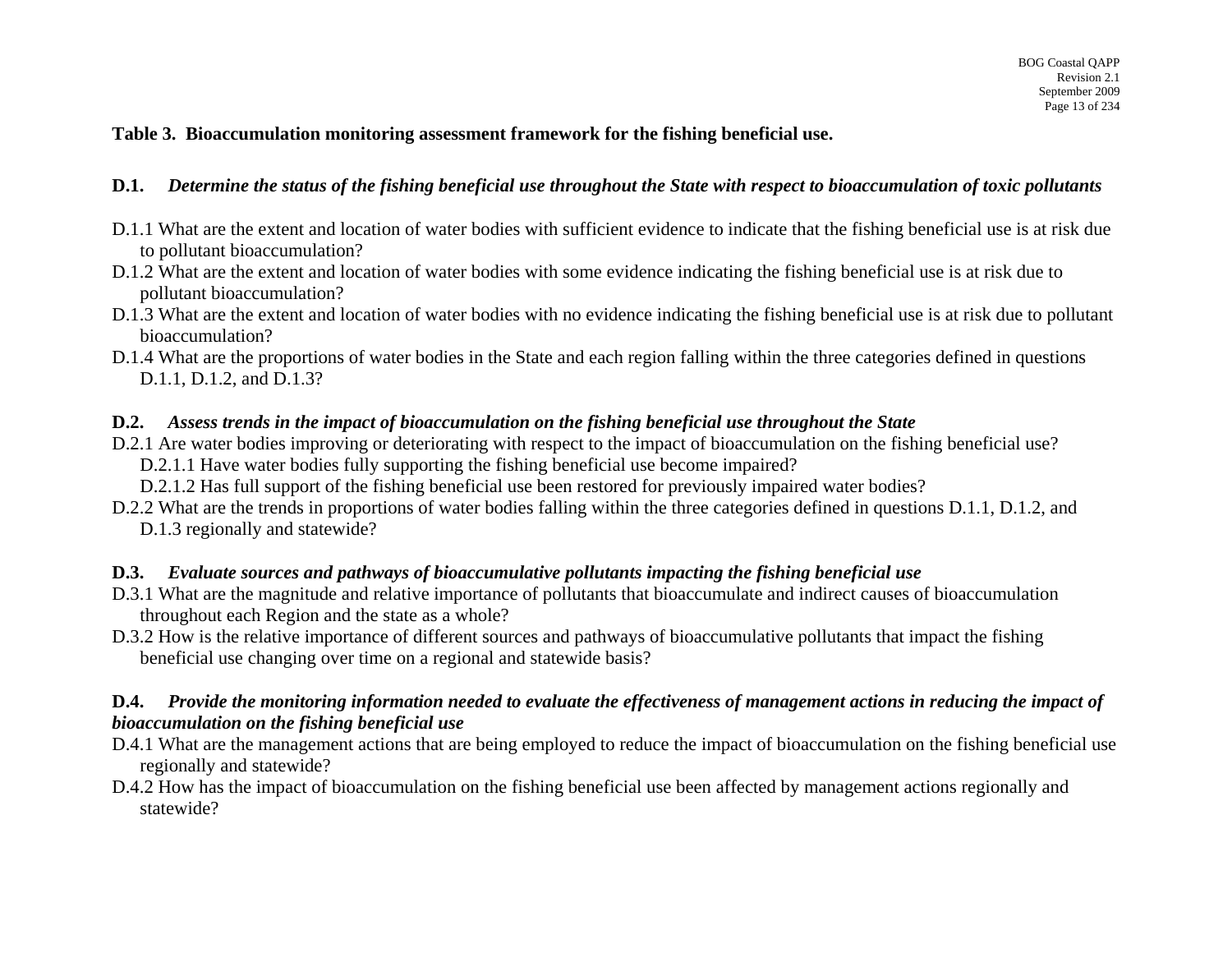**Table 3. Bioaccumulation monitoring assessment framework for the fishing beneficial use.**

**D.1.** ***Determine the status of the fishing beneficial use throughout the State with respect to bioaccumulation of toxic pollutants***

D.1.1 What are the extent and location of water bodies with sufficient evidence to indicate that the fishing beneficial use is at risk due to pollutant bioaccumulation?

D.1.2 What are the extent and location of water bodies with some evidence indicating the fishing beneficial use is at risk due to pollutant bioaccumulation?

D.1.3 What are the extent and location of water bodies with no evidence indicating the fishing beneficial use is at risk due to pollutant bioaccumulation?

D.1.4 What are the proportions of water bodies in the State and each region falling within the three categories defined in questions D.1.1, D.1.2, and D.1.3?

**D.2.** ***Assess trends in the impact of bioaccumulation on the fishing beneficial use throughout the State***

D.2.1 Are water bodies improving or deteriorating with respect to the impact of bioaccumulation on the fishing beneficial use?

- D.2.1.1 Have water bodies fully supporting the fishing beneficial use become impaired?
- D.2.1.2 Has full support of the fishing beneficial use been restored for previously impaired water bodies?

D.2.2 What are the trends in proportions of water bodies falling within the three categories defined in questions D.1.1, D.1.2, and D.1.3 regionally and statewide?

**D.3.** ***Evaluate sources and pathways of bioaccumulative pollutants impacting the fishing beneficial use***

D.3.1 What are the magnitude and relative importance of pollutants that bioaccumulate and indirect causes of bioaccumulation throughout each Region and the state as a whole?

D.3.2 How is the relative importance of different sources and pathways of bioaccumulative pollutants that impact the fishing beneficial use changing over time on a regional and statewide basis?

**D.4.** ***Provide the monitoring information needed to evaluate the effectiveness of management actions in reducing the impact of bioaccumulation on the fishing beneficial use***

D.4.1 What are the management actions that are being employed to reduce the impact of bioaccumulation on the fishing beneficial use regionally and statewide?

D.4.2 How has the impact of bioaccumulation on the fishing beneficial use been affected by management actions regionally and statewide?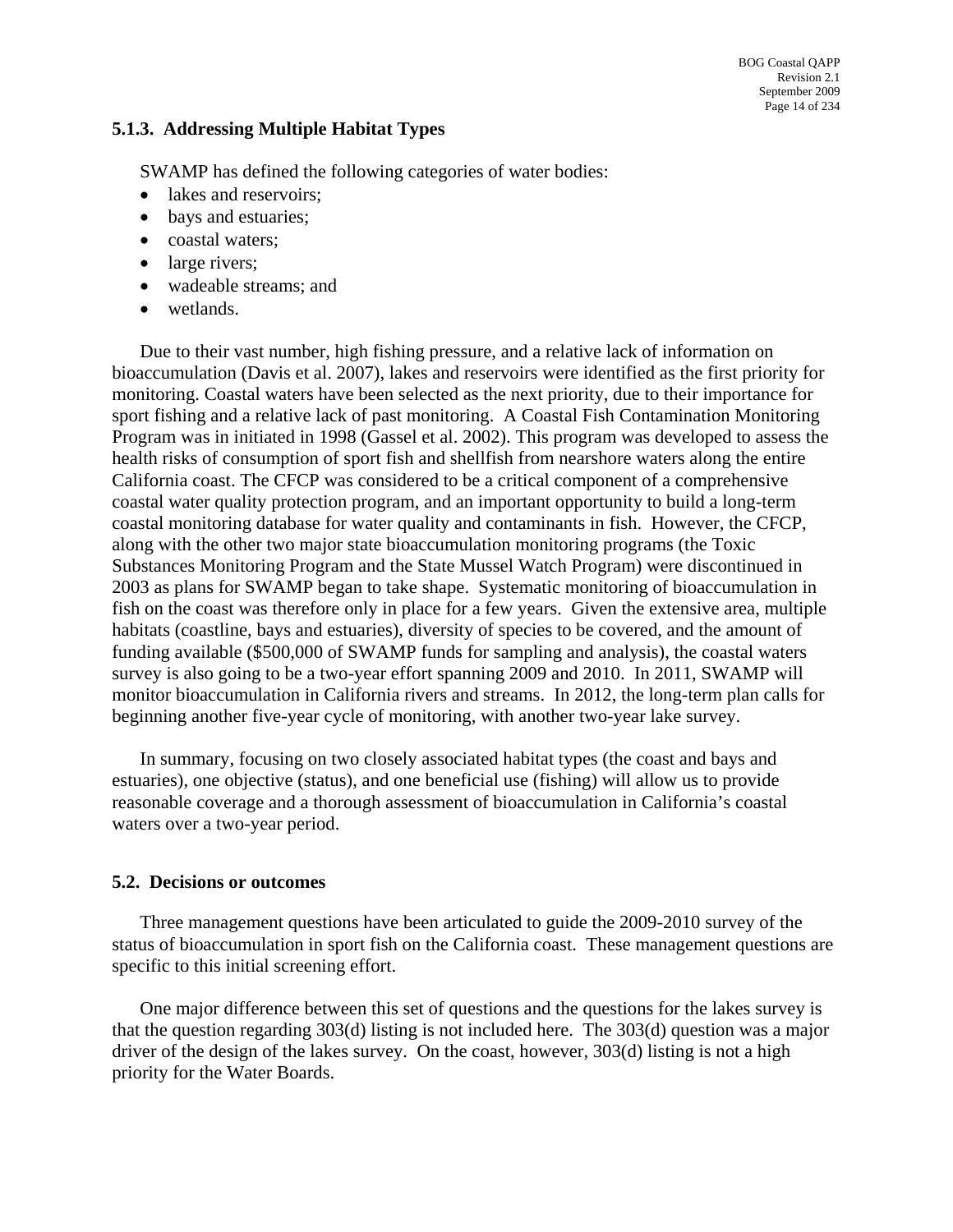### 5.1.3. Addressing Multiple Habitat Types

SWAMP has defined the following categories of water bodies:

- lakes and reservoirs;
- bays and estuaries;
- coastal waters;
- large rivers;
- wadeable streams; and
- wetlands.

Due to their vast number, high fishing pressure, and a relative lack of information on bioaccumulation (Davis et al. 2007), lakes and reservoirs were identified as the first priority for monitoring. Coastal waters have been selected as the next priority, due to their importance for sport fishing and a relative lack of past monitoring. A Coastal Fish Contamination Monitoring Program was in initiated in 1998 (Gassel et al. 2002). This program was developed to assess the health risks of consumption of sport fish and shellfish from nearshore waters along the entire California coast. The CFCP was considered to be a critical component of a comprehensive coastal water quality protection program, and an important opportunity to build a long-term coastal monitoring database for water quality and contaminants in fish. However, the CFCP, along with the other two major state bioaccumulation monitoring programs (the Toxic Substances Monitoring Program and the State Mussel Watch Program) were discontinued in 2003 as plans for SWAMP began to take shape. Systematic monitoring of bioaccumulation in fish on the coast was therefore only in place for a few years. Given the extensive area, multiple habitats (coastline, bays and estuaries), diversity of species to be covered, and the amount of funding available ($500,000 of SWAMP funds for sampling and analysis), the coastal waters survey is also going to be a two-year effort spanning 2009 and 2010. In 2011, SWAMP will monitor bioaccumulation in California rivers and streams. In 2012, the long-term plan calls for beginning another five-year cycle of monitoring, with another two-year lake survey.

In summary, focusing on two closely associated habitat types (the coast and bays and estuaries), one objective (status), and one beneficial use (fishing) will allow us to provide reasonable coverage and a thorough assessment of bioaccumulation in California's coastal waters over a two-year period.

## 5.2. Decisions or outcomes

Three management questions have been articulated to guide the 2009-2010 survey of the status of bioaccumulation in sport fish on the California coast. These management questions are specific to this initial screening effort.

One major difference between this set of questions and the questions for the lakes survey is that the question regarding 303(d) listing is not included here. The 303(d) question was a major driver of the design of the lakes survey. On the coast, however, 303(d) listing is not a high priority for the Water Boards.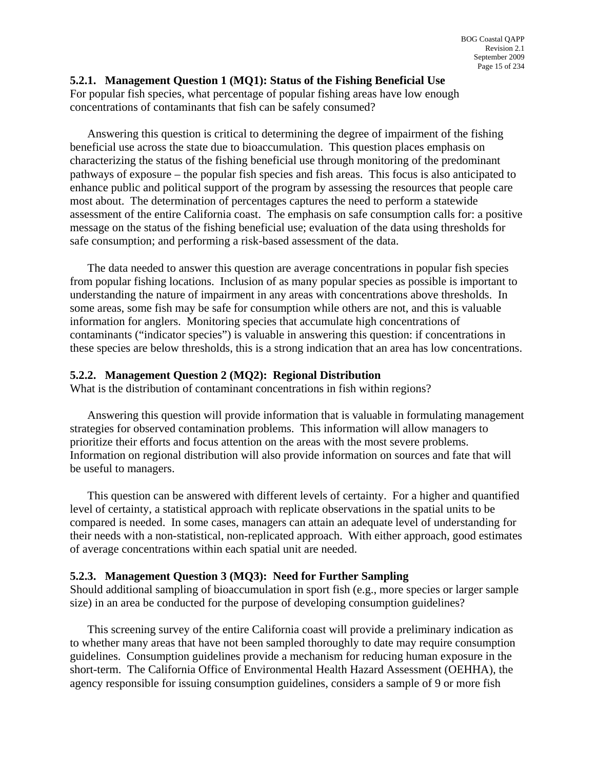#### 5.2.1. Management Question 1 (MQ1): Status of the Fishing Beneficial Use

For popular fish species, what percentage of popular fishing areas have low enough concentrations of contaminants that fish can be safely consumed?

Answering this question is critical to determining the degree of impairment of the fishing beneficial use across the state due to bioaccumulation. This question places emphasis on characterizing the status of the fishing beneficial use through monitoring of the predominant pathways of exposure – the popular fish species and fish areas. This focus is also anticipated to enhance public and political support of the program by assessing the resources that people care most about. The determination of percentages captures the need to perform a statewide assessment of the entire California coast. The emphasis on safe consumption calls for: a positive message on the status of the fishing beneficial use; evaluation of the data using thresholds for safe consumption; and performing a risk-based assessment of the data.

The data needed to answer this question are average concentrations in popular fish species from popular fishing locations. Inclusion of as many popular species as possible is important to understanding the nature of impairment in any areas with concentrations above thresholds. In some areas, some fish may be safe for consumption while others are not, and this is valuable information for anglers. Monitoring species that accumulate high concentrations of contaminants ("indicator species") is valuable in answering this question: if concentrations in these species are below thresholds, this is a strong indication that an area has low concentrations.

#### 5.2.2. Management Question 2 (MQ2): Regional Distribution

What is the distribution of contaminant concentrations in fish within regions?

Answering this question will provide information that is valuable in formulating management strategies for observed contamination problems. This information will allow managers to prioritize their efforts and focus attention on the areas with the most severe problems. Information on regional distribution will also provide information on sources and fate that will be useful to managers.

This question can be answered with different levels of certainty. For a higher and quantified level of certainty, a statistical approach with replicate observations in the spatial units to be compared is needed. In some cases, managers can attain an adequate level of understanding for their needs with a non-statistical, non-replicated approach. With either approach, good estimates of average concentrations within each spatial unit are needed.

#### 5.2.3. Management Question 3 (MQ3): Need for Further Sampling

Should additional sampling of bioaccumulation in sport fish (e.g., more species or larger sample size) in an area be conducted for the purpose of developing consumption guidelines?

This screening survey of the entire California coast will provide a preliminary indication as to whether many areas that have not been sampled thoroughly to date may require consumption guidelines. Consumption guidelines provide a mechanism for reducing human exposure in the short-term. The California Office of Environmental Health Hazard Assessment (OEHHA), the agency responsible for issuing consumption guidelines, considers a sample of 9 or more fish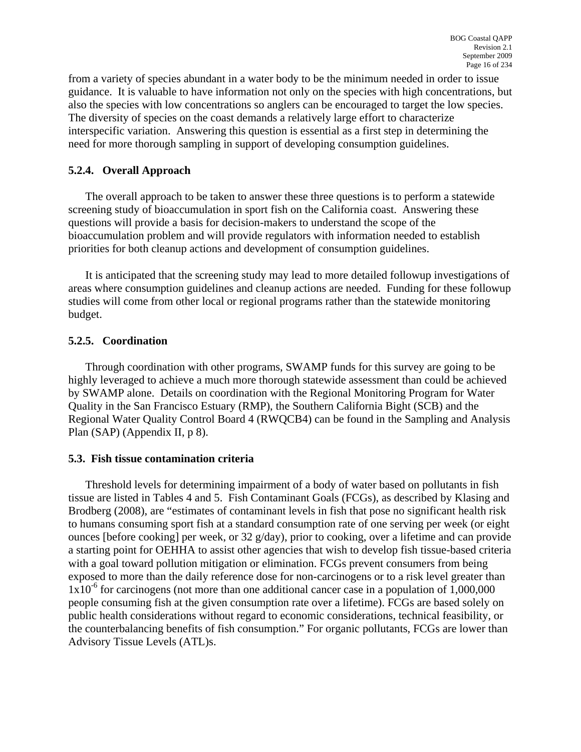from a variety of species abundant in a water body to be the minimum needed in order to issue guidance. It is valuable to have information not only on the species with high concentrations, but also the species with low concentrations so anglers can be encouraged to target the low species. The diversity of species on the coast demands a relatively large effort to characterize interspecific variation. Answering this question is essential as a first step in determining the need for more thorough sampling in support of developing consumption guidelines.

### 5.2.4. Overall Approach

The overall approach to be taken to answer these three questions is to perform a statewide screening study of bioaccumulation in sport fish on the California coast. Answering these questions will provide a basis for decision-makers to understand the scope of the bioaccumulation problem and will provide regulators with information needed to establish priorities for both cleanup actions and development of consumption guidelines.

It is anticipated that the screening study may lead to more detailed followup investigations of areas where consumption guidelines and cleanup actions are needed. Funding for these followup studies will come from other local or regional programs rather than the statewide monitoring budget.

### 5.2.5. Coordination

Through coordination with other programs, SWAMP funds for this survey are going to be highly leveraged to achieve a much more thorough statewide assessment than could be achieved by SWAMP alone. Details on coordination with the Regional Monitoring Program for Water Quality in the San Francisco Estuary (RMP), the Southern California Bight (SCB) and the Regional Water Quality Control Board 4 (RWQCB4) can be found in the Sampling and Analysis Plan (SAP) (Appendix II, p 8).

## 5.3. Fish tissue contamination criteria

Threshold levels for determining impairment of a body of water based on pollutants in fish tissue are listed in Tables 4 and 5. Fish Contaminant Goals (FCGs), as described by Klasing and Brodberg (2008), are "estimates of contaminant levels in fish that pose no significant health risk to humans consuming sport fish at a standard consumption rate of one serving per week (or eight ounces [before cooking] per week, or 32 g/day), prior to cooking, over a lifetime and can provide a starting point for OEHHA to assist other agencies that wish to develop fish tissue-based criteria with a goal toward pollution mitigation or elimination. FCGs prevent consumers from being exposed to more than the daily reference dose for non-carcinogens or to a risk level greater than $1x10^{-6}$ for carcinogens (not more than one additional cancer case in a population of 1,000,000 people consuming fish at the given consumption rate over a lifetime). FCGs are based solely on public health considerations without regard to economic considerations, technical feasibility, or the counterbalancing benefits of fish consumption." For organic pollutants, FCGs are lower than Advisory Tissue Levels (ATL)s.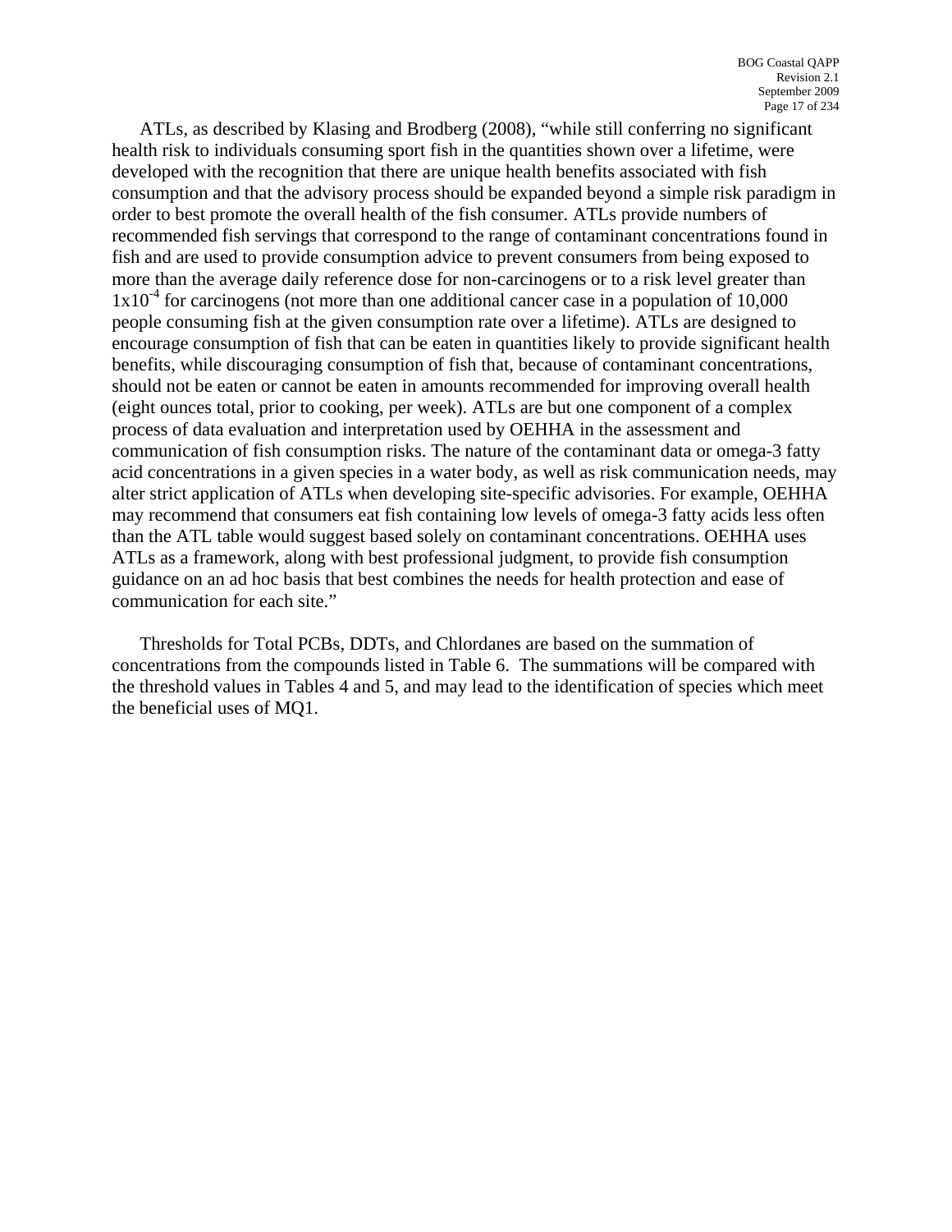ATLs, as described by Klasing and Brodberg (2008), “while still conferring no significant health risk to individuals consuming sport fish in the quantities shown over a lifetime, were developed with the recognition that there are unique health benefits associated with fish consumption and that the advisory process should be expanded beyond a simple risk paradigm in order to best promote the overall health of the fish consumer. ATLs provide numbers of recommended fish servings that correspond to the range of contaminant concentrations found in fish and are used to provide consumption advice to prevent consumers from being exposed to more than the average daily reference dose for non-carcinogens or to a risk level greater than $1 \times 10^{-4}$ for carcinogens (not more than one additional cancer case in a population of 10,000 people consuming fish at the given consumption rate over a lifetime). ATLs are designed to encourage consumption of fish that can be eaten in quantities likely to provide significant health benefits, while discouraging consumption of fish that, because of contaminant concentrations, should not be eaten or cannot be eaten in amounts recommended for improving overall health (eight ounces total, prior to cooking, per week). ATLs are but one component of a complex process of data evaluation and interpretation used by OEHHA in the assessment and communication of fish consumption risks. The nature of the contaminant data or omega-3 fatty acid concentrations in a given species in a water body, as well as risk communication needs, may alter strict application of ATLs when developing site-specific advisories. For example, OEHHA may recommend that consumers eat fish containing low levels of omega-3 fatty acids less often than the ATL table would suggest based solely on contaminant concentrations. OEHHA uses ATLs as a framework, along with best professional judgment, to provide fish consumption guidance on an ad hoc basis that best combines the needs for health protection and ease of communication for each site.”

Thresholds for Total PCBs, DDTs, and Chlordanes are based on the summation of concentrations from the compounds listed in Table 6. The summations will be compared with the threshold values in Tables 4 and 5, and may lead to the identification of species which meet the beneficial uses of MQ1.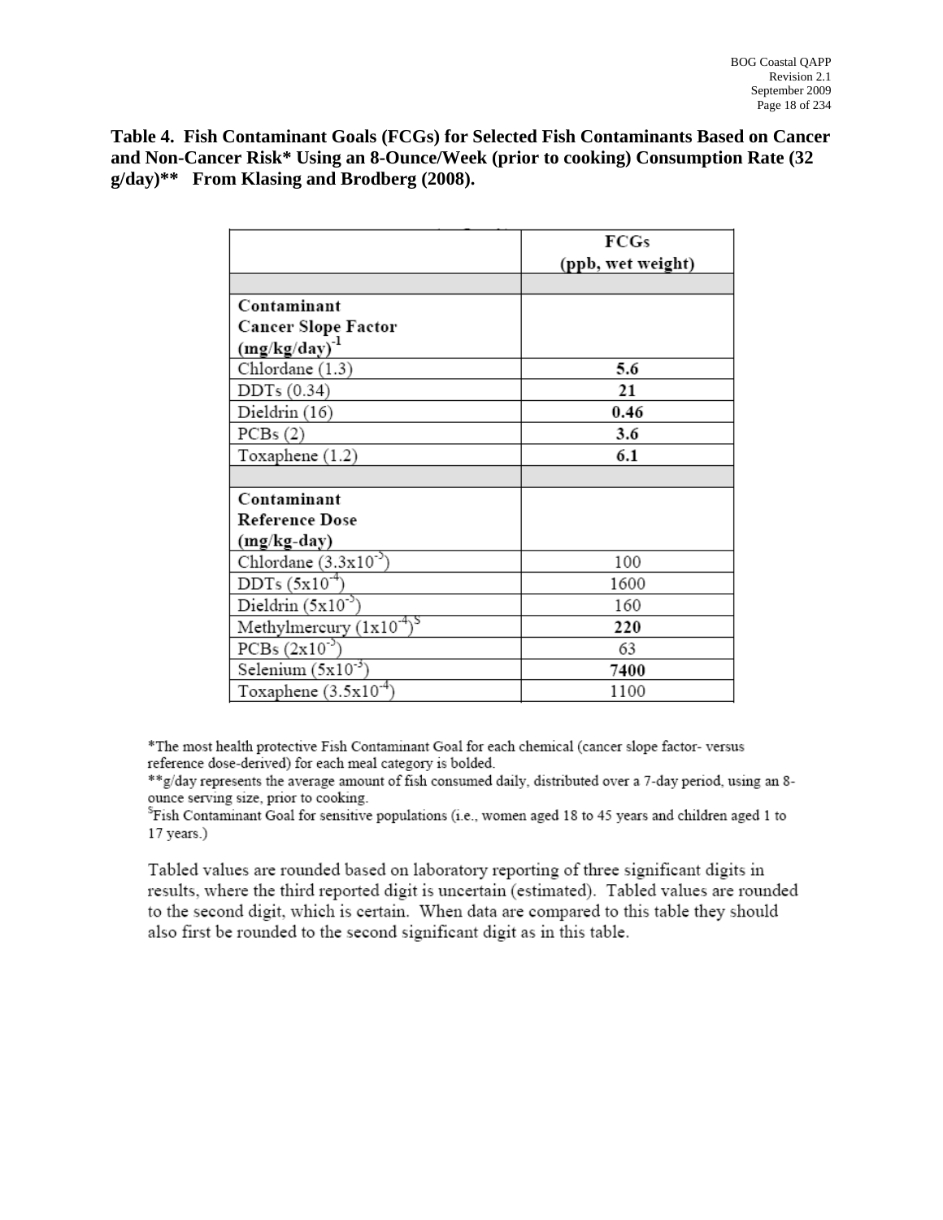**Table 4. Fish Contaminant Goals (FCGs) for Selected Fish Contaminants Based on Cancer and Non-Cancer Risk* Using an 8-Ounce/Week (prior to cooking) Consumption Rate (32 g/day)** From Klasing and Brodberg (2008).**

| | **FCGs (ppb, wet weight)** |
|---|---|
| | |
| **Contaminant Cancer Slope Factor $(mg/kg/day)^{-1}$** | |
| Chlordane (1.3) | **5.6** |
| DDTs (0.34) | **21** |
| Dieldrin (16) | **0.46** |
| PCBs (2) | **3.6** |
| Toxaphene (1.2) | **6.1** |
| | |
| **Contaminant Reference Dose (mg/kg-day)** | |
| Chlordane $(3.3x10^{-5})$ | 100 |
| DDTs $(5x10^{-4})$ | 1600 |
| Dieldrin $(5x10^{-5})$ | 160 |
| Methylmercury $(1x10^{-4})^{\S}$ | **220** |
| PCBs $(2x10^{-5})$ | 63 |
| Selenium $(5x10^{-3})$ | **7400** |
| Toxaphene $(3.5x10^{-4})$ | 1100 |

*The most health protective Fish Contaminant Goal for each chemical (cancer slope factor- versus reference dose-derived) for each meal category is bolded.

**g/day represents the average amount of fish consumed daily, distributed over a 7-day period, using an 8-ounce serving size, prior to cooking.

§Fish Contaminant Goal for sensitive populations (i.e., women aged 18 to 45 years and children aged 1 to 17 years.)

Tabled values are rounded based on laboratory reporting of three significant digits in results, where the third reported digit is uncertain (estimated). Tabled values are rounded to the second digit, which is certain. When data are compared to this table they should also first be rounded to the second significant digit as in this table.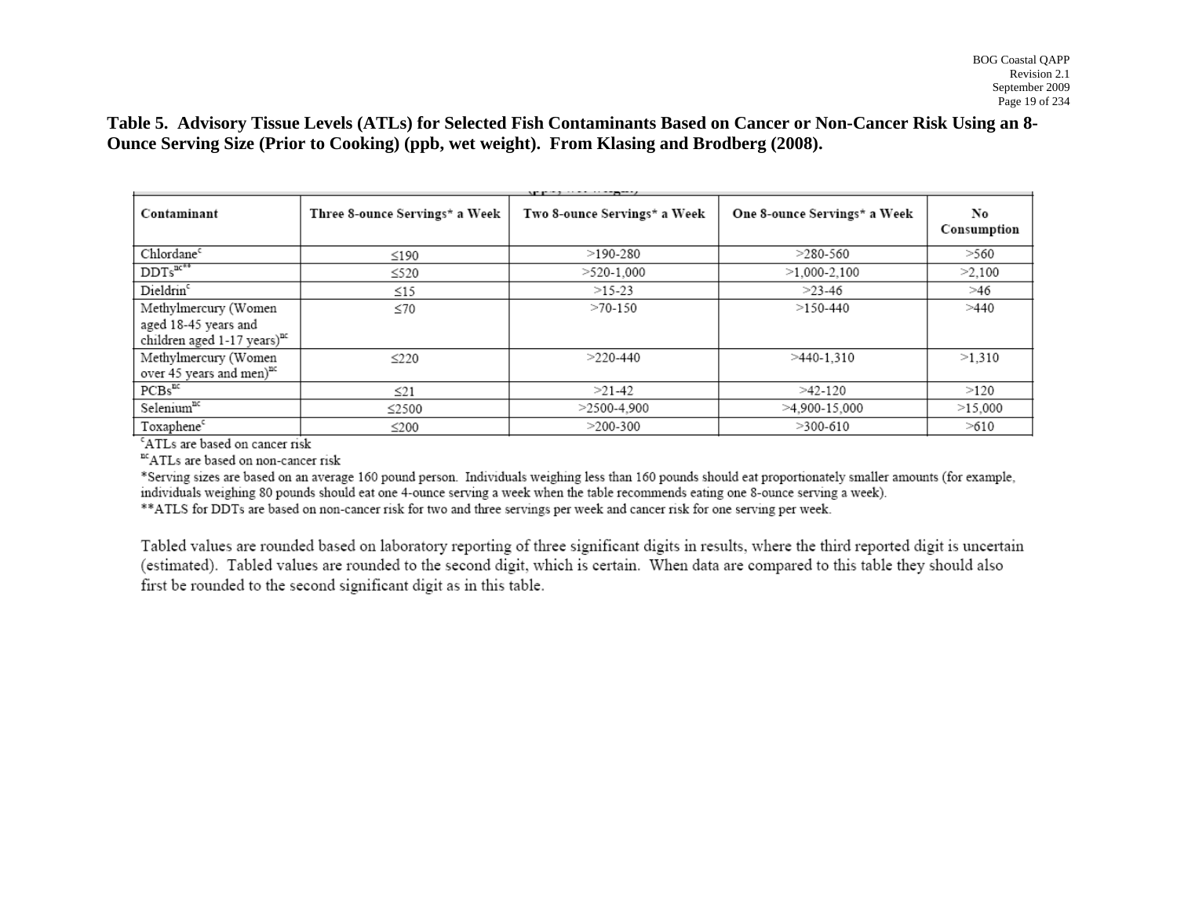**Table 5. Advisory Tissue Levels (ATLs) for Selected Fish Contaminants Based on Cancer or Non-Cancer Risk Using an 8-Ounce Serving Size (Prior to Cooking) (ppb, wet weight). From Klasing and Brodberg (2008).**

| Contaminant | Three 8-ounce Servings* a Week | Two 8-ounce Servings* a Week | One 8-ounce Servings* a Week | No Consumption |
|---|---|---|---|---|
| Chlordane[c] | ≤190 | >190-280 | >280-560 | >560 |
| DDTs[nc**] | ≤520 | >520-1,000 | >1,000-2,100 | >2,100 |
| Dieldrin[c] | ≤15 | >15-23 | >23-46 | >46 |
| Methylmercury (Women aged 18-45 years and children aged 1-17 years)[nc] | ≤70 | >70-150 | >150-440 | >440 |
| Methylmercury (Women over 45 years and men)[nc] | ≤220 | >220-440 | >440-1,310 | >1,310 |
| PCBs[nc] | ≤21 | >21-42 | >42-120 | >120 |
| Selenium[nc] | ≤2500 | >2500-4,900 | >4,900-15,000 | >15,000 |
| Toxaphene[c] | ≤200 | >200-300 | >300-610 | >610 |

[c]ATLs are based on cancer risk

[nc]ATLs are based on non-cancer risk

*Serving sizes are based on an average 160 pound person. Individuals weighing less than 160 pounds should eat proportionately smaller amounts (for example, individuals weighing 80 pounds should eat one 4-ounce serving a week when the table recommends eating one 8-ounce serving a week).

**ATLS for DDTs are based on non-cancer risk for two and three servings per week and cancer risk for one serving per week.

Tabled values are rounded based on laboratory reporting of three significant digits in results, where the third reported digit is uncertain (estimated). Tabled values are rounded to the second digit, which is certain. When data are compared to this table they should also first be rounded to the second significant digit as in this table.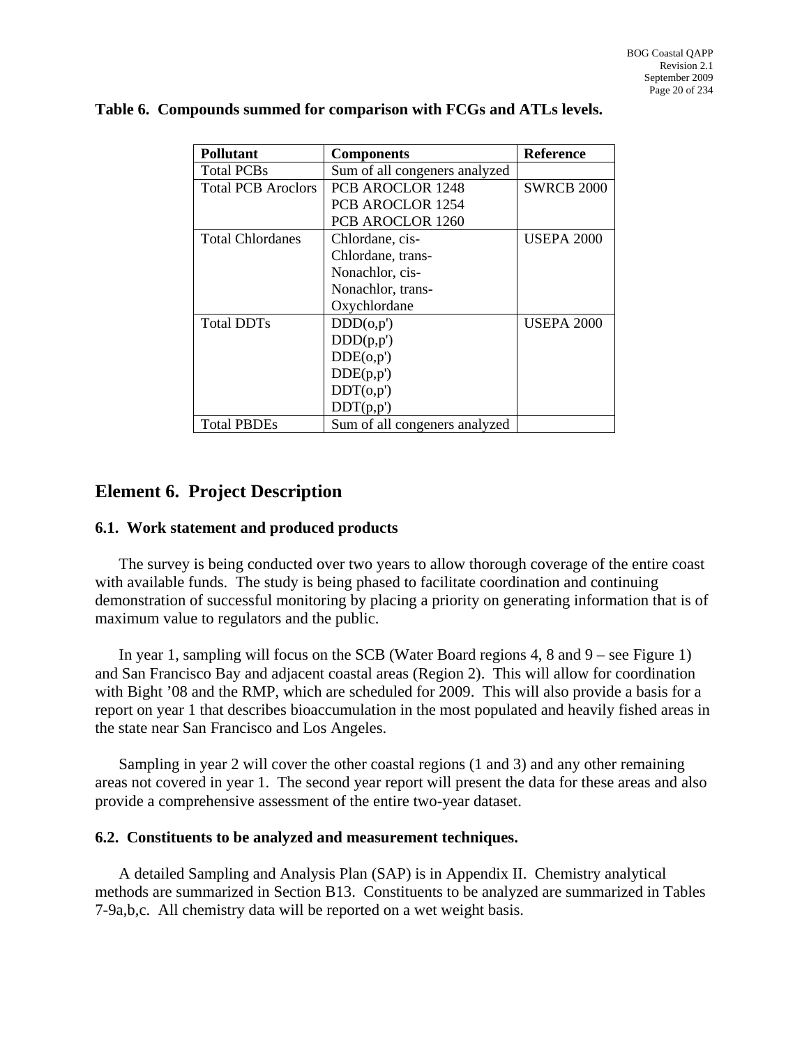**Table 6. Compounds summed for comparison with FCGs and ATLs levels.**

| Pollutant | Components | Reference |
|---|---|---|
| Total PCBs | Sum of all congeners analyzed | |
| Total PCB Aroclors | PCB AROCLOR 1248<br>PCB AROCLOR 1254<br>PCB AROCLOR 1260 | SWRCB 2000 |
| Total Chlordanes | Chlordane, cis-<br>Chlordane, trans-<br>Nonachlor, cis-<br>Nonachlor, trans-<br>Oxychlordane | USEPA 2000 |
| Total DDTs | DDD(o,p')<br>DDD(p,p')<br>DDE(o,p')<br>DDE(p,p')<br>DDT(o,p')<br>DDT(p,p') | USEPA 2000 |
| Total PBDEs | Sum of all congeners analyzed | |

## Element 6. Project Description

### 6.1. Work statement and produced products

The survey is being conducted over two years to allow thorough coverage of the entire coast with available funds. The study is being phased to facilitate coordination and continuing demonstration of successful monitoring by placing a priority on generating information that is of maximum value to regulators and the public.

In year 1, sampling will focus on the SCB (Water Board regions 4, 8 and 9 – see Figure 1) and San Francisco Bay and adjacent coastal areas (Region 2). This will allow for coordination with Bight '08 and the RMP, which are scheduled for 2009. This will also provide a basis for a report on year 1 that describes bioaccumulation in the most populated and heavily fished areas in the state near San Francisco and Los Angeles.

Sampling in year 2 will cover the other coastal regions (1 and 3) and any other remaining areas not covered in year 1. The second year report will present the data for these areas and also provide a comprehensive assessment of the entire two-year dataset.

### 6.2. Constituents to be analyzed and measurement techniques.

A detailed Sampling and Analysis Plan (SAP) is in Appendix II. Chemistry analytical methods are summarized in Section B13. Constituents to be analyzed are summarized in Tables 7-9a,b,c. All chemistry data will be reported on a wet weight basis.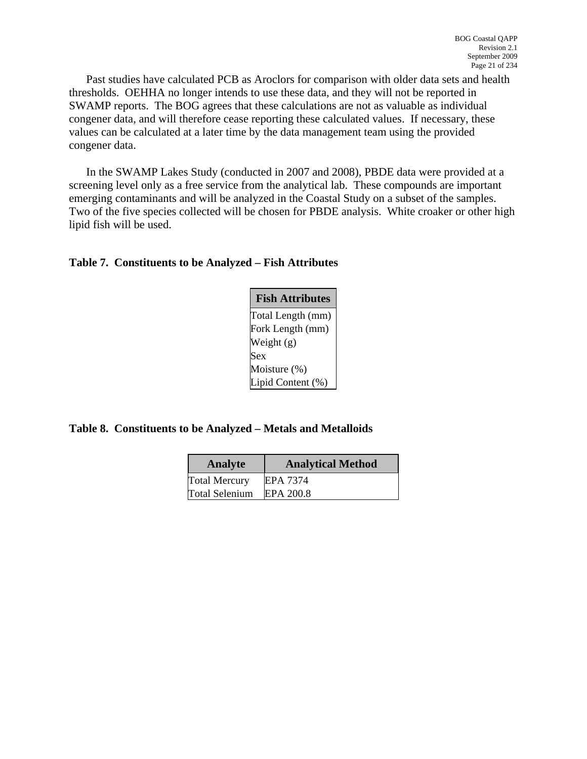Past studies have calculated PCB as Aroclors for comparison with older data sets and health thresholds. OEHHA no longer intends to use these data, and they will not be reported in SWAMP reports. The BOG agrees that these calculations are not as valuable as individual congener data, and will therefore cease reporting these calculated values. If necessary, these values can be calculated at a later time by the data management team using the provided congener data.

In the SWAMP Lakes Study (conducted in 2007 and 2008), PBDE data were provided at a screening level only as a free service from the analytical lab. These compounds are important emerging contaminants and will be analyzed in the Coastal Study on a subset of the samples. Two of the five species collected will be chosen for PBDE analysis. White croaker or other high lipid fish will be used.

**Table 7. Constituents to be Analyzed – Fish Attributes**

| Fish Attributes |
|---|
| Total Length (mm) |
| Fork Length (mm) |
| Weight (g) |
| Sex |
| Moisture (%) |
| Lipid Content (%) |

**Table 8. Constituents to be Analyzed – Metals and Metalloids**

| Analyte | Analytical Method |
|---|---|
| Total Mercury | EPA 7374 |
| Total Selenium | EPA 200.8 |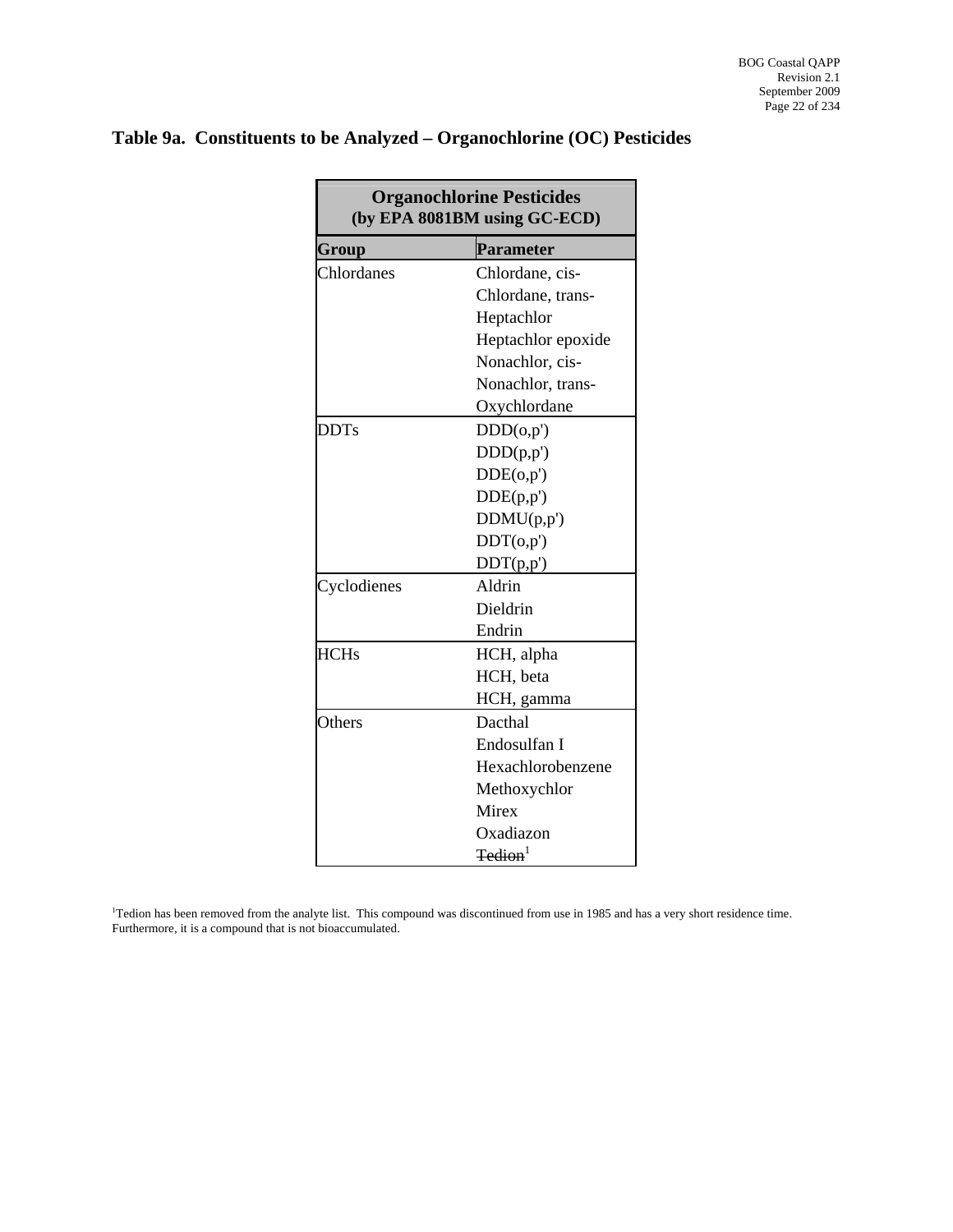## Table 9a. Constituents to be Analyzed – Organochlorine (OC) Pesticides

| Organochlorine Pesticides (by EPA 8081BM using GC-ECD) | |
|---|---|
| **Group** | **Parameter** |
| Chlordanes | Chlordane, cis- |
| | Chlordane, trans- |
| | Heptachlor |
| | Heptachlor epoxide |
| | Nonachlor, cis- |
| | Nonachlor, trans- |
| | Oxychlordane |
| DDTs | DDD(o,p') |
| | DDD(p,p') |
| | DDE(o,p') |
| | DDE(p,p') |
| | DDMU(p,p') |
| | DDT(o,p') |
| | DDT(p,p') |
| Cyclodienes | Aldrin |
| | Dieldrin |
| | Endrin |
| HCHs | HCH, alpha |
| | HCH, beta |
| | HCH, gamma |
| Others | Dacthal |
| | Endosulfan I |
| | Hexachlorobenzene |
| | Methoxychlor |
| | Mirex |
| | Oxadiazon |
| | ~~Tedion~~[1] |

[1]Tedion has been removed from the analyte list. This compound was discontinued from use in 1985 and has a very short residence time. Furthermore, it is a compound that is not bioaccumulated.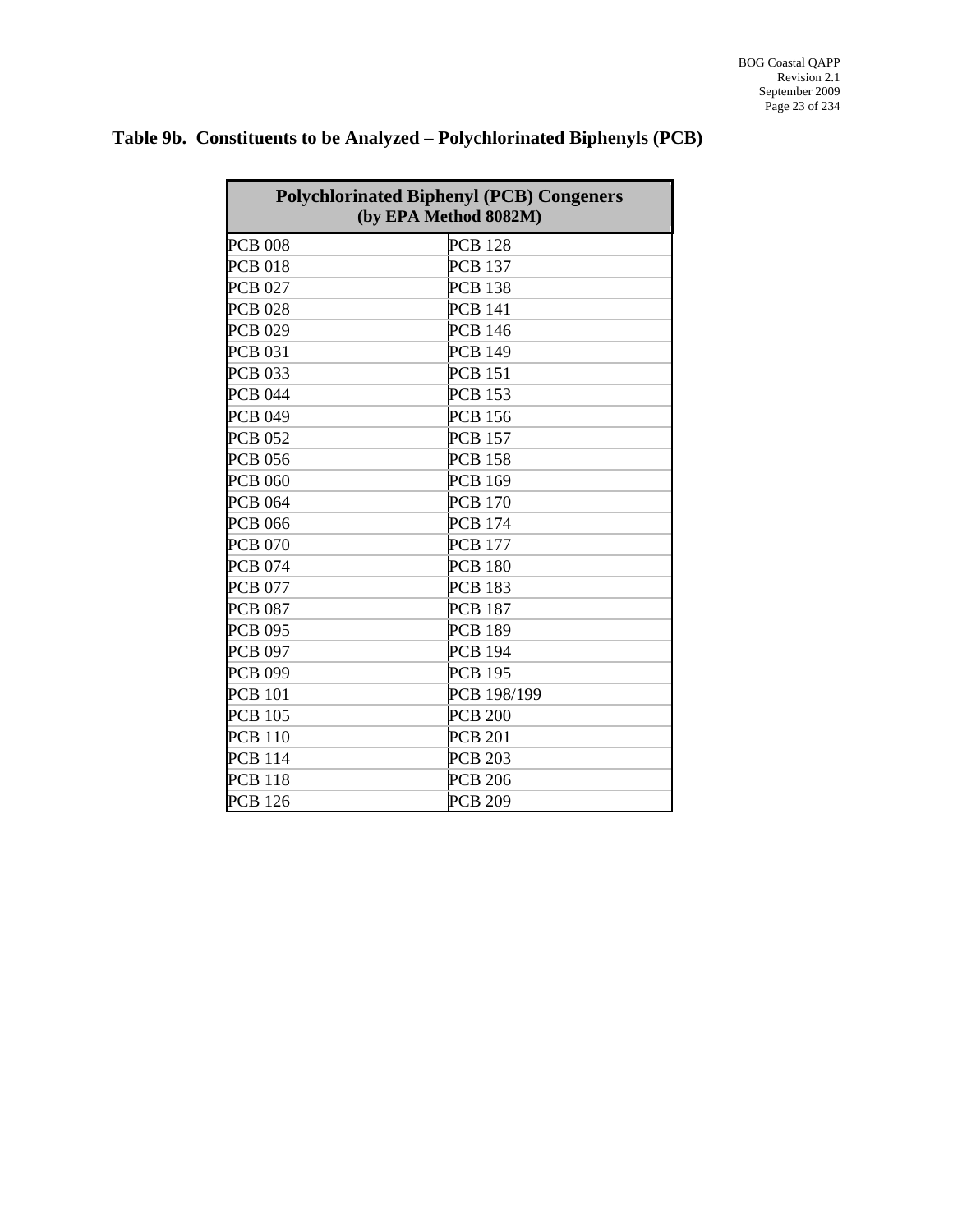## Table 9b. Constituents to be Analyzed – Polychlorinated Biphenyls (PCB)

| **Polychlorinated Biphenyl (PCB) Congeners (by EPA Method 8082M)** | |
|---|---|
| PCB 008 | PCB 128 |
| PCB 018 | PCB 137 |
| PCB 027 | PCB 138 |
| PCB 028 | PCB 141 |
| PCB 029 | PCB 146 |
| PCB 031 | PCB 149 |
| PCB 033 | PCB 151 |
| PCB 044 | PCB 153 |
| PCB 049 | PCB 156 |
| PCB 052 | PCB 157 |
| PCB 056 | PCB 158 |
| PCB 060 | PCB 169 |
| PCB 064 | PCB 170 |
| PCB 066 | PCB 174 |
| PCB 070 | PCB 177 |
| PCB 074 | PCB 180 |
| PCB 077 | PCB 183 |
| PCB 087 | PCB 187 |
| PCB 095 | PCB 189 |
| PCB 097 | PCB 194 |
| PCB 099 | PCB 195 |
| PCB 101 | PCB 198/199 |
| PCB 105 | PCB 200 |
| PCB 110 | PCB 201 |
| PCB 114 | PCB 203 |
| PCB 118 | PCB 206 |
| PCB 126 | PCB 209 |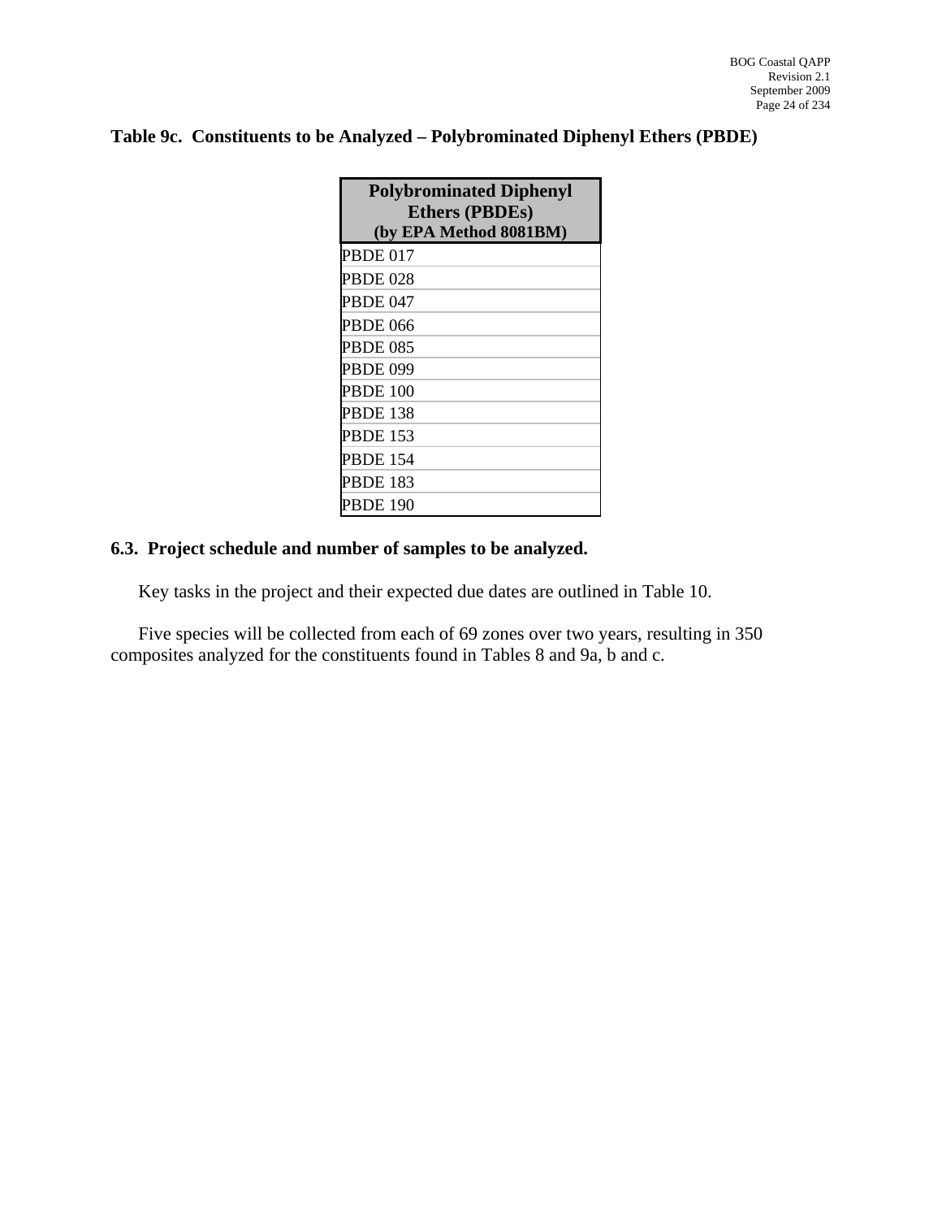**Table 9c. Constituents to be Analyzed – Polybrominated Diphenyl Ethers (PBDE)**

| Polybrominated Diphenyl Ethers (PBDEs) (by EPA Method 8081BM) |
|---|
| PBDE 017 |
| PBDE 028 |
| PBDE 047 |
| PBDE 066 |
| PBDE 085 |
| PBDE 099 |
| PBDE 100 |
| PBDE 138 |
| PBDE 153 |
| PBDE 154 |
| PBDE 183 |
| PBDE 190 |

### 6.3. Project schedule and number of samples to be analyzed.

Key tasks in the project and their expected due dates are outlined in Table 10.

Five species will be collected from each of 69 zones over two years, resulting in 350 composites analyzed for the constituents found in Tables 8 and 9a, b and c.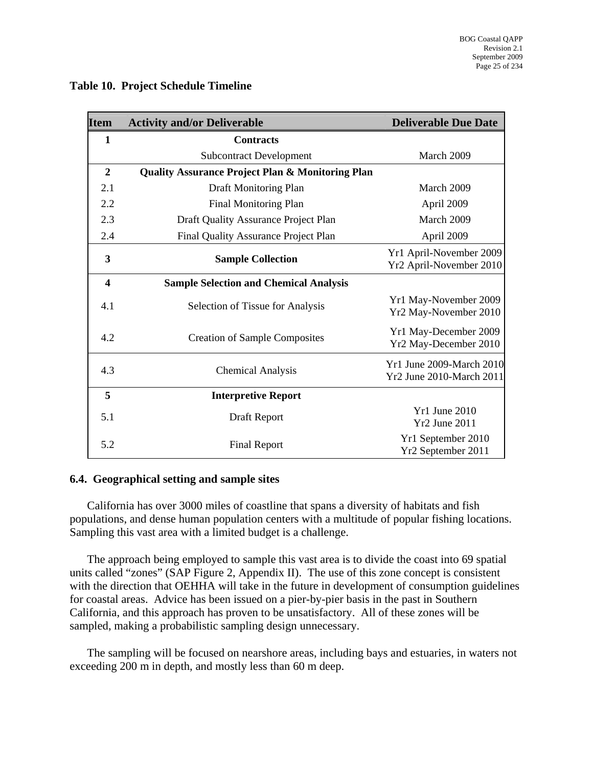**Table 10. Project Schedule Timeline**

| Item | Activity and/or Deliverable | Deliverable Due Date |
|---|---|---|
| **1** | **Contracts** | |
| | Subcontract Development | March 2009 |
| **2** | **Quality Assurance Project Plan & Monitoring Plan** | |
| 2.1 | Draft Monitoring Plan | March 2009 |
| 2.2 | Final Monitoring Plan | April 2009 |
| 2.3 | Draft Quality Assurance Project Plan | March 2009 |
| 2.4 | Final Quality Assurance Project Plan | April 2009 |
| **3** | **Sample Collection** | Yr1 April-November 2009<br>Yr2 April-November 2010 |
| **4** | **Sample Selection and Chemical Analysis** | |
| 4.1 | Selection of Tissue for Analysis | Yr1 May-November 2009<br>Yr2 May-November 2010 |
| 4.2 | Creation of Sample Composites | Yr1 May-December 2009<br>Yr2 May-December 2010 |
| 4.3 | Chemical Analysis | Yr1 June 2009-March 2010<br>Yr2 June 2010-March 2011 |
| **5** | **Interpretive Report** | |
| 5.1 | Draft Report | Yr1 June 2010<br>Yr2 June 2011 |
| 5.2 | Final Report | Yr1 September 2010<br>Yr2 September 2011 |

### 6.4. Geographical setting and sample sites

California has over 3000 miles of coastline that spans a diversity of habitats and fish populations, and dense human population centers with a multitude of popular fishing locations. Sampling this vast area with a limited budget is a challenge.

The approach being employed to sample this vast area is to divide the coast into 69 spatial units called "zones" (SAP Figure 2, Appendix II). The use of this zone concept is consistent with the direction that OEHHA will take in the future in development of consumption guidelines for coastal areas. Advice has been issued on a pier-by-pier basis in the past in Southern California, and this approach has proven to be unsatisfactory. All of these zones will be sampled, making a probabilistic sampling design unnecessary.

The sampling will be focused on nearshore areas, including bays and estuaries, in waters not exceeding 200 m in depth, and mostly less than 60 m deep.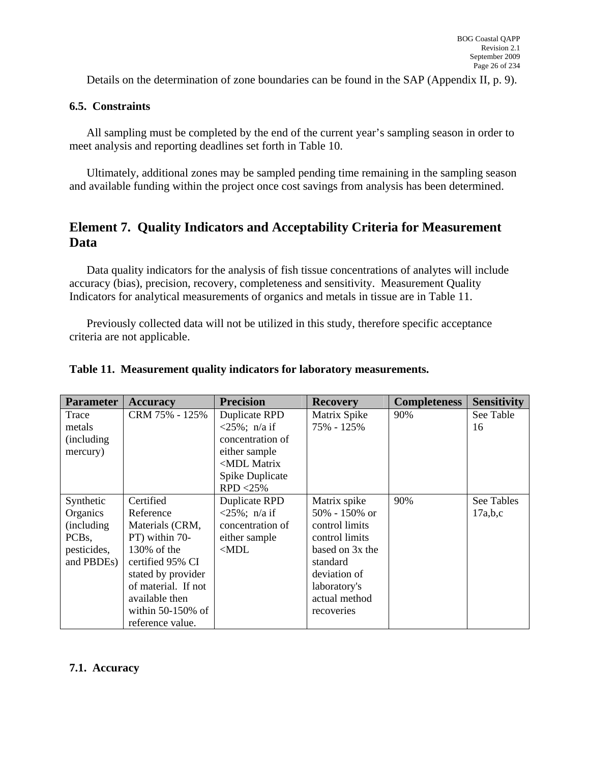Details on the determination of zone boundaries can be found in the SAP (Appendix II, p. 9).

### 6.5. Constraints

All sampling must be completed by the end of the current year's sampling season in order to meet analysis and reporting deadlines set forth in Table 10.

Ultimately, additional zones may be sampled pending time remaining in the sampling season and available funding within the project once cost savings from analysis has been determined.

## Element 7. Quality Indicators and Acceptability Criteria for Measurement Data

Data quality indicators for the analysis of fish tissue concentrations of analytes will include accuracy (bias), precision, recovery, completeness and sensitivity. Measurement Quality Indicators for analytical measurements of organics and metals in tissue are in Table 11.

Previously collected data will not be utilized in this study, therefore specific acceptance criteria are not applicable.

**Table 11. Measurement quality indicators for laboratory measurements.**

| Parameter | Accuracy | Precision | Recovery | Completeness | Sensitivity |
|---|---|---|---|---|---|
| Trace metals (including mercury) | CRM 75% - 125% | Duplicate RPD <25%; n/a if concentration of either sample <MDL Matrix Spike Duplicate RPD <25% | Matrix Spike 75% - 125% | 90% | See Table 16 |
| Synthetic Organics (including PCBs, pesticides, and PBDEs) | Certified Reference Materials (CRM, PT) within 70-130% of the certified 95% CI stated by provider of material. If not available then within 50-150% of reference value. | Duplicate RPD <25%; n/a if concentration of either sample <MDL | Matrix spike 50% - 150% or control limits control limits based on 3x the standard deviation of laboratory's actual method recoveries | 90% | See Tables 17a,b,c |

### 7.1. Accuracy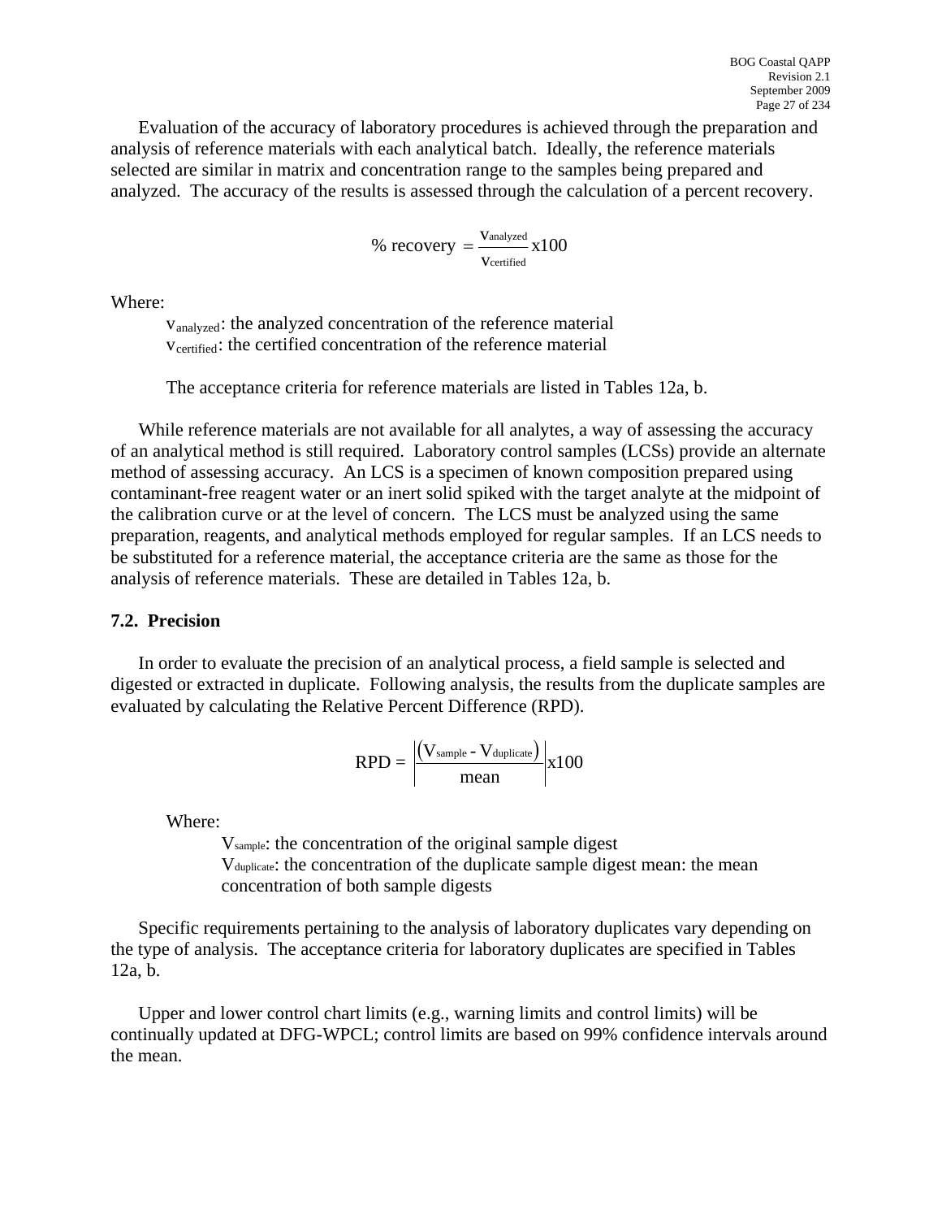Evaluation of the accuracy of laboratory procedures is achieved through the preparation and analysis of reference materials with each analytical batch. Ideally, the reference materials selected are similar in matrix and concentration range to the samples being prepared and analyzed. The accuracy of the results is assessed through the calculation of a percent recovery.

$$\% \text{ recovery } = \frac{v_{\text{analyzed}}}{v_{\text{certified}}} \text{x} 100$$

Where:

$v_{\text{analyzed}}$: the analyzed concentration of the reference material
$v_{\text{certified}}$: the certified concentration of the reference material

The acceptance criteria for reference materials are listed in Tables 12a, b.

While reference materials are not available for all analytes, a way of assessing the accuracy of an analytical method is still required. Laboratory control samples (LCSs) provide an alternate method of assessing accuracy. An LCS is a specimen of known composition prepared using contaminant-free reagent water or an inert solid spiked with the target analyte at the midpoint of the calibration curve or at the level of concern. The LCS must be analyzed using the same preparation, reagents, and analytical methods employed for regular samples. If an LCS needs to be substituted for a reference material, the acceptance criteria are the same as those for the analysis of reference materials. These are detailed in Tables 12a, b.

## 7.2. Precision

In order to evaluate the precision of an analytical process, a field sample is selected and digested or extracted in duplicate. Following analysis, the results from the duplicate samples are evaluated by calculating the Relative Percent Difference (RPD).

$$\text{RPD} = \left| \frac{(V_{\text{sample}} - V_{\text{duplicate}})}{\text{mean}} \right| \text{x} 100$$

Where:

$V_{\text{sample}}$: the concentration of the original sample digest
$V_{\text{duplicate}}$: the concentration of the duplicate sample digest mean: the mean concentration of both sample digests

Specific requirements pertaining to the analysis of laboratory duplicates vary depending on the type of analysis. The acceptance criteria for laboratory duplicates are specified in Tables 12a, b.

Upper and lower control chart limits (e.g., warning limits and control limits) will be continually updated at DFG-WPCL; control limits are based on 99% confidence intervals around the mean.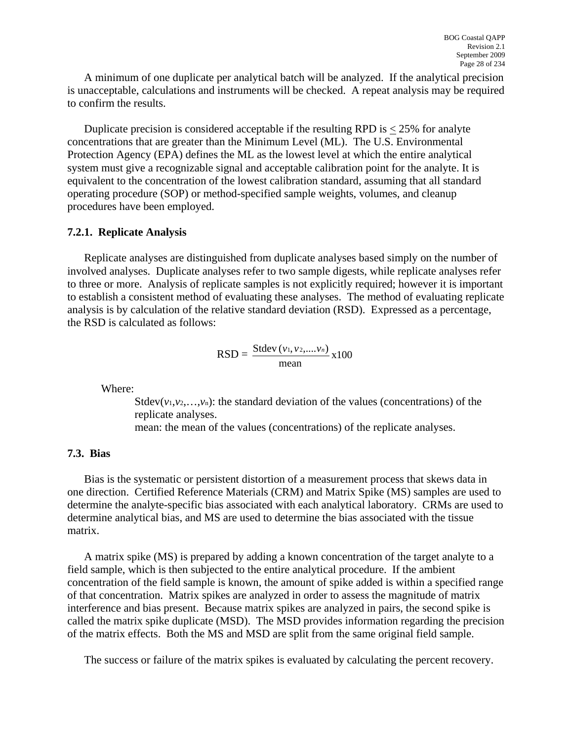A minimum of one duplicate per analytical batch will be analyzed. If the analytical precision is unacceptable, calculations and instruments will be checked. A repeat analysis may be required to confirm the results.

Duplicate precision is considered acceptable if the resulting RPD is $\leq$ 25% for analyte concentrations that are greater than the Minimum Level (ML). The U.S. Environmental Protection Agency (EPA) defines the ML as the lowest level at which the entire analytical system must give a recognizable signal and acceptable calibration point for the analyte. It is equivalent to the concentration of the lowest calibration standard, assuming that all standard operating procedure (SOP) or method-specified sample weights, volumes, and cleanup procedures have been employed.

### 7.2.1. Replicate Analysis

Replicate analyses are distinguished from duplicate analyses based simply on the number of involved analyses. Duplicate analyses refer to two sample digests, while replicate analyses refer to three or more. Analysis of replicate samples is not explicitly required; however it is important to establish a consistent method of evaluating these analyses. The method of evaluating replicate analysis is by calculation of the relative standard deviation (RSD). Expressed as a percentage, the RSD is calculated as follows:

$$\text{RSD} = \frac{\text{Stdev}\,(v_1, v_2, \ldots, v_n)}{\text{mean}} \times 100$$

Where:

Stdev($v_1, v_2, \ldots, v_n$): the standard deviation of the values (concentrations) of the replicate analyses.
mean: the mean of the values (concentrations) of the replicate analyses.

## 7.3. Bias

Bias is the systematic or persistent distortion of a measurement process that skews data in one direction. Certified Reference Materials (CRM) and Matrix Spike (MS) samples are used to determine the analyte-specific bias associated with each analytical laboratory. CRMs are used to determine analytical bias, and MS are used to determine the bias associated with the tissue matrix.

A matrix spike (MS) is prepared by adding a known concentration of the target analyte to a field sample, which is then subjected to the entire analytical procedure. If the ambient concentration of the field sample is known, the amount of spike added is within a specified range of that concentration. Matrix spikes are analyzed in order to assess the magnitude of matrix interference and bias present. Because matrix spikes are analyzed in pairs, the second spike is called the matrix spike duplicate (MSD). The MSD provides information regarding the precision of the matrix effects. Both the MS and MSD are split from the same original field sample.

The success or failure of the matrix spikes is evaluated by calculating the percent recovery.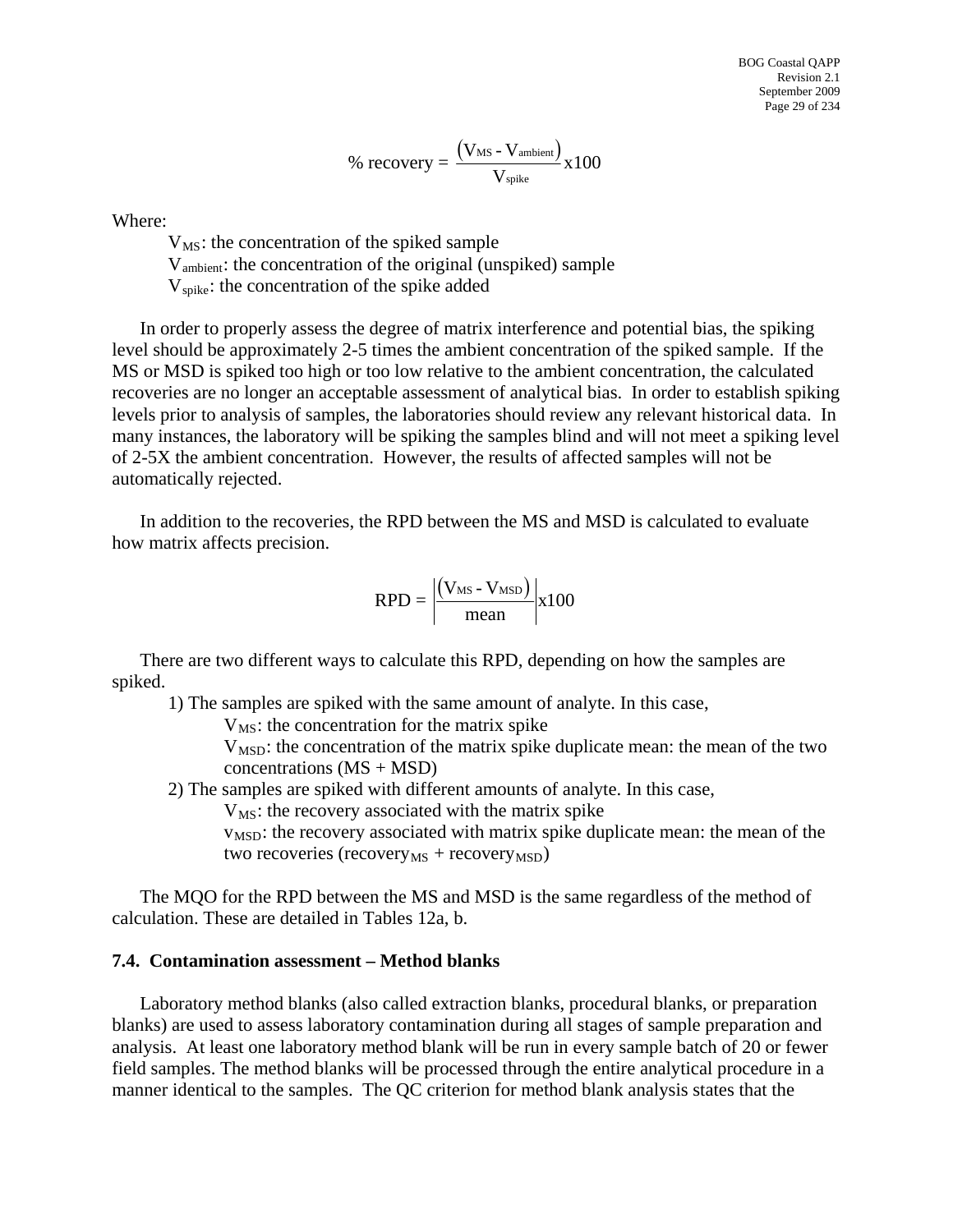$$\% \text{ recovery} = \frac{(V_{MS} - V_{ambient})}{V_{spike}} \text{x}100$$

Where:

$V_{MS}$: the concentration of the spiked sample
$V_{ambient}$: the concentration of the original (unspiked) sample
$V_{spike}$: the concentration of the spike added

In order to properly assess the degree of matrix interference and potential bias, the spiking level should be approximately 2-5 times the ambient concentration of the spiked sample. If the MS or MSD is spiked too high or too low relative to the ambient concentration, the calculated recoveries are no longer an acceptable assessment of analytical bias. In order to establish spiking levels prior to analysis of samples, the laboratories should review any relevant historical data. In many instances, the laboratory will be spiking the samples blind and will not meet a spiking level of 2-5X the ambient concentration. However, the results of affected samples will not be automatically rejected.

In addition to the recoveries, the RPD between the MS and MSD is calculated to evaluate how matrix affects precision.

$$\text{RPD} = \left| \frac{(V_{MS} - V_{MSD})}{\text{mean}} \right| \text{x}100$$

There are two different ways to calculate this RPD, depending on how the samples are spiked.

1) The samples are spiked with the same amount of analyte. In this case,
   $V_{MS}$: the concentration for the matrix spike
   $V_{MSD}$: the concentration of the matrix spike duplicate mean: the mean of the two concentrations (MS + MSD)
2) The samples are spiked with different amounts of analyte. In this case,
   $V_{MS}$: the recovery associated with the matrix spike
   $v_{MSD}$: the recovery associated with matrix spike duplicate mean: the mean of the two recoveries ($\text{recovery}_{MS}$ + $\text{recovery}_{MSD}$)

The MQO for the RPD between the MS and MSD is the same regardless of the method of calculation. These are detailed in Tables 12a, b.

### 7.4. Contamination assessment – Method blanks

Laboratory method blanks (also called extraction blanks, procedural blanks, or preparation blanks) are used to assess laboratory contamination during all stages of sample preparation and analysis. At least one laboratory method blank will be run in every sample batch of 20 or fewer field samples. The method blanks will be processed through the entire analytical procedure in a manner identical to the samples. The QC criterion for method blank analysis states that the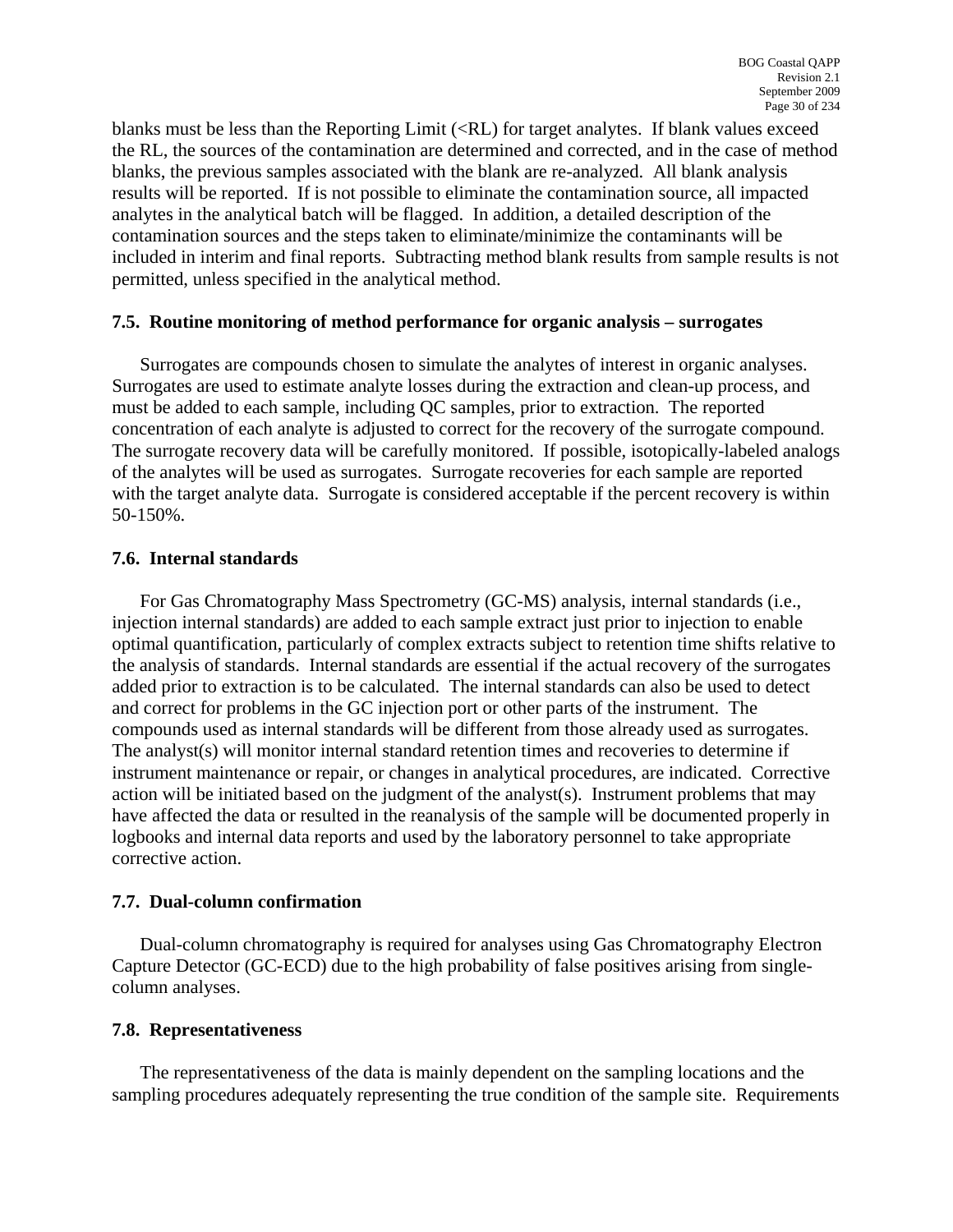blanks must be less than the Reporting Limit (<RL) for target analytes. If blank values exceed the RL, the sources of the contamination are determined and corrected, and in the case of method blanks, the previous samples associated with the blank are re-analyzed. All blank analysis results will be reported. If is not possible to eliminate the contamination source, all impacted analytes in the analytical batch will be flagged. In addition, a detailed description of the contamination sources and the steps taken to eliminate/minimize the contaminants will be included in interim and final reports. Subtracting method blank results from sample results is not permitted, unless specified in the analytical method.

### 7.5. Routine monitoring of method performance for organic analysis – surrogates

Surrogates are compounds chosen to simulate the analytes of interest in organic analyses. Surrogates are used to estimate analyte losses during the extraction and clean-up process, and must be added to each sample, including QC samples, prior to extraction. The reported concentration of each analyte is adjusted to correct for the recovery of the surrogate compound. The surrogate recovery data will be carefully monitored. If possible, isotopically-labeled analogs of the analytes will be used as surrogates. Surrogate recoveries for each sample are reported with the target analyte data. Surrogate is considered acceptable if the percent recovery is within 50-150%.

### 7.6. Internal standards

For Gas Chromatography Mass Spectrometry (GC-MS) analysis, internal standards (i.e., injection internal standards) are added to each sample extract just prior to injection to enable optimal quantification, particularly of complex extracts subject to retention time shifts relative to the analysis of standards. Internal standards are essential if the actual recovery of the surrogates added prior to extraction is to be calculated. The internal standards can also be used to detect and correct for problems in the GC injection port or other parts of the instrument. The compounds used as internal standards will be different from those already used as surrogates. The analyst(s) will monitor internal standard retention times and recoveries to determine if instrument maintenance or repair, or changes in analytical procedures, are indicated. Corrective action will be initiated based on the judgment of the analyst(s). Instrument problems that may have affected the data or resulted in the reanalysis of the sample will be documented properly in logbooks and internal data reports and used by the laboratory personnel to take appropriate corrective action.

### 7.7. Dual-column confirmation

Dual-column chromatography is required for analyses using Gas Chromatography Electron Capture Detector (GC-ECD) due to the high probability of false positives arising from single-column analyses.

### 7.8. Representativeness

The representativeness of the data is mainly dependent on the sampling locations and the sampling procedures adequately representing the true condition of the sample site. Requirements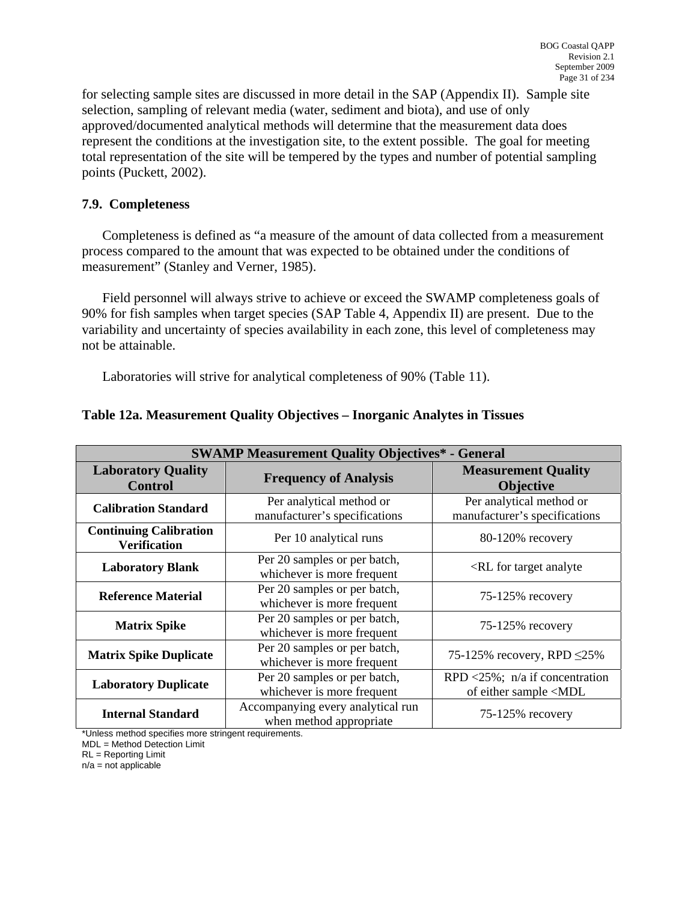for selecting sample sites are discussed in more detail in the SAP (Appendix II). Sample site selection, sampling of relevant media (water, sediment and biota), and use of only approved/documented analytical methods will determine that the measurement data does represent the conditions at the investigation site, to the extent possible. The goal for meeting total representation of the site will be tempered by the types and number of potential sampling points (Puckett, 2002).

### 7.9. Completeness

Completeness is defined as "a measure of the amount of data collected from a measurement process compared to the amount that was expected to be obtained under the conditions of measurement" (Stanley and Verner, 1985).

Field personnel will always strive to achieve or exceed the SWAMP completeness goals of 90% for fish samples when target species (SAP Table 4, Appendix II) are present. Due to the variability and uncertainty of species availability in each zone, this level of completeness may not be attainable.

Laboratories will strive for analytical completeness of 90% (Table 11).

**Table 12a. Measurement Quality Objectives – Inorganic Analytes in Tissues**

| SWAMP Measurement Quality Objectives* - General | | |
|---|---|---|
| **Laboratory Quality Control** | **Frequency of Analysis** | **Measurement Quality Objective** |
| **Calibration Standard** | Per analytical method or manufacturer's specifications | Per analytical method or manufacturer's specifications |
| **Continuing Calibration Verification** | Per 10 analytical runs | 80-120% recovery |
| **Laboratory Blank** | Per 20 samples or per batch, whichever is more frequent | <RL for target analyte |
| **Reference Material** | Per 20 samples or per batch, whichever is more frequent | 75-125% recovery |
| **Matrix Spike** | Per 20 samples or per batch, whichever is more frequent | 75-125% recovery |
| **Matrix Spike Duplicate** | Per 20 samples or per batch, whichever is more frequent | 75-125% recovery, RPD ≤25% |
| **Laboratory Duplicate** | Per 20 samples or per batch, whichever is more frequent | RPD <25%; n/a if concentration of either sample <MDL |
| **Internal Standard** | Accompanying every analytical run when method appropriate | 75-125% recovery |

*Unless method specifies more stringent requirements.
MDL = Method Detection Limit
RL = Reporting Limit
n/a = not applicable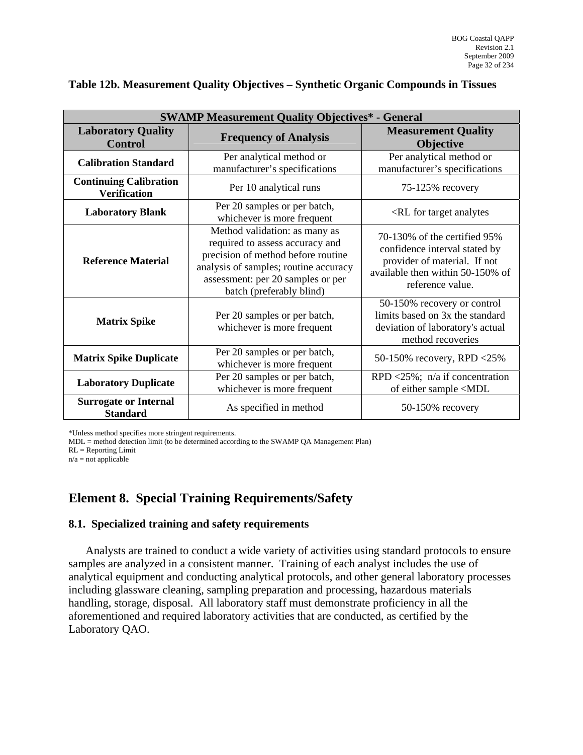**Table 12b. Measurement Quality Objectives – Synthetic Organic Compounds in Tissues**

| SWAMP Measurement Quality Objectives* - General | | |
|---|---|---|
| **Laboratory Quality Control** | **Frequency of Analysis** | **Measurement Quality Objective** |
| **Calibration Standard** | Per analytical method or manufacturer's specifications | Per analytical method or manufacturer's specifications |
| **Continuing Calibration Verification** | Per 10 analytical runs | 75-125% recovery |
| **Laboratory Blank** | Per 20 samples or per batch, whichever is more frequent | <RL for target analytes |
| **Reference Material** | Method validation: as many as required to assess accuracy and precision of method before routine analysis of samples; routine accuracy assessment: per 20 samples or per batch (preferably blind) | 70-130% of the certified 95% confidence interval stated by provider of material. If not available then within 50-150% of reference value. |
| **Matrix Spike** | Per 20 samples or per batch, whichever is more frequent | 50-150% recovery or control limits based on 3x the standard deviation of laboratory's actual method recoveries |
| **Matrix Spike Duplicate** | Per 20 samples or per batch, whichever is more frequent | 50-150% recovery, RPD <25% |
| **Laboratory Duplicate** | Per 20 samples or per batch, whichever is more frequent | RPD <25%; n/a if concentration of either sample <MDL |
| **Surrogate or Internal Standard** | As specified in method | 50-150% recovery |

*Unless method specifies more stringent requirements.
MDL = method detection limit (to be determined according to the SWAMP QA Management Plan)
RL = Reporting Limit
n/a = not applicable

# Element 8. Special Training Requirements/Safety

## 8.1. Specialized training and safety requirements

Analysts are trained to conduct a wide variety of activities using standard protocols to ensure samples are analyzed in a consistent manner. Training of each analyst includes the use of analytical equipment and conducting analytical protocols, and other general laboratory processes including glassware cleaning, sampling preparation and processing, hazardous materials handling, storage, disposal. All laboratory staff must demonstrate proficiency in all the aforementioned and required laboratory activities that are conducted, as certified by the Laboratory QAO.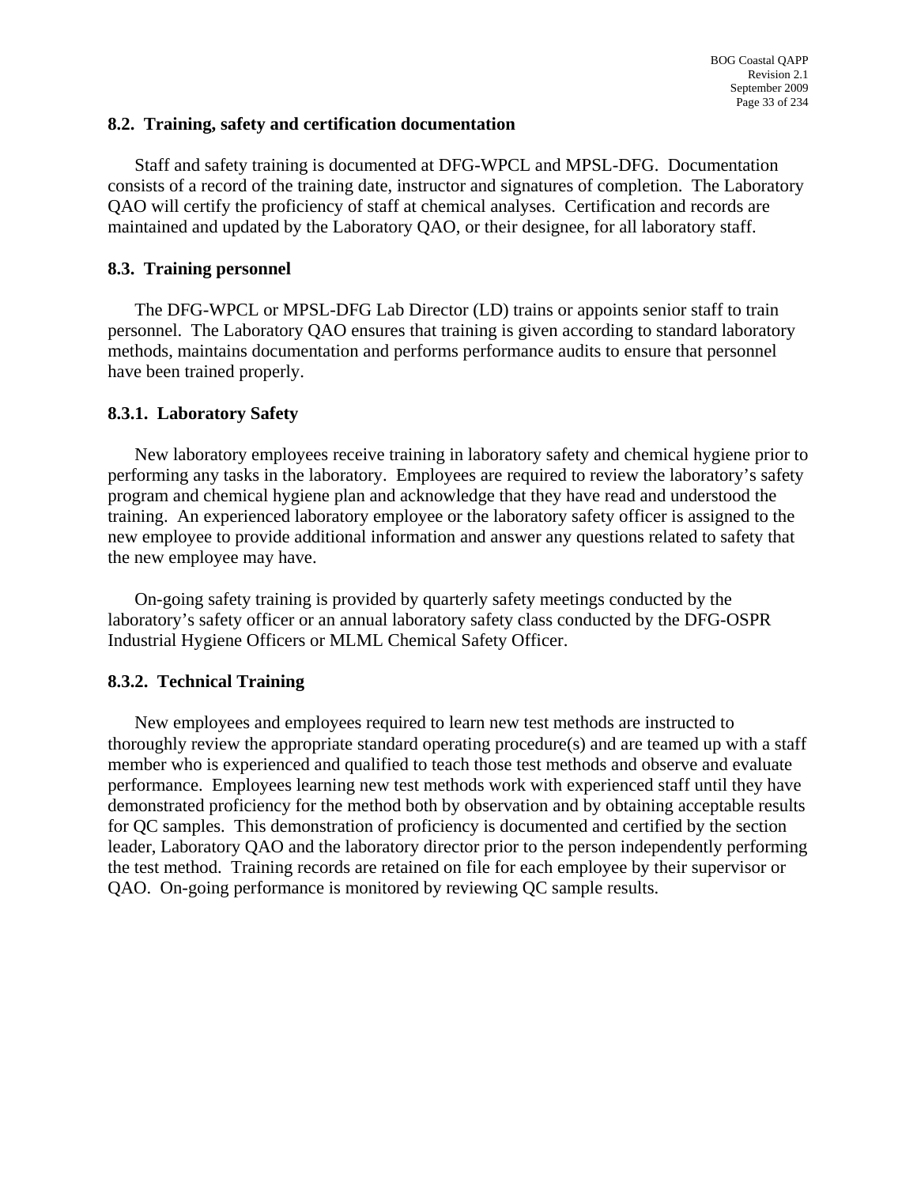## 8.2. Training, safety and certification documentation

Staff and safety training is documented at DFG-WPCL and MPSL-DFG. Documentation consists of a record of the training date, instructor and signatures of completion. The Laboratory QAO will certify the proficiency of staff at chemical analyses. Certification and records are maintained and updated by the Laboratory QAO, or their designee, for all laboratory staff.

## 8.3. Training personnel

The DFG-WPCL or MPSL-DFG Lab Director (LD) trains or appoints senior staff to train personnel. The Laboratory QAO ensures that training is given according to standard laboratory methods, maintains documentation and performs performance audits to ensure that personnel have been trained properly.

### 8.3.1. Laboratory Safety

New laboratory employees receive training in laboratory safety and chemical hygiene prior to performing any tasks in the laboratory. Employees are required to review the laboratory's safety program and chemical hygiene plan and acknowledge that they have read and understood the training. An experienced laboratory employee or the laboratory safety officer is assigned to the new employee to provide additional information and answer any questions related to safety that the new employee may have.

On-going safety training is provided by quarterly safety meetings conducted by the laboratory's safety officer or an annual laboratory safety class conducted by the DFG-OSPR Industrial Hygiene Officers or MLML Chemical Safety Officer.

### 8.3.2. Technical Training

New employees and employees required to learn new test methods are instructed to thoroughly review the appropriate standard operating procedure(s) and are teamed up with a staff member who is experienced and qualified to teach those test methods and observe and evaluate performance. Employees learning new test methods work with experienced staff until they have demonstrated proficiency for the method both by observation and by obtaining acceptable results for QC samples. This demonstration of proficiency is documented and certified by the section leader, Laboratory QAO and the laboratory director prior to the person independently performing the test method. Training records are retained on file for each employee by their supervisor or QAO. On-going performance is monitored by reviewing QC sample results.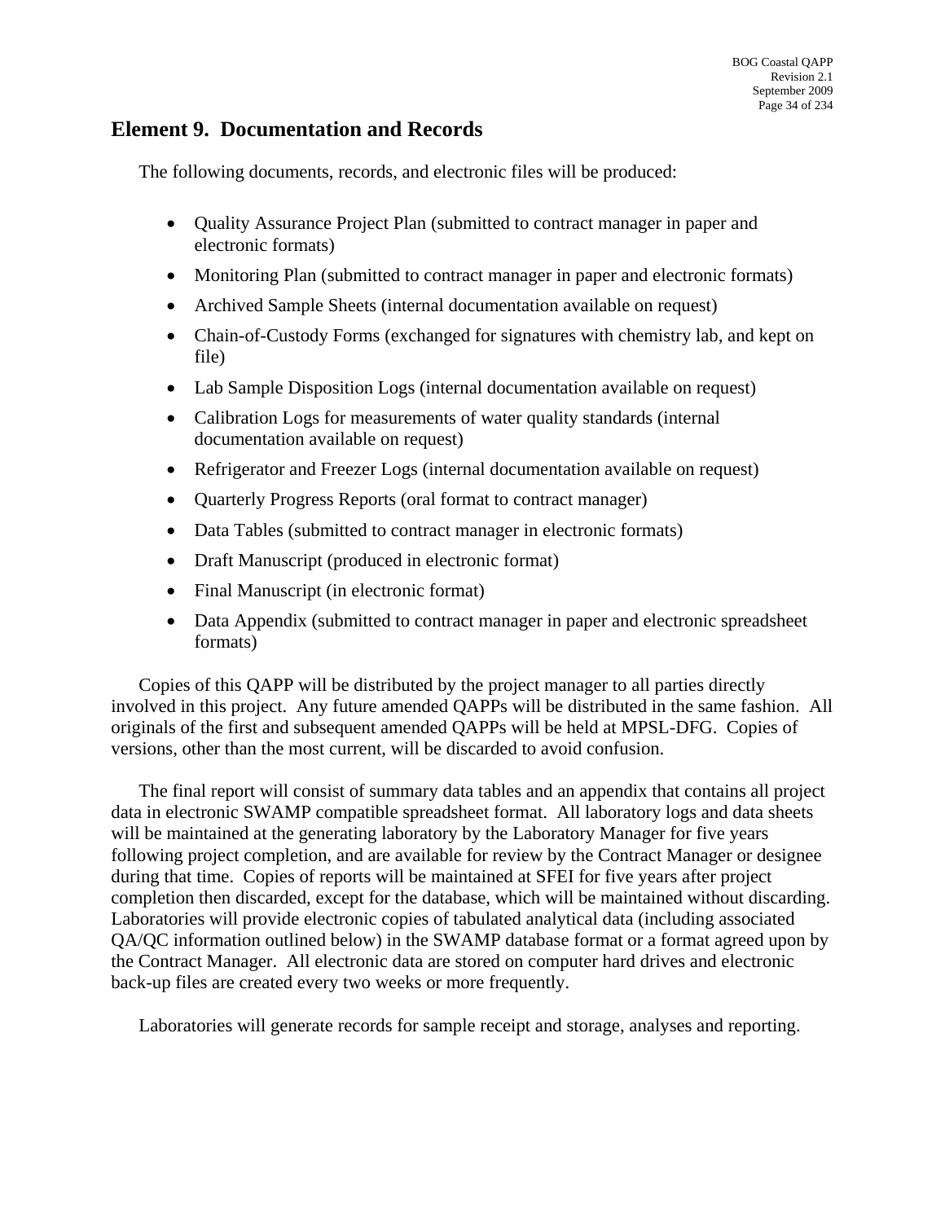## Element 9. Documentation and Records

The following documents, records, and electronic files will be produced:

- Quality Assurance Project Plan (submitted to contract manager in paper and electronic formats)
- Monitoring Plan (submitted to contract manager in paper and electronic formats)
- Archived Sample Sheets (internal documentation available on request)
- Chain-of-Custody Forms (exchanged for signatures with chemistry lab, and kept on file)
- Lab Sample Disposition Logs (internal documentation available on request)
- Calibration Logs for measurements of water quality standards (internal documentation available on request)
- Refrigerator and Freezer Logs (internal documentation available on request)
- Quarterly Progress Reports (oral format to contract manager)
- Data Tables (submitted to contract manager in electronic formats)
- Draft Manuscript (produced in electronic format)
- Final Manuscript (in electronic format)
- Data Appendix (submitted to contract manager in paper and electronic spreadsheet formats)

Copies of this QAPP will be distributed by the project manager to all parties directly involved in this project. Any future amended QAPPs will be distributed in the same fashion. All originals of the first and subsequent amended QAPPs will be held at MPSL-DFG. Copies of versions, other than the most current, will be discarded to avoid confusion.

The final report will consist of summary data tables and an appendix that contains all project data in electronic SWAMP compatible spreadsheet format. All laboratory logs and data sheets will be maintained at the generating laboratory by the Laboratory Manager for five years following project completion, and are available for review by the Contract Manager or designee during that time. Copies of reports will be maintained at SFEI for five years after project completion then discarded, except for the database, which will be maintained without discarding. Laboratories will provide electronic copies of tabulated analytical data (including associated QA/QC information outlined below) in the SWAMP database format or a format agreed upon by the Contract Manager. All electronic data are stored on computer hard drives and electronic back-up files are created every two weeks or more frequently.

Laboratories will generate records for sample receipt and storage, analyses and reporting.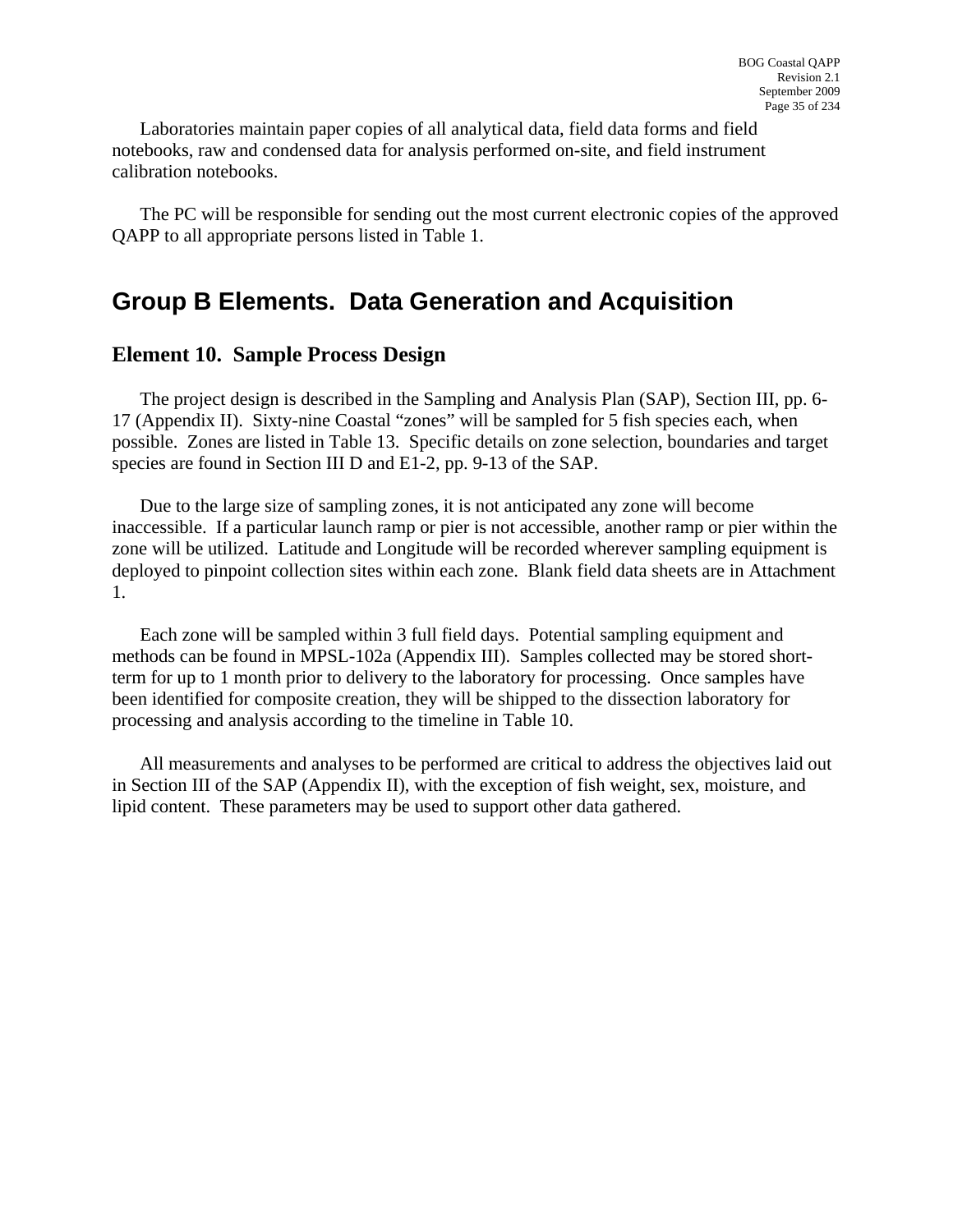Laboratories maintain paper copies of all analytical data, field data forms and field notebooks, raw and condensed data for analysis performed on-site, and field instrument calibration notebooks.

The PC will be responsible for sending out the most current electronic copies of the approved QAPP to all appropriate persons listed in Table 1.

# Group B Elements. Data Generation and Acquisition

## Element 10. Sample Process Design

The project design is described in the Sampling and Analysis Plan (SAP), Section III, pp. 6-17 (Appendix II). Sixty-nine Coastal "zones" will be sampled for 5 fish species each, when possible. Zones are listed in Table 13. Specific details on zone selection, boundaries and target species are found in Section III D and E1-2, pp. 9-13 of the SAP.

Due to the large size of sampling zones, it is not anticipated any zone will become inaccessible. If a particular launch ramp or pier is not accessible, another ramp or pier within the zone will be utilized. Latitude and Longitude will be recorded wherever sampling equipment is deployed to pinpoint collection sites within each zone. Blank field data sheets are in Attachment 1.

Each zone will be sampled within 3 full field days. Potential sampling equipment and methods can be found in MPSL-102a (Appendix III). Samples collected may be stored short-term for up to 1 month prior to delivery to the laboratory for processing. Once samples have been identified for composite creation, they will be shipped to the dissection laboratory for processing and analysis according to the timeline in Table 10.

All measurements and analyses to be performed are critical to address the objectives laid out in Section III of the SAP (Appendix II), with the exception of fish weight, sex, moisture, and lipid content. These parameters may be used to support other data gathered.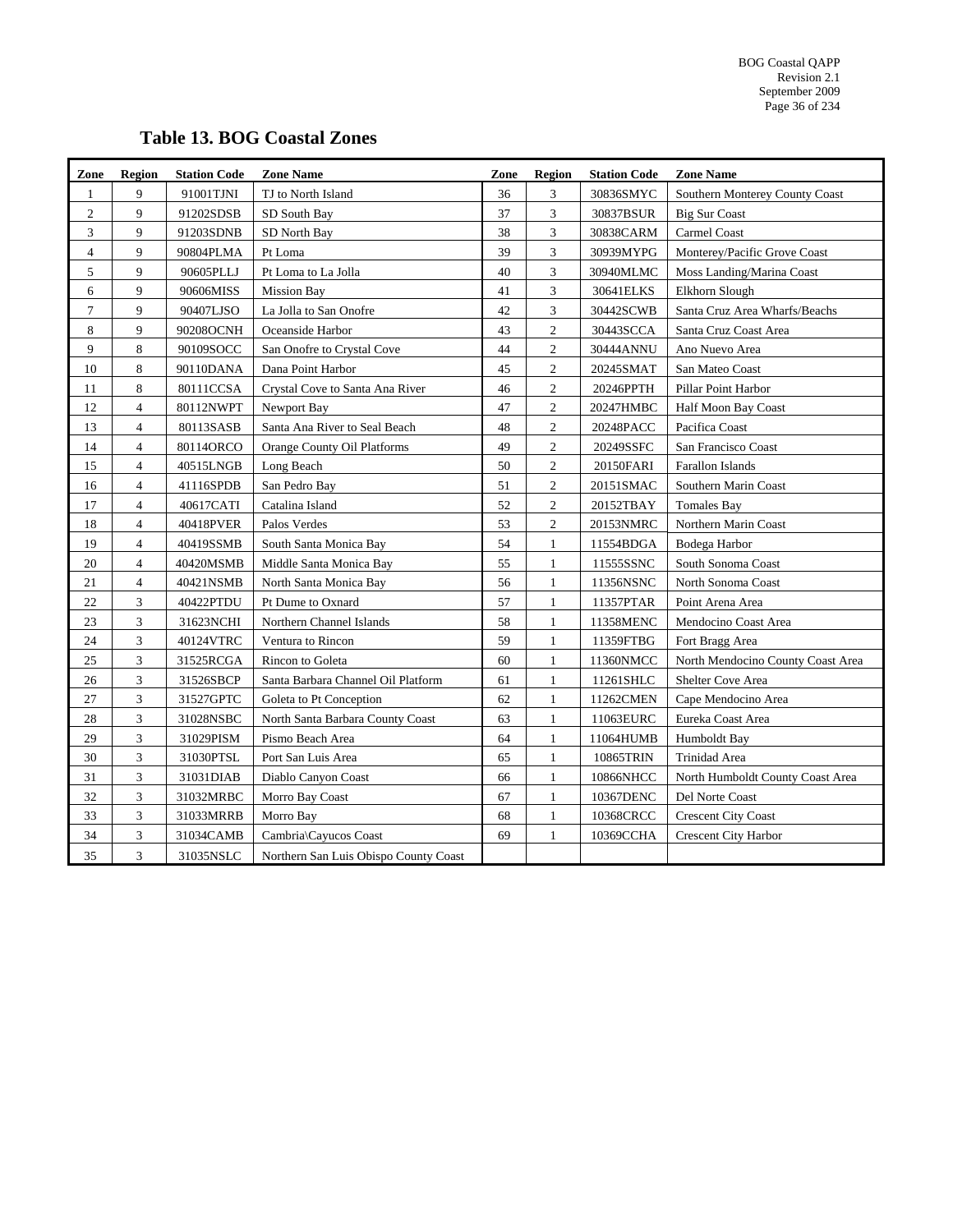# Table 13. BOG Coastal Zones

| Zone | Region | Station Code | Zone Name | Zone | Region | Station Code | Zone Name |
|---|---|---|---|---|---|---|---|
| 1 | 9 | 91001TJNI | TJ to North Island | 36 | 3 | 30836SMYC | Southern Monterey County Coast |
| 2 | 9 | 91202SDSB | SD South Bay | 37 | 3 | 30837BSUR | Big Sur Coast |
| 3 | 9 | 91203SDNB | SD North Bay | 38 | 3 | 30838CARM | Carmel Coast |
| 4 | 9 | 90804PLMA | Pt Loma | 39 | 3 | 30939MYPG | Monterey/Pacific Grove Coast |
| 5 | 9 | 90605PLLJ | Pt Loma to La Jolla | 40 | 3 | 30940MLMC | Moss Landing/Marina Coast |
| 6 | 9 | 90606MISS | Mission Bay | 41 | 3 | 30641ELKS | Elkhorn Slough |
| 7 | 9 | 90407LJSO | La Jolla to San Onofre | 42 | 3 | 30442SCWB | Santa Cruz Area Wharfs/Beachs |
| 8 | 9 | 90208OCNH | Oceanside Harbor | 43 | 2 | 30443SCCA | Santa Cruz Coast Area |
| 9 | 8 | 90109SOCC | San Onofre to Crystal Cove | 44 | 2 | 30444ANNU | Ano Nuevo Area |
| 10 | 8 | 90110DANA | Dana Point Harbor | 45 | 2 | 20245SMAT | San Mateo Coast |
| 11 | 8 | 80111CCSA | Crystal Cove to Santa Ana River | 46 | 2 | 20246PPTH | Pillar Point Harbor |
| 12 | 4 | 80112NWPT | Newport Bay | 47 | 2 | 20247HMBC | Half Moon Bay Coast |
| 13 | 4 | 80113SASB | Santa Ana River to Seal Beach | 48 | 2 | 20248PACC | Pacifica Coast |
| 14 | 4 | 80114ORCO | Orange County Oil Platforms | 49 | 2 | 20249SSFC | San Francisco Coast |
| 15 | 4 | 40515LNGB | Long Beach | 50 | 2 | 20150FARI | Farallon Islands |
| 16 | 4 | 41116SPDB | San Pedro Bay | 51 | 2 | 20151SMAC | Southern Marin Coast |
| 17 | 4 | 40617CATI | Catalina Island | 52 | 2 | 20152TBAY | Tomales Bay |
| 18 | 4 | 40418PVER | Palos Verdes | 53 | 2 | 20153NMRC | Northern Marin Coast |
| 19 | 4 | 40419SSMB | South Santa Monica Bay | 54 | 1 | 11554BDGA | Bodega Harbor |
| 20 | 4 | 40420MSMB | Middle Santa Monica Bay | 55 | 1 | 11555SSNC | South Sonoma Coast |
| 21 | 4 | 40421NSMB | North Santa Monica Bay | 56 | 1 | 11356NSNC | North Sonoma Coast |
| 22 | 3 | 40422PTDU | Pt Dume to Oxnard | 57 | 1 | 11357PTAR | Point Arena Area |
| 23 | 3 | 31623NCHI | Northern Channel Islands | 58 | 1 | 11358MENC | Mendocino Coast Area |
| 24 | 3 | 40124VTRC | Ventura to Rincon | 59 | 1 | 11359FTBG | Fort Bragg Area |
| 25 | 3 | 31525RCGA | Rincon to Goleta | 60 | 1 | 11360NMCC | North Mendocino County Coast Area |
| 26 | 3 | 31526SBCP | Santa Barbara Channel Oil Platform | 61 | 1 | 11261SHLC | Shelter Cove Area |
| 27 | 3 | 31527GPTC | Goleta to Pt Conception | 62 | 1 | 11262CMEN | Cape Mendocino Area |
| 28 | 3 | 31028NSBC | North Santa Barbara County Coast | 63 | 1 | 11063EURC | Eureka Coast Area |
| 29 | 3 | 31029PISM | Pismo Beach Area | 64 | 1 | 11064HUMB | Humboldt Bay |
| 30 | 3 | 31030PTSL | Port San Luis Area | 65 | 1 | 10865TRIN | Trinidad Area |
| 31 | 3 | 31031DIAB | Diablo Canyon Coast | 66 | 1 | 10866NHCC | North Humboldt County Coast Area |
| 32 | 3 | 31032MRBC | Morro Bay Coast | 67 | 1 | 10367DENC | Del Norte Coast |
| 33 | 3 | 31033MRRB | Morro Bay | 68 | 1 | 10368CRCC | Crescent City Coast |
| 34 | 3 | 31034CAMB | Cambria\Cayucos Coast | 69 | 1 | 10369CCHA | Crescent City Harbor |
| 35 | 3 | 31035NSLC | Northern San Luis Obispo County Coast | | | | |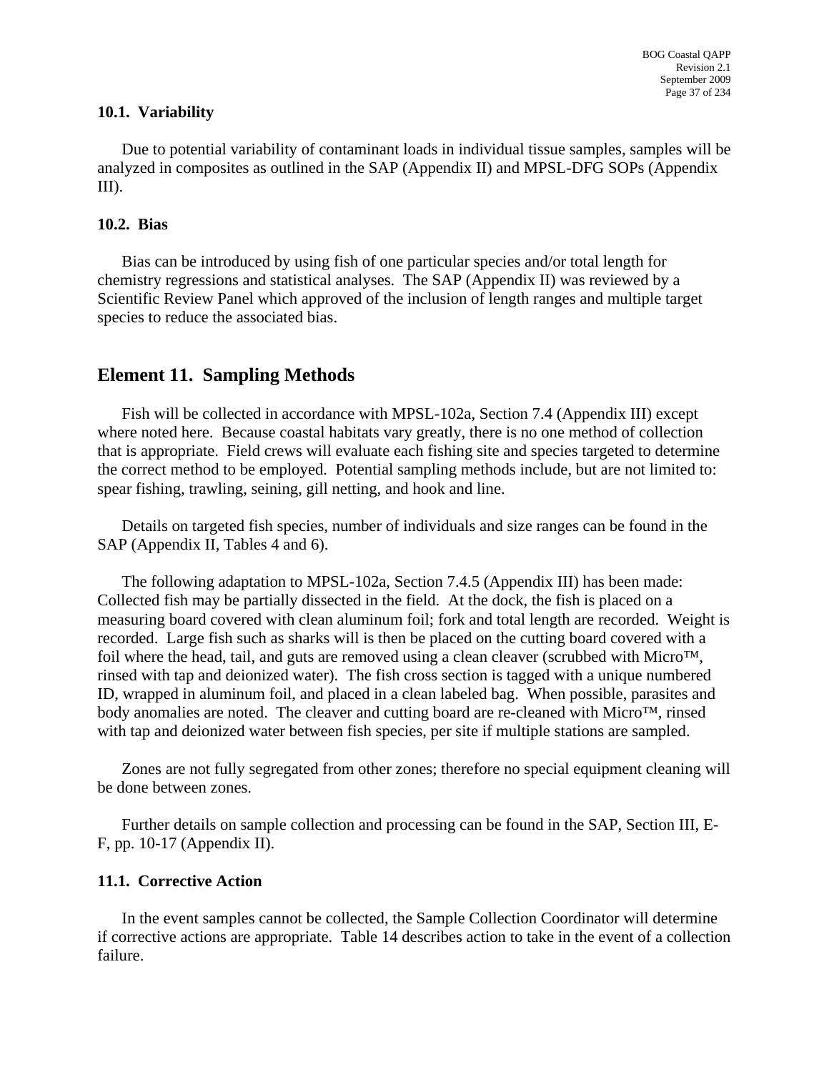### 10.1. Variability

Due to potential variability of contaminant loads in individual tissue samples, samples will be analyzed in composites as outlined in the SAP (Appendix II) and MPSL-DFG SOPs (Appendix III).

### 10.2. Bias

Bias can be introduced by using fish of one particular species and/or total length for chemistry regressions and statistical analyses. The SAP (Appendix II) was reviewed by a Scientific Review Panel which approved of the inclusion of length ranges and multiple target species to reduce the associated bias.

## Element 11. Sampling Methods

Fish will be collected in accordance with MPSL-102a, Section 7.4 (Appendix III) except where noted here. Because coastal habitats vary greatly, there is no one method of collection that is appropriate. Field crews will evaluate each fishing site and species targeted to determine the correct method to be employed. Potential sampling methods include, but are not limited to: spear fishing, trawling, seining, gill netting, and hook and line.

Details on targeted fish species, number of individuals and size ranges can be found in the SAP (Appendix II, Tables 4 and 6).

The following adaptation to MPSL-102a, Section 7.4.5 (Appendix III) has been made: Collected fish may be partially dissected in the field. At the dock, the fish is placed on a measuring board covered with clean aluminum foil; fork and total length are recorded. Weight is recorded. Large fish such as sharks will is then be placed on the cutting board covered with a foil where the head, tail, and guts are removed using a clean cleaver (scrubbed with Micro™, rinsed with tap and deionized water). The fish cross section is tagged with a unique numbered ID, wrapped in aluminum foil, and placed in a clean labeled bag. When possible, parasites and body anomalies are noted. The cleaver and cutting board are re-cleaned with Micro™, rinsed with tap and deionized water between fish species, per site if multiple stations are sampled.

Zones are not fully segregated from other zones; therefore no special equipment cleaning will be done between zones.

Further details on sample collection and processing can be found in the SAP, Section III, E-F, pp. 10-17 (Appendix II).

### 11.1. Corrective Action

In the event samples cannot be collected, the Sample Collection Coordinator will determine if corrective actions are appropriate. Table 14 describes action to take in the event of a collection failure.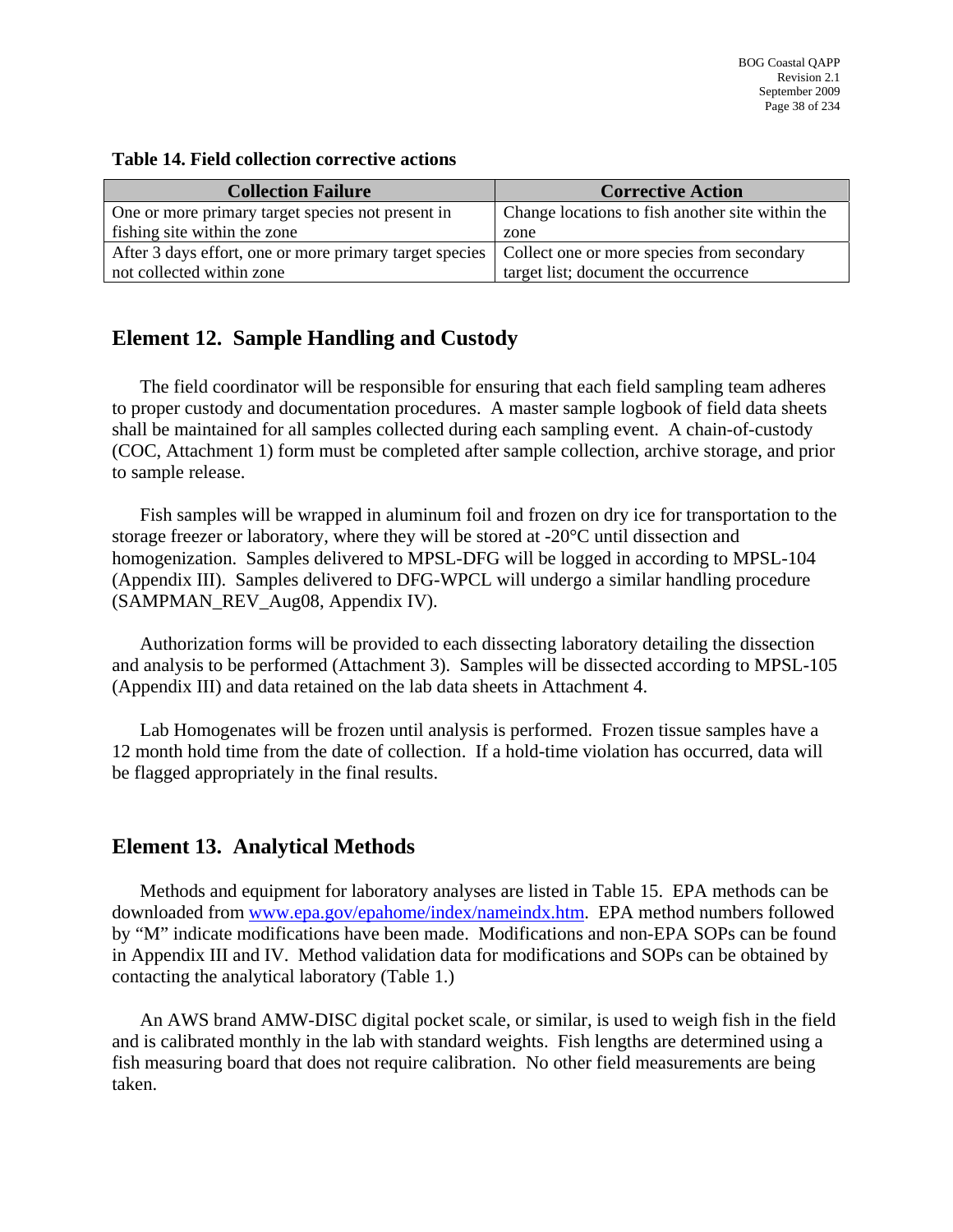**Table 14. Field collection corrective actions**

| Collection Failure | Corrective Action |
|---|---|
| One or more primary target species not present in fishing site within the zone | Change locations to fish another site within the zone |
| After 3 days effort, one or more primary target species not collected within zone | Collect one or more species from secondary target list; document the occurrence |

## Element 12. Sample Handling and Custody

The field coordinator will be responsible for ensuring that each field sampling team adheres to proper custody and documentation procedures. A master sample logbook of field data sheets shall be maintained for all samples collected during each sampling event. A chain-of-custody (COC, Attachment 1) form must be completed after sample collection, archive storage, and prior to sample release.

Fish samples will be wrapped in aluminum foil and frozen on dry ice for transportation to the storage freezer or laboratory, where they will be stored at -20°C until dissection and homogenization. Samples delivered to MPSL-DFG will be logged in according to MPSL-104 (Appendix III). Samples delivered to DFG-WPCL will undergo a similar handling procedure (SAMPMAN_REV_Aug08, Appendix IV).

Authorization forms will be provided to each dissecting laboratory detailing the dissection and analysis to be performed (Attachment 3). Samples will be dissected according to MPSL-105 (Appendix III) and data retained on the lab data sheets in Attachment 4.

Lab Homogenates will be frozen until analysis is performed. Frozen tissue samples have a 12 month hold time from the date of collection. If a hold-time violation has occurred, data will be flagged appropriately in the final results.

## Element 13. Analytical Methods

Methods and equipment for laboratory analyses are listed in Table 15. EPA methods can be downloaded from www.epa.gov/epahome/index/nameindx.htm. EPA method numbers followed by "M" indicate modifications have been made. Modifications and non-EPA SOPs can be found in Appendix III and IV. Method validation data for modifications and SOPs can be obtained by contacting the analytical laboratory (Table 1.)

An AWS brand AMW-DISC digital pocket scale, or similar, is used to weigh fish in the field and is calibrated monthly in the lab with standard weights. Fish lengths are determined using a fish measuring board that does not require calibration. No other field measurements are being taken.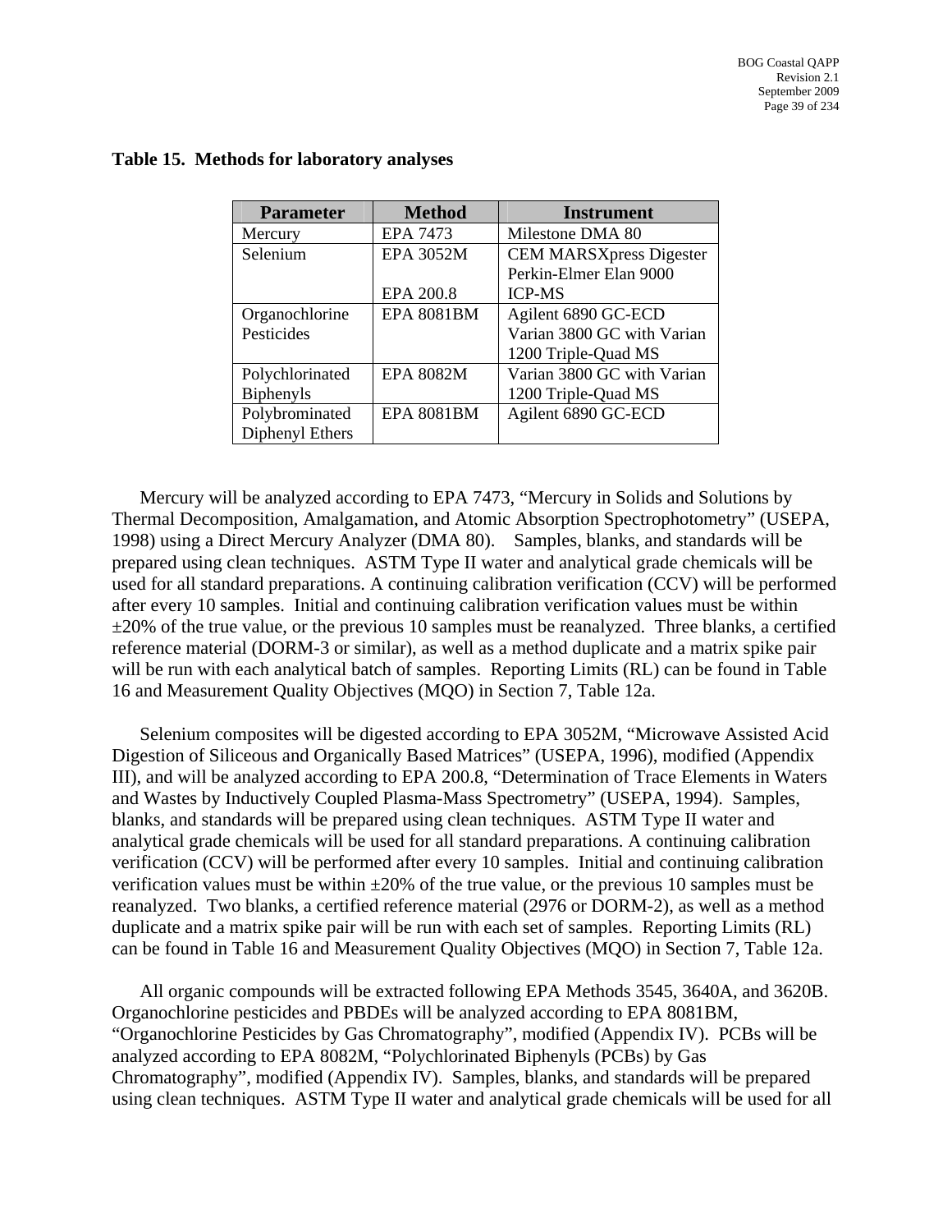**Table 15. Methods for laboratory analyses**

| Parameter | Method | Instrument |
| --- | --- | --- |
| Mercury | EPA 7473 | Milestone DMA 80 |
| Selenium | EPA 3052M<br><br>EPA 200.8 | CEM MARSXpress Digester<br>Perkin-Elmer Elan 9000 ICP-MS |
| Organochlorine Pesticides | EPA 8081BM | Agilent 6890 GC-ECD<br>Varian 3800 GC with Varian 1200 Triple-Quad MS |
| Polychlorinated Biphenyls | EPA 8082M | Varian 3800 GC with Varian 1200 Triple-Quad MS |
| Polybrominated Diphenyl Ethers | EPA 8081BM | Agilent 6890 GC-ECD |

Mercury will be analyzed according to EPA 7473, "Mercury in Solids and Solutions by Thermal Decomposition, Amalgamation, and Atomic Absorption Spectrophotometry" (USEPA, 1998) using a Direct Mercury Analyzer (DMA 80). Samples, blanks, and standards will be prepared using clean techniques. ASTM Type II water and analytical grade chemicals will be used for all standard preparations. A continuing calibration verification (CCV) will be performed after every 10 samples. Initial and continuing calibration verification values must be within ±20% of the true value, or the previous 10 samples must be reanalyzed. Three blanks, a certified reference material (DORM-3 or similar), as well as a method duplicate and a matrix spike pair will be run with each analytical batch of samples. Reporting Limits (RL) can be found in Table 16 and Measurement Quality Objectives (MQO) in Section 7, Table 12a.

Selenium composites will be digested according to EPA 3052M, "Microwave Assisted Acid Digestion of Siliceous and Organically Based Matrices" (USEPA, 1996), modified (Appendix III), and will be analyzed according to EPA 200.8, "Determination of Trace Elements in Waters and Wastes by Inductively Coupled Plasma-Mass Spectrometry" (USEPA, 1994). Samples, blanks, and standards will be prepared using clean techniques. ASTM Type II water and analytical grade chemicals will be used for all standard preparations. A continuing calibration verification (CCV) will be performed after every 10 samples. Initial and continuing calibration verification values must be within ±20% of the true value, or the previous 10 samples must be reanalyzed. Two blanks, a certified reference material (2976 or DORM-2), as well as a method duplicate and a matrix spike pair will be run with each set of samples. Reporting Limits (RL) can be found in Table 16 and Measurement Quality Objectives (MQO) in Section 7, Table 12a.

All organic compounds will be extracted following EPA Methods 3545, 3640A, and 3620B. Organochlorine pesticides and PBDEs will be analyzed according to EPA 8081BM, "Organochlorine Pesticides by Gas Chromatography", modified (Appendix IV). PCBs will be analyzed according to EPA 8082M, "Polychlorinated Biphenyls (PCBs) by Gas Chromatography", modified (Appendix IV). Samples, blanks, and standards will be prepared using clean techniques. ASTM Type II water and analytical grade chemicals will be used for all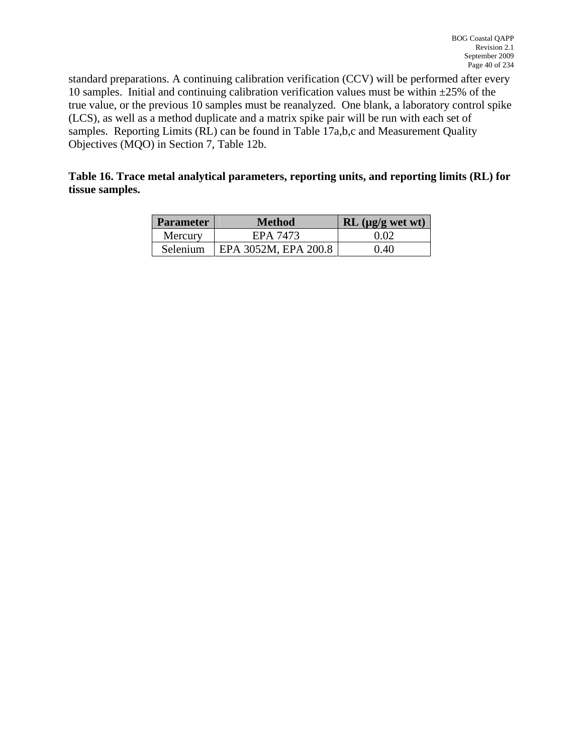standard preparations. A continuing calibration verification (CCV) will be performed after every 10 samples. Initial and continuing calibration verification values must be within ±25% of the true value, or the previous 10 samples must be reanalyzed. One blank, a laboratory control spike (LCS), as well as a method duplicate and a matrix spike pair will be run with each set of samples. Reporting Limits (RL) can be found in Table 17a,b,c and Measurement Quality Objectives (MQO) in Section 7, Table 12b.

**Table 16. Trace metal analytical parameters, reporting units, and reporting limits (RL) for tissue samples.**

| Parameter | Method | RL (μg/g wet wt) |
|---|---|---|
| Mercury | EPA 7473 | 0.02 |
| Selenium | EPA 3052M, EPA 200.8 | 0.40 |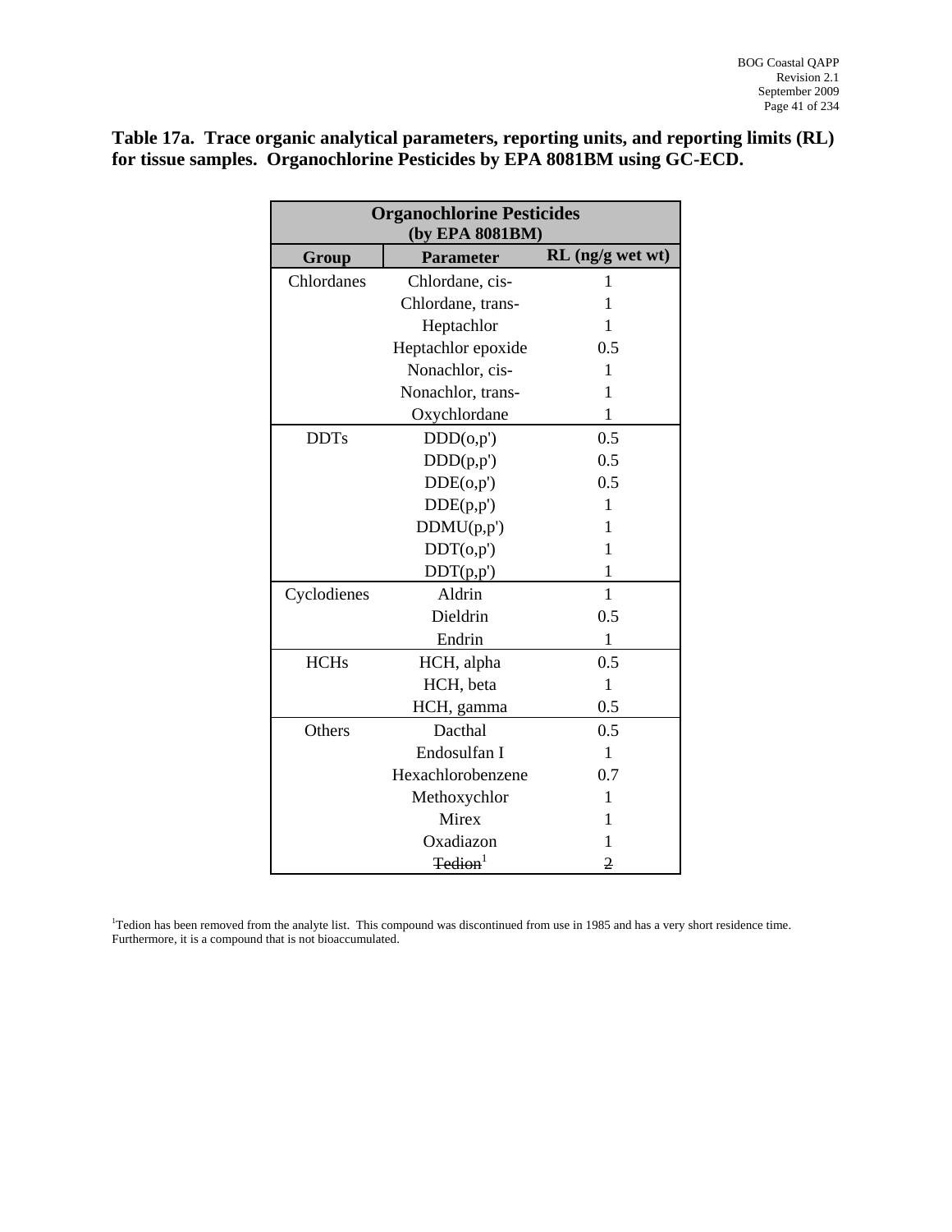**Table 17a. Trace organic analytical parameters, reporting units, and reporting limits (RL) for tissue samples. Organochlorine Pesticides by EPA 8081BM using GC-ECD.**

| Organochlorine Pesticides (by EPA 8081BM) | | |
|---|---|---|
| **Group** | **Parameter** | **RL (ng/g wet wt)** |
| Chlordanes | Chlordane, cis- | 1 |
| | Chlordane, trans- | 1 |
| | Heptachlor | 1 |
| | Heptachlor epoxide | 0.5 |
| | Nonachlor, cis- | 1 |
| | Nonachlor, trans- | 1 |
| | Oxychlordane | 1 |
| DDTs | DDD(o,p') | 0.5 |
| | DDD(p,p') | 0.5 |
| | DDE(o,p') | 0.5 |
| | DDE(p,p') | 1 |
| | DDMU(p,p') | 1 |
| | DDT(o,p') | 1 |
| | DDT(p,p') | 1 |
| Cyclodienes | Aldrin | 1 |
| | Dieldrin | 0.5 |
| | Endrin | 1 |
| HCHs | HCH, alpha | 0.5 |
| | HCH, beta | 1 |
| | HCH, gamma | 0.5 |
| Others | Dacthal | 0.5 |
| | Endosulfan I | 1 |
| | Hexachlorobenzene | 0.7 |
| | Methoxychlor | 1 |
| | Mirex | 1 |
| | Oxadiazon | 1 |
| | ~~Tedion~~[1] | ~~2~~ |

[1]Tedion has been removed from the analyte list. This compound was discontinued from use in 1985 and has a very short residence time. Furthermore, it is a compound that is not bioaccumulated.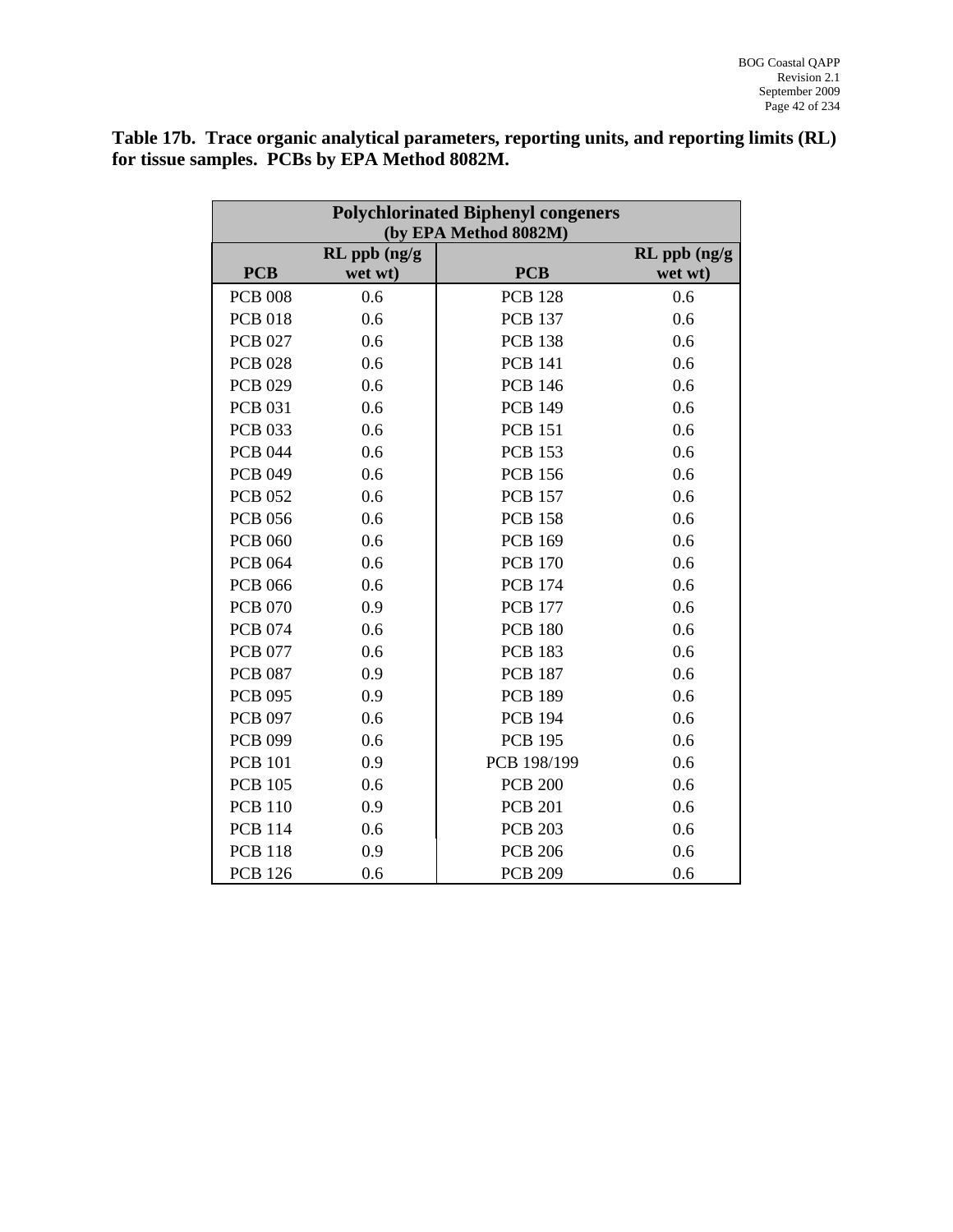**Table 17b. Trace organic analytical parameters, reporting units, and reporting limits (RL) for tissue samples. PCBs by EPA Method 8082M.**

| Polychlorinated Biphenyl congeners (by EPA Method 8082M) | | | |
|---|---|---|---|
| **PCB** | **RL ppb (ng/g wet wt)** | **PCB** | **RL ppb (ng/g wet wt)** |
| PCB 008 | 0.6 | PCB 128 | 0.6 |
| PCB 018 | 0.6 | PCB 137 | 0.6 |
| PCB 027 | 0.6 | PCB 138 | 0.6 |
| PCB 028 | 0.6 | PCB 141 | 0.6 |
| PCB 029 | 0.6 | PCB 146 | 0.6 |
| PCB 031 | 0.6 | PCB 149 | 0.6 |
| PCB 033 | 0.6 | PCB 151 | 0.6 |
| PCB 044 | 0.6 | PCB 153 | 0.6 |
| PCB 049 | 0.6 | PCB 156 | 0.6 |
| PCB 052 | 0.6 | PCB 157 | 0.6 |
| PCB 056 | 0.6 | PCB 158 | 0.6 |
| PCB 060 | 0.6 | PCB 169 | 0.6 |
| PCB 064 | 0.6 | PCB 170 | 0.6 |
| PCB 066 | 0.6 | PCB 174 | 0.6 |
| PCB 070 | 0.9 | PCB 177 | 0.6 |
| PCB 074 | 0.6 | PCB 180 | 0.6 |
| PCB 077 | 0.6 | PCB 183 | 0.6 |
| PCB 087 | 0.9 | PCB 187 | 0.6 |
| PCB 095 | 0.9 | PCB 189 | 0.6 |
| PCB 097 | 0.6 | PCB 194 | 0.6 |
| PCB 099 | 0.6 | PCB 195 | 0.6 |
| PCB 101 | 0.9 | PCB 198/199 | 0.6 |
| PCB 105 | 0.6 | PCB 200 | 0.6 |
| PCB 110 | 0.9 | PCB 201 | 0.6 |
| PCB 114 | 0.6 | PCB 203 | 0.6 |
| PCB 118 | 0.9 | PCB 206 | 0.6 |
| PCB 126 | 0.6 | PCB 209 | 0.6 |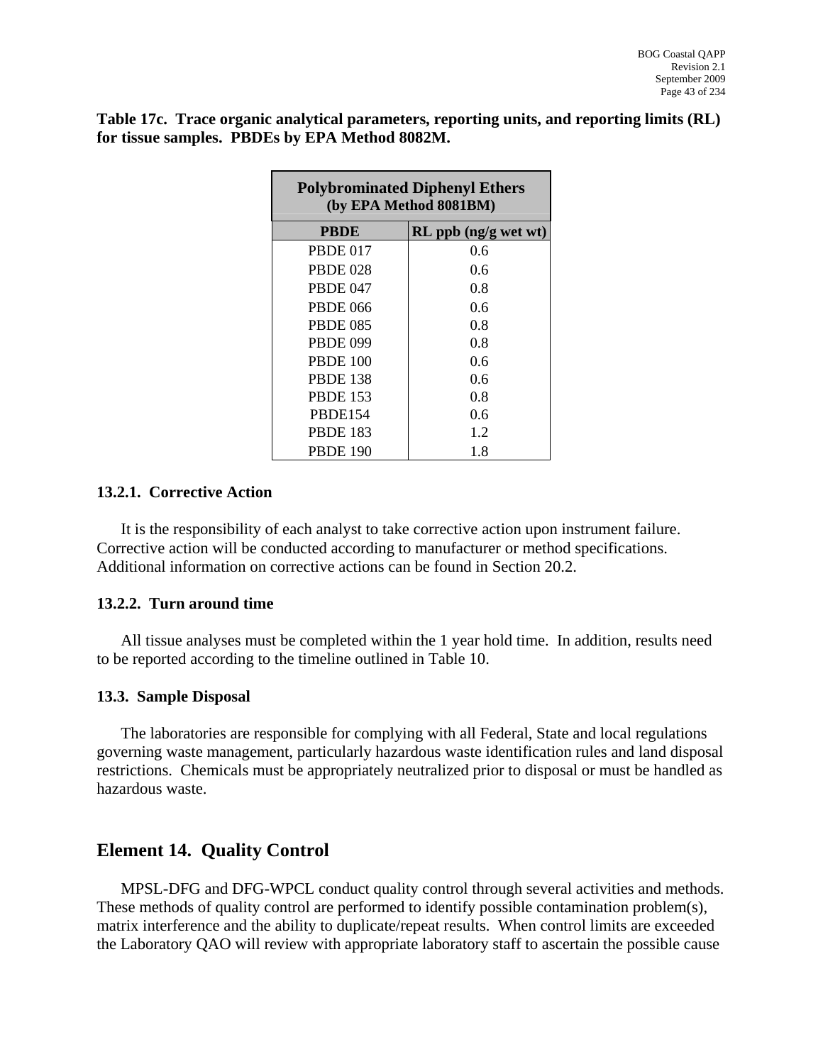**Table 17c. Trace organic analytical parameters, reporting units, and reporting limits (RL) for tissue samples. PBDEs by EPA Method 8082M.**

| Polybrominated Diphenyl Ethers (by EPA Method 8081BM) | |
|---|---|
| **PBDE** | **RL ppb (ng/g wet wt)** |
| PBDE 017 | 0.6 |
| PBDE 028 | 0.6 |
| PBDE 047 | 0.8 |
| PBDE 066 | 0.6 |
| PBDE 085 | 0.8 |
| PBDE 099 | 0.8 |
| PBDE 100 | 0.6 |
| PBDE 138 | 0.6 |
| PBDE 153 | 0.8 |
| PBDE154 | 0.6 |
| PBDE 183 | 1.2 |
| PBDE 190 | 1.8 |

### 13.2.1. Corrective Action

It is the responsibility of each analyst to take corrective action upon instrument failure. Corrective action will be conducted according to manufacturer or method specifications. Additional information on corrective actions can be found in Section 20.2.

### 13.2.2. Turn around time

All tissue analyses must be completed within the 1 year hold time. In addition, results need to be reported according to the timeline outlined in Table 10.

### 13.3. Sample Disposal

The laboratories are responsible for complying with all Federal, State and local regulations governing waste management, particularly hazardous waste identification rules and land disposal restrictions. Chemicals must be appropriately neutralized prior to disposal or must be handled as hazardous waste.

## Element 14. Quality Control

MPSL-DFG and DFG-WPCL conduct quality control through several activities and methods. These methods of quality control are performed to identify possible contamination problem(s), matrix interference and the ability to duplicate/repeat results. When control limits are exceeded the Laboratory QAO will review with appropriate laboratory staff to ascertain the possible cause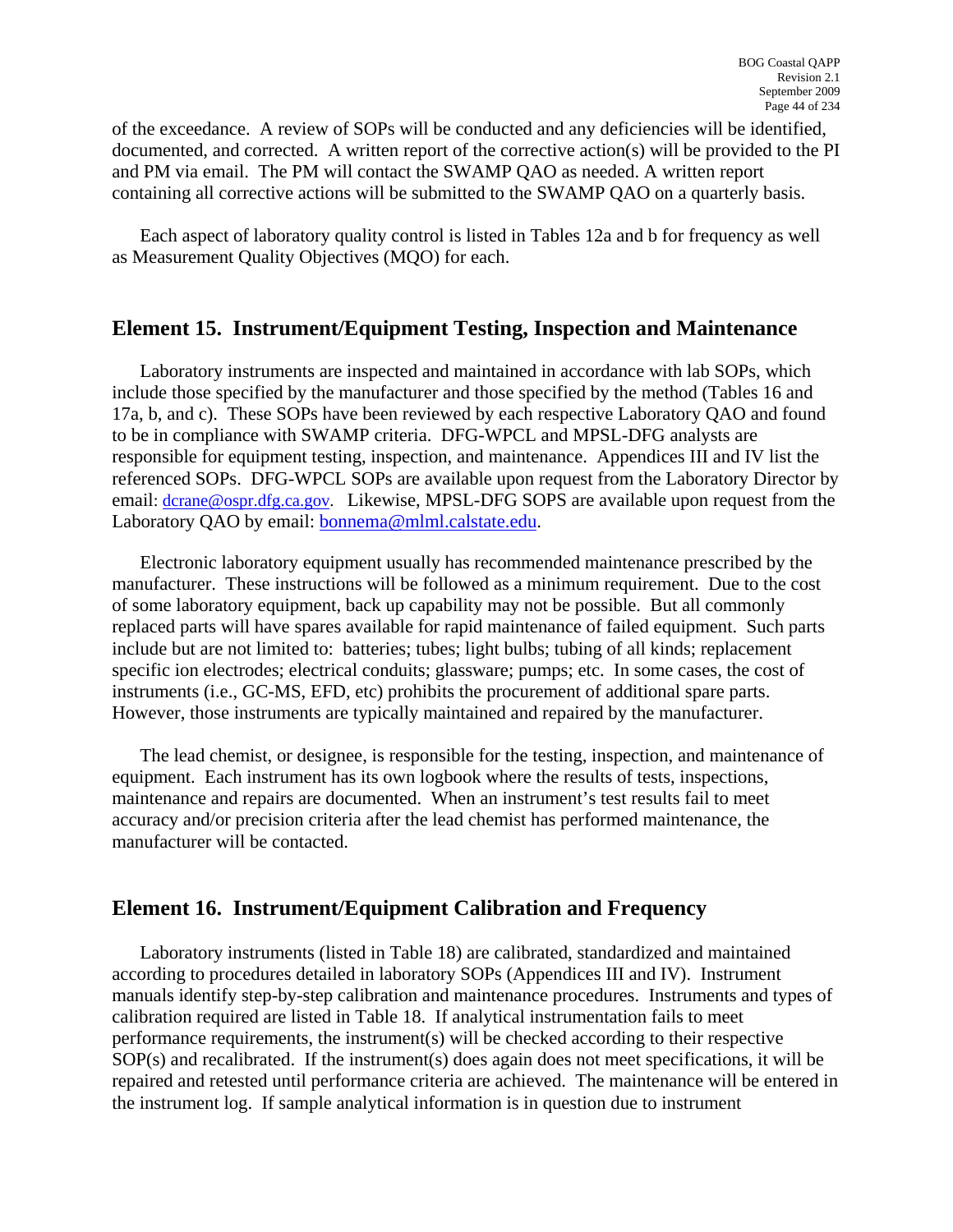of the exceedance. A review of SOPs will be conducted and any deficiencies will be identified, documented, and corrected. A written report of the corrective action(s) will be provided to the PI and PM via email. The PM will contact the SWAMP QAO as needed. A written report containing all corrective actions will be submitted to the SWAMP QAO on a quarterly basis.

Each aspect of laboratory quality control is listed in Tables 12a and b for frequency as well as Measurement Quality Objectives (MQO) for each.

## Element 15. Instrument/Equipment Testing, Inspection and Maintenance

Laboratory instruments are inspected and maintained in accordance with lab SOPs, which include those specified by the manufacturer and those specified by the method (Tables 16 and 17a, b, and c). These SOPs have been reviewed by each respective Laboratory QAO and found to be in compliance with SWAMP criteria. DFG-WPCL and MPSL-DFG analysts are responsible for equipment testing, inspection, and maintenance. Appendices III and IV list the referenced SOPs. DFG-WPCL SOPs are available upon request from the Laboratory Director by email: dcrane@ospr.dfg.ca.gov. Likewise, MPSL-DFG SOPS are available upon request from the Laboratory QAO by email: bonnema@mlml.calstate.edu.

Electronic laboratory equipment usually has recommended maintenance prescribed by the manufacturer. These instructions will be followed as a minimum requirement. Due to the cost of some laboratory equipment, back up capability may not be possible. But all commonly replaced parts will have spares available for rapid maintenance of failed equipment. Such parts include but are not limited to: batteries; tubes; light bulbs; tubing of all kinds; replacement specific ion electrodes; electrical conduits; glassware; pumps; etc. In some cases, the cost of instruments (i.e., GC-MS, EFD, etc) prohibits the procurement of additional spare parts. However, those instruments are typically maintained and repaired by the manufacturer.

The lead chemist, or designee, is responsible for the testing, inspection, and maintenance of equipment. Each instrument has its own logbook where the results of tests, inspections, maintenance and repairs are documented. When an instrument's test results fail to meet accuracy and/or precision criteria after the lead chemist has performed maintenance, the manufacturer will be contacted.

## Element 16. Instrument/Equipment Calibration and Frequency

Laboratory instruments (listed in Table 18) are calibrated, standardized and maintained according to procedures detailed in laboratory SOPs (Appendices III and IV). Instrument manuals identify step-by-step calibration and maintenance procedures. Instruments and types of calibration required are listed in Table 18. If analytical instrumentation fails to meet performance requirements, the instrument(s) will be checked according to their respective SOP(s) and recalibrated. If the instrument(s) does again does not meet specifications, it will be repaired and retested until performance criteria are achieved. The maintenance will be entered in the instrument log. If sample analytical information is in question due to instrument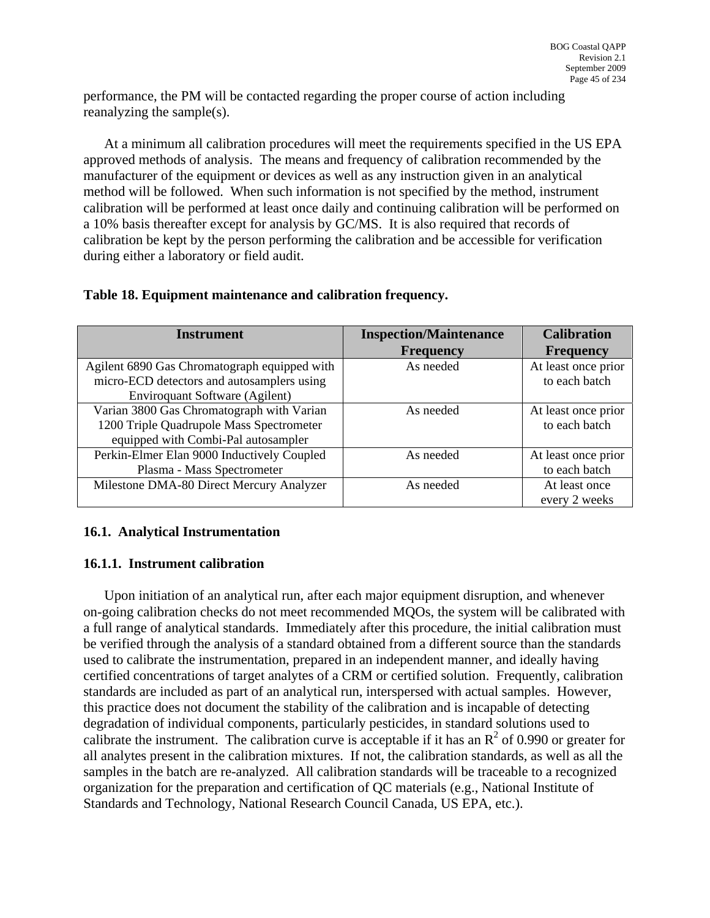performance, the PM will be contacted regarding the proper course of action including reanalyzing the sample(s).

At a minimum all calibration procedures will meet the requirements specified in the US EPA approved methods of analysis. The means and frequency of calibration recommended by the manufacturer of the equipment or devices as well as any instruction given in an analytical method will be followed. When such information is not specified by the method, instrument calibration will be performed at least once daily and continuing calibration will be performed on a 10% basis thereafter except for analysis by GC/MS. It is also required that records of calibration be kept by the person performing the calibration and be accessible for verification during either a laboratory or field audit.

**Table 18. Equipment maintenance and calibration frequency.**

| Instrument | Inspection/Maintenance Frequency | Calibration Frequency |
|---|---|---|
| Agilent 6890 Gas Chromatograph equipped with micro-ECD detectors and autosamplers using Enviroquant Software (Agilent) | As needed | At least once prior to each batch |
| Varian 3800 Gas Chromatograph with Varian 1200 Triple Quadrupole Mass Spectrometer equipped with Combi-Pal autosampler | As needed | At least once prior to each batch |
| Perkin-Elmer Elan 9000 Inductively Coupled Plasma - Mass Spectrometer | As needed | At least once prior to each batch |
| Milestone DMA-80 Direct Mercury Analyzer | As needed | At least once every 2 weeks |

### 16.1. Analytical Instrumentation

#### 16.1.1. Instrument calibration

Upon initiation of an analytical run, after each major equipment disruption, and whenever on-going calibration checks do not meet recommended MQOs, the system will be calibrated with a full range of analytical standards. Immediately after this procedure, the initial calibration must be verified through the analysis of a standard obtained from a different source than the standards used to calibrate the instrumentation, prepared in an independent manner, and ideally having certified concentrations of target analytes of a CRM or certified solution. Frequently, calibration standards are included as part of an analytical run, interspersed with actual samples. However, this practice does not document the stability of the calibration and is incapable of detecting degradation of individual components, particularly pesticides, in standard solutions used to calibrate the instrument. The calibration curve is acceptable if it has an $R^2$ of 0.990 or greater for all analytes present in the calibration mixtures. If not, the calibration standards, as well as all the samples in the batch are re-analyzed. All calibration standards will be traceable to a recognized organization for the preparation and certification of QC materials (e.g., National Institute of Standards and Technology, National Research Council Canada, US EPA, etc.).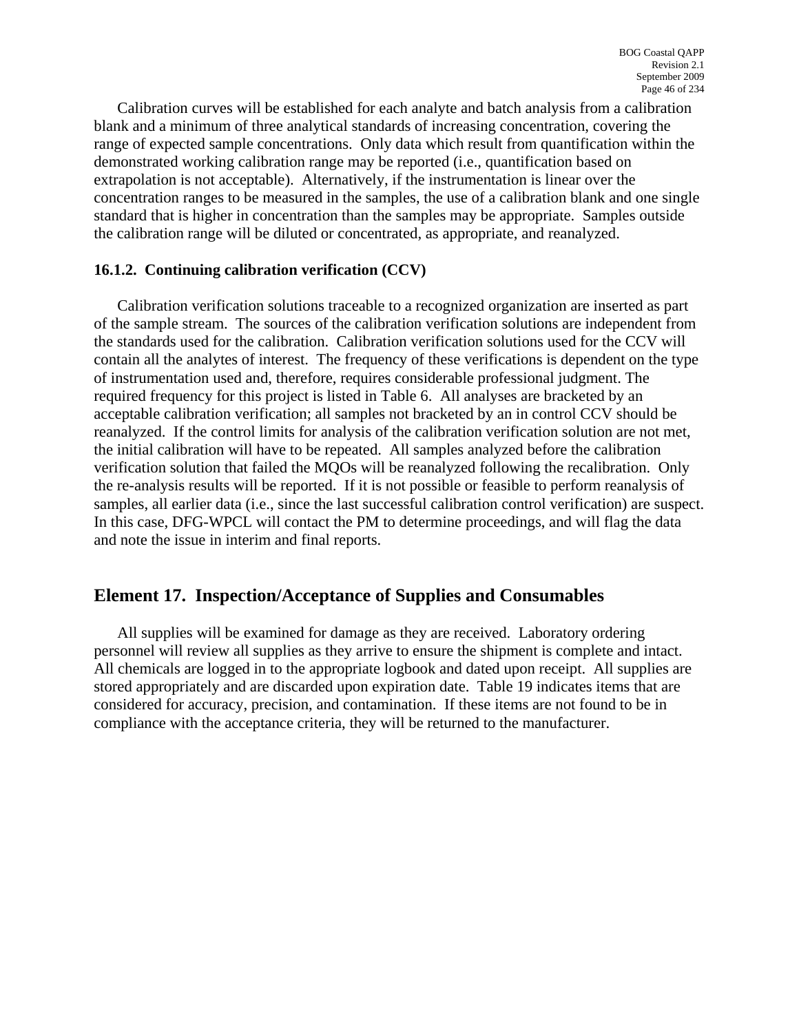Calibration curves will be established for each analyte and batch analysis from a calibration blank and a minimum of three analytical standards of increasing concentration, covering the range of expected sample concentrations. Only data which result from quantification within the demonstrated working calibration range may be reported (i.e., quantification based on extrapolation is not acceptable). Alternatively, if the instrumentation is linear over the concentration ranges to be measured in the samples, the use of a calibration blank and one single standard that is higher in concentration than the samples may be appropriate. Samples outside the calibration range will be diluted or concentrated, as appropriate, and reanalyzed.

### 16.1.2. Continuing calibration verification (CCV)

Calibration verification solutions traceable to a recognized organization are inserted as part of the sample stream. The sources of the calibration verification solutions are independent from the standards used for the calibration. Calibration verification solutions used for the CCV will contain all the analytes of interest. The frequency of these verifications is dependent on the type of instrumentation used and, therefore, requires considerable professional judgment. The required frequency for this project is listed in Table 6. All analyses are bracketed by an acceptable calibration verification; all samples not bracketed by an in control CCV should be reanalyzed. If the control limits for analysis of the calibration verification solution are not met, the initial calibration will have to be repeated. All samples analyzed before the calibration verification solution that failed the MQOs will be reanalyzed following the recalibration. Only the re-analysis results will be reported. If it is not possible or feasible to perform reanalysis of samples, all earlier data (i.e., since the last successful calibration control verification) are suspect. In this case, DFG-WPCL will contact the PM to determine proceedings, and will flag the data and note the issue in interim and final reports.

## Element 17. Inspection/Acceptance of Supplies and Consumables

All supplies will be examined for damage as they are received. Laboratory ordering personnel will review all supplies as they arrive to ensure the shipment is complete and intact. All chemicals are logged in to the appropriate logbook and dated upon receipt. All supplies are stored appropriately and are discarded upon expiration date. Table 19 indicates items that are considered for accuracy, precision, and contamination. If these items are not found to be in compliance with the acceptance criteria, they will be returned to the manufacturer.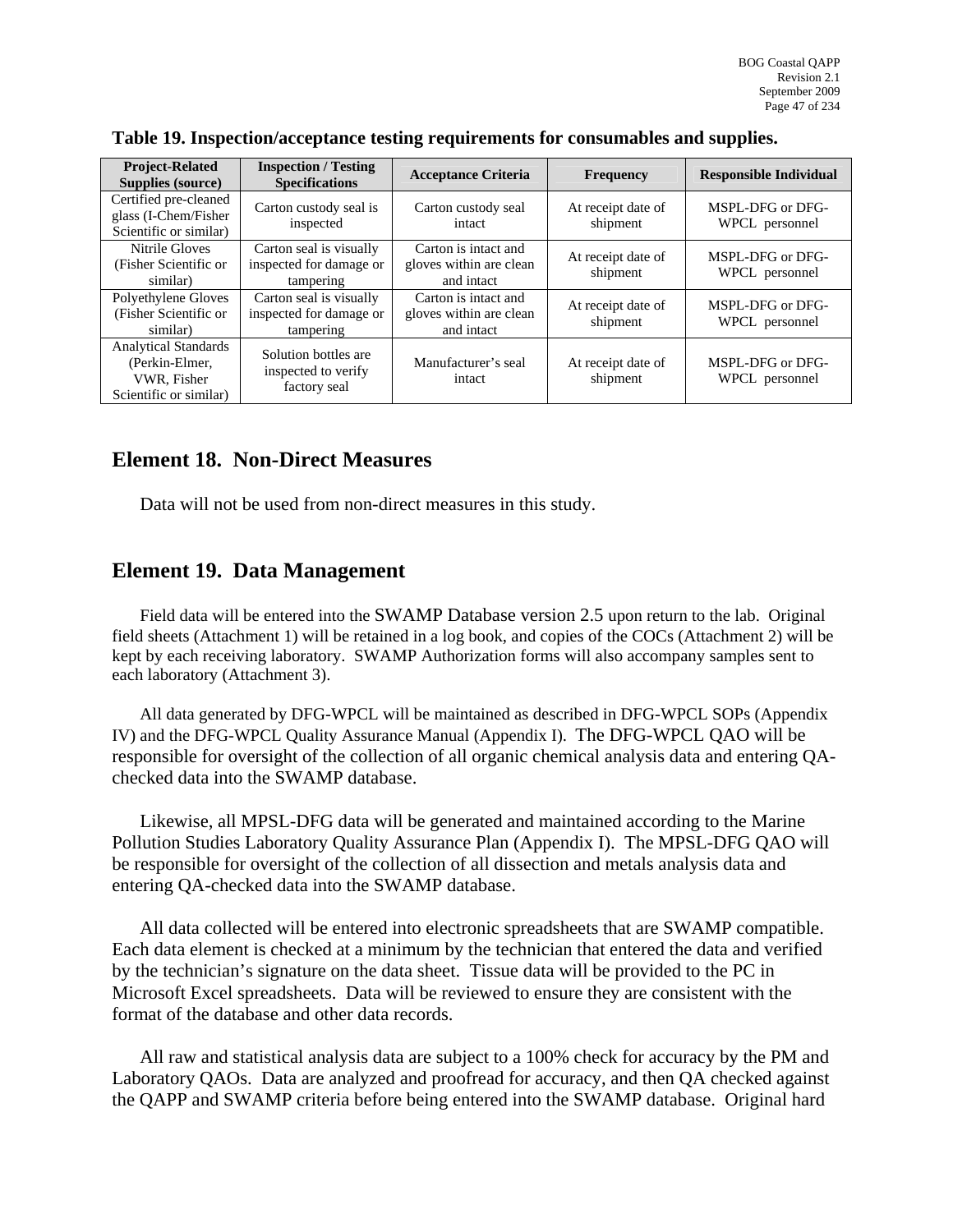**Table 19. Inspection/acceptance testing requirements for consumables and supplies.**

| Project-Related Supplies (source) | Inspection / Testing Specifications | Acceptance Criteria | Frequency | Responsible Individual |
|---|---|---|---|---|
| Certified pre-cleaned glass (I-Chem/Fisher Scientific or similar) | Carton custody seal is inspected | Carton custody seal intact | At receipt date of shipment | MSPL-DFG or DFG-WPCL personnel |
| Nitrile Gloves (Fisher Scientific or similar) | Carton seal is visually inspected for damage or tampering | Carton is intact and gloves within are clean and intact | At receipt date of shipment | MSPL-DFG or DFG-WPCL personnel |
| Polyethylene Gloves (Fisher Scientific or similar) | Carton seal is visually inspected for damage or tampering | Carton is intact and gloves within are clean and intact | At receipt date of shipment | MSPL-DFG or DFG-WPCL personnel |
| Analytical Standards (Perkin-Elmer, VWR, Fisher Scientific or similar) | Solution bottles are inspected to verify factory seal | Manufacturer's seal intact | At receipt date of shipment | MSPL-DFG or DFG-WPCL personnel |

## Element 18. Non-Direct Measures

Data will not be used from non-direct measures in this study.

## Element 19. Data Management

Field data will be entered into the SWAMP Database version 2.5 upon return to the lab. Original field sheets (Attachment 1) will be retained in a log book, and copies of the COCs (Attachment 2) will be kept by each receiving laboratory. SWAMP Authorization forms will also accompany samples sent to each laboratory (Attachment 3).

All data generated by DFG-WPCL will be maintained as described in DFG-WPCL SOPs (Appendix IV) and the DFG-WPCL Quality Assurance Manual (Appendix I). The DFG-WPCL QAO will be responsible for oversight of the collection of all organic chemical analysis data and entering QA-checked data into the SWAMP database.

Likewise, all MPSL-DFG data will be generated and maintained according to the Marine Pollution Studies Laboratory Quality Assurance Plan (Appendix I). The MPSL-DFG QAO will be responsible for oversight of the collection of all dissection and metals analysis data and entering QA-checked data into the SWAMP database.

All data collected will be entered into electronic spreadsheets that are SWAMP compatible. Each data element is checked at a minimum by the technician that entered the data and verified by the technician's signature on the data sheet. Tissue data will be provided to the PC in Microsoft Excel spreadsheets. Data will be reviewed to ensure they are consistent with the format of the database and other data records.

All raw and statistical analysis data are subject to a 100% check for accuracy by the PM and Laboratory QAOs. Data are analyzed and proofread for accuracy, and then QA checked against the QAPP and SWAMP criteria before being entered into the SWAMP database. Original hard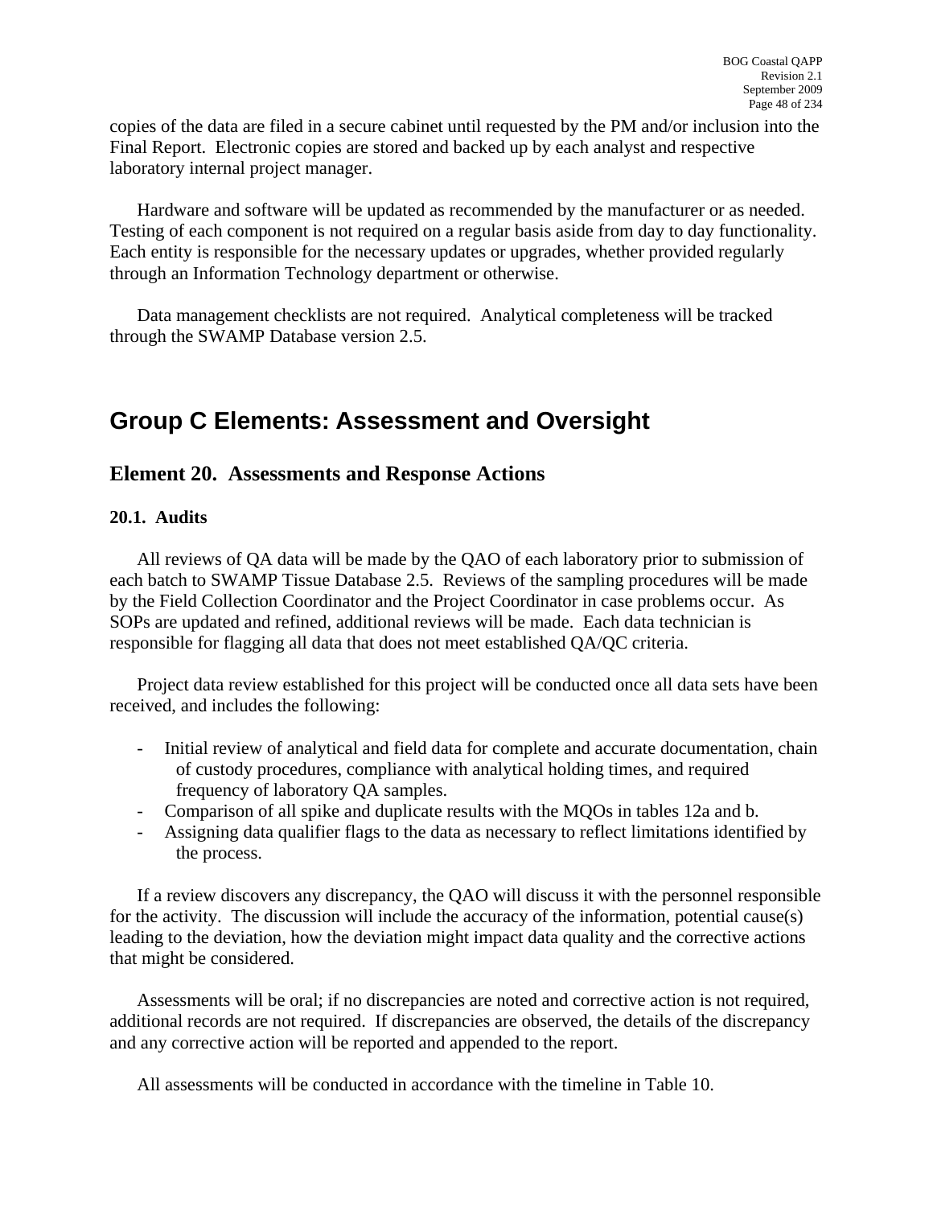copies of the data are filed in a secure cabinet until requested by the PM and/or inclusion into the Final Report. Electronic copies are stored and backed up by each analyst and respective laboratory internal project manager.

Hardware and software will be updated as recommended by the manufacturer or as needed. Testing of each component is not required on a regular basis aside from day to day functionality. Each entity is responsible for the necessary updates or upgrades, whether provided regularly through an Information Technology department or otherwise.

Data management checklists are not required. Analytical completeness will be tracked through the SWAMP Database version 2.5.

# Group C Elements: Assessment and Oversight

## Element 20. Assessments and Response Actions

### 20.1. Audits

All reviews of QA data will be made by the QAO of each laboratory prior to submission of each batch to SWAMP Tissue Database 2.5. Reviews of the sampling procedures will be made by the Field Collection Coordinator and the Project Coordinator in case problems occur. As SOPs are updated and refined, additional reviews will be made. Each data technician is responsible for flagging all data that does not meet established QA/QC criteria.

Project data review established for this project will be conducted once all data sets have been received, and includes the following:

- Initial review of analytical and field data for complete and accurate documentation, chain of custody procedures, compliance with analytical holding times, and required frequency of laboratory QA samples.
- Comparison of all spike and duplicate results with the MQOs in tables 12a and b.
- Assigning data qualifier flags to the data as necessary to reflect limitations identified by the process.

If a review discovers any discrepancy, the QAO will discuss it with the personnel responsible for the activity. The discussion will include the accuracy of the information, potential cause(s) leading to the deviation, how the deviation might impact data quality and the corrective actions that might be considered.

Assessments will be oral; if no discrepancies are noted and corrective action is not required, additional records are not required. If discrepancies are observed, the details of the discrepancy and any corrective action will be reported and appended to the report.

All assessments will be conducted in accordance with the timeline in Table 10.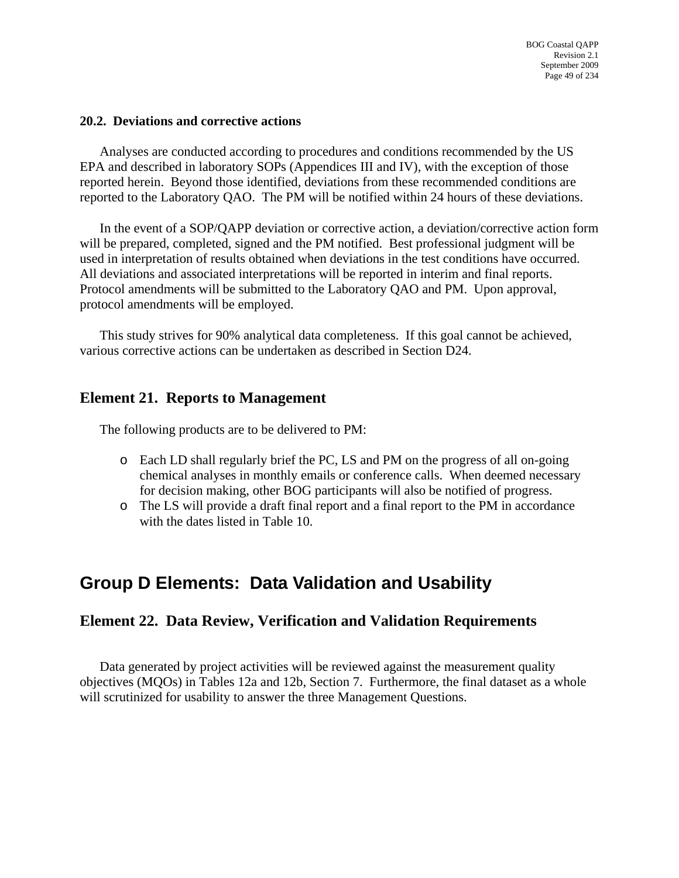### 20.2. Deviations and corrective actions

Analyses are conducted according to procedures and conditions recommended by the US EPA and described in laboratory SOPs (Appendices III and IV), with the exception of those reported herein. Beyond those identified, deviations from these recommended conditions are reported to the Laboratory QAO. The PM will be notified within 24 hours of these deviations.

In the event of a SOP/QAPP deviation or corrective action, a deviation/corrective action form will be prepared, completed, signed and the PM notified. Best professional judgment will be used in interpretation of results obtained when deviations in the test conditions have occurred. All deviations and associated interpretations will be reported in interim and final reports. Protocol amendments will be submitted to the Laboratory QAO and PM. Upon approval, protocol amendments will be employed.

This study strives for 90% analytical data completeness. If this goal cannot be achieved, various corrective actions can be undertaken as described in Section D24.

## Element 21. Reports to Management

The following products are to be delivered to PM:

- Each LD shall regularly brief the PC, LS and PM on the progress of all on-going chemical analyses in monthly emails or conference calls. When deemed necessary for decision making, other BOG participants will also be notified of progress.
- The LS will provide a draft final report and a final report to the PM in accordance with the dates listed in Table 10.

# Group D Elements: Data Validation and Usability

## Element 22. Data Review, Verification and Validation Requirements

Data generated by project activities will be reviewed against the measurement quality objectives (MQOs) in Tables 12a and 12b, Section 7. Furthermore, the final dataset as a whole will scrutinized for usability to answer the three Management Questions.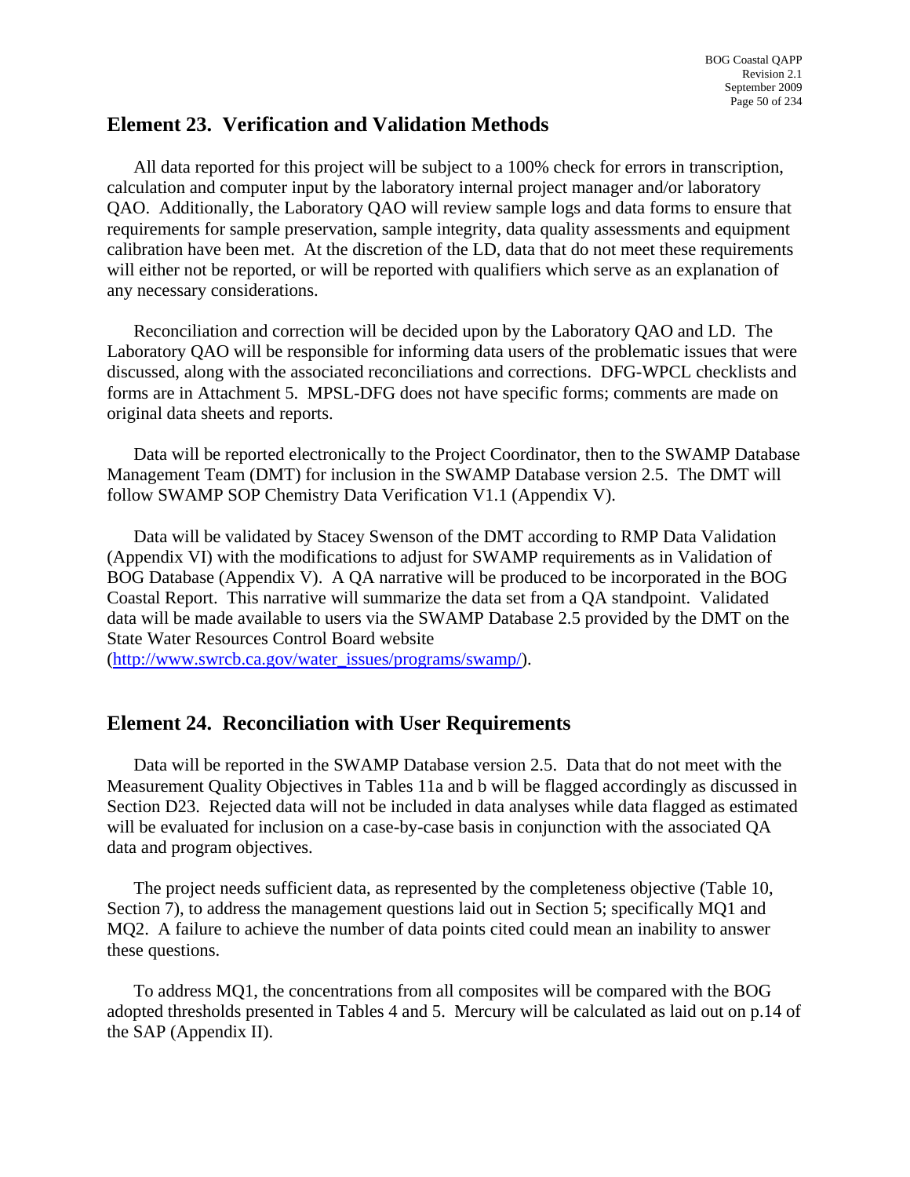## Element 23. Verification and Validation Methods

All data reported for this project will be subject to a 100% check for errors in transcription, calculation and computer input by the laboratory internal project manager and/or laboratory QAO. Additionally, the Laboratory QAO will review sample logs and data forms to ensure that requirements for sample preservation, sample integrity, data quality assessments and equipment calibration have been met. At the discretion of the LD, data that do not meet these requirements will either not be reported, or will be reported with qualifiers which serve as an explanation of any necessary considerations.

Reconciliation and correction will be decided upon by the Laboratory QAO and LD. The Laboratory QAO will be responsible for informing data users of the problematic issues that were discussed, along with the associated reconciliations and corrections. DFG-WPCL checklists and forms are in Attachment 5. MPSL-DFG does not have specific forms; comments are made on original data sheets and reports.

Data will be reported electronically to the Project Coordinator, then to the SWAMP Database Management Team (DMT) for inclusion in the SWAMP Database version 2.5. The DMT will follow SWAMP SOP Chemistry Data Verification V1.1 (Appendix V).

Data will be validated by Stacey Swenson of the DMT according to RMP Data Validation (Appendix VI) with the modifications to adjust for SWAMP requirements as in Validation of BOG Database (Appendix V). A QA narrative will be produced to be incorporated in the BOG Coastal Report. This narrative will summarize the data set from a QA standpoint. Validated data will be made available to users via the SWAMP Database 2.5 provided by the DMT on the State Water Resources Control Board website (http://www.swrcb.ca.gov/water_issues/programs/swamp/).

## Element 24. Reconciliation with User Requirements

Data will be reported in the SWAMP Database version 2.5. Data that do not meet with the Measurement Quality Objectives in Tables 11a and b will be flagged accordingly as discussed in Section D23. Rejected data will not be included in data analyses while data flagged as estimated will be evaluated for inclusion on a case-by-case basis in conjunction with the associated QA data and program objectives.

The project needs sufficient data, as represented by the completeness objective (Table 10, Section 7), to address the management questions laid out in Section 5; specifically MQ1 and MQ2. A failure to achieve the number of data points cited could mean an inability to answer these questions.

To address MQ1, the concentrations from all composites will be compared with the BOG adopted thresholds presented in Tables 4 and 5. Mercury will be calculated as laid out on p.14 of the SAP (Appendix II).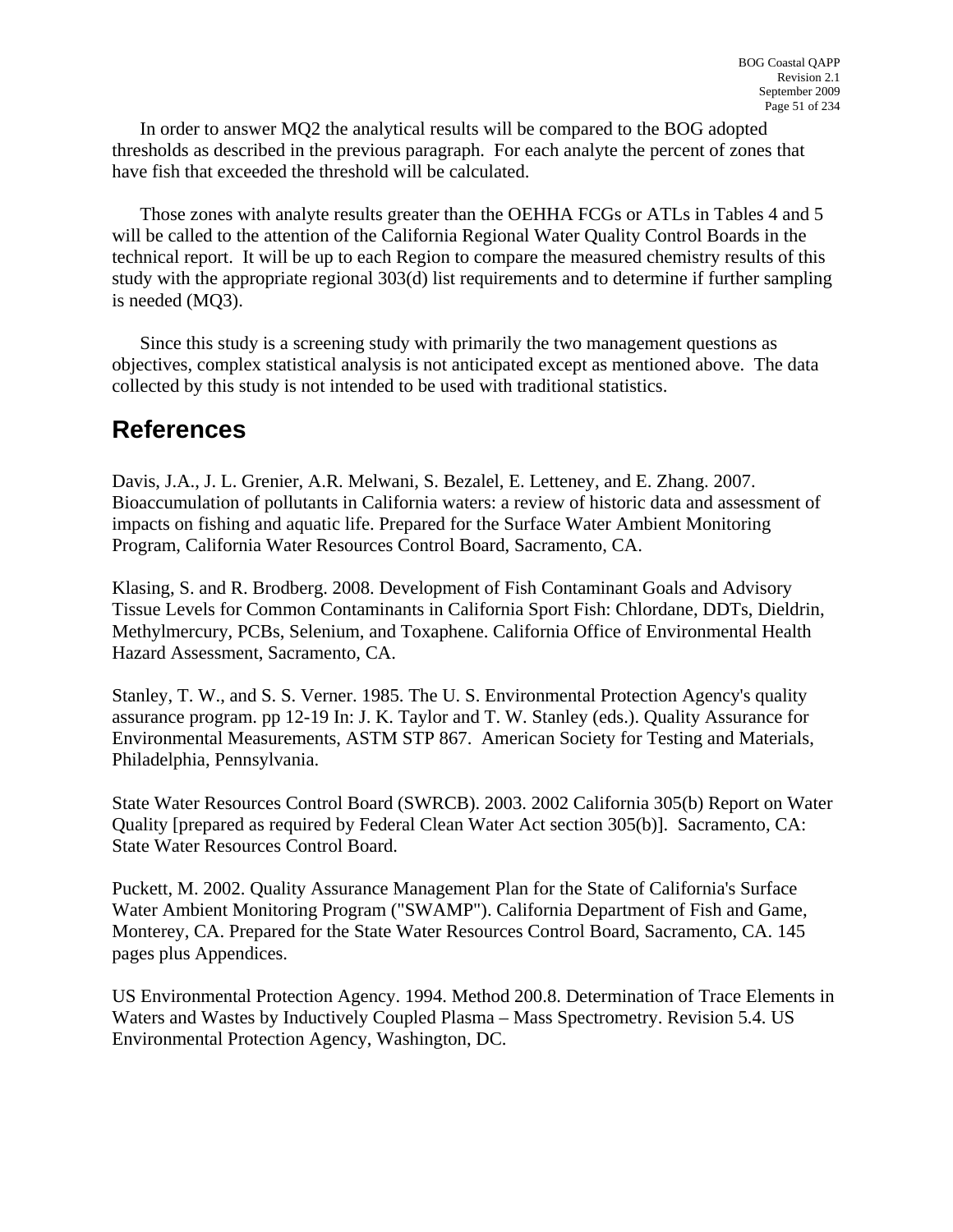In order to answer MQ2 the analytical results will be compared to the BOG adopted thresholds as described in the previous paragraph. For each analyte the percent of zones that have fish that exceeded the threshold will be calculated.

Those zones with analyte results greater than the OEHHA FCGs or ATLs in Tables 4 and 5 will be called to the attention of the California Regional Water Quality Control Boards in the technical report. It will be up to each Region to compare the measured chemistry results of this study with the appropriate regional 303(d) list requirements and to determine if further sampling is needed (MQ3).

Since this study is a screening study with primarily the two management questions as objectives, complex statistical analysis is not anticipated except as mentioned above. The data collected by this study is not intended to be used with traditional statistics.

# References

Davis, J.A., J. L. Grenier, A.R. Melwani, S. Bezalel, E. Letteney, and E. Zhang. 2007. Bioaccumulation of pollutants in California waters: a review of historic data and assessment of impacts on fishing and aquatic life. Prepared for the Surface Water Ambient Monitoring Program, California Water Resources Control Board, Sacramento, CA.

Klasing, S. and R. Brodberg. 2008. Development of Fish Contaminant Goals and Advisory Tissue Levels for Common Contaminants in California Sport Fish: Chlordane, DDTs, Dieldrin, Methylmercury, PCBs, Selenium, and Toxaphene. California Office of Environmental Health Hazard Assessment, Sacramento, CA.

Stanley, T. W., and S. S. Verner. 1985. The U. S. Environmental Protection Agency's quality assurance program. pp 12-19 In: J. K. Taylor and T. W. Stanley (eds.). Quality Assurance for Environmental Measurements, ASTM STP 867. American Society for Testing and Materials, Philadelphia, Pennsylvania.

State Water Resources Control Board (SWRCB). 2003. 2002 California 305(b) Report on Water Quality [prepared as required by Federal Clean Water Act section 305(b)]. Sacramento, CA: State Water Resources Control Board.

Puckett, M. 2002. Quality Assurance Management Plan for the State of California's Surface Water Ambient Monitoring Program ("SWAMP"). California Department of Fish and Game, Monterey, CA. Prepared for the State Water Resources Control Board, Sacramento, CA. 145 pages plus Appendices.

US Environmental Protection Agency. 1994. Method 200.8. Determination of Trace Elements in Waters and Wastes by Inductively Coupled Plasma – Mass Spectrometry. Revision 5.4. US Environmental Protection Agency, Washington, DC.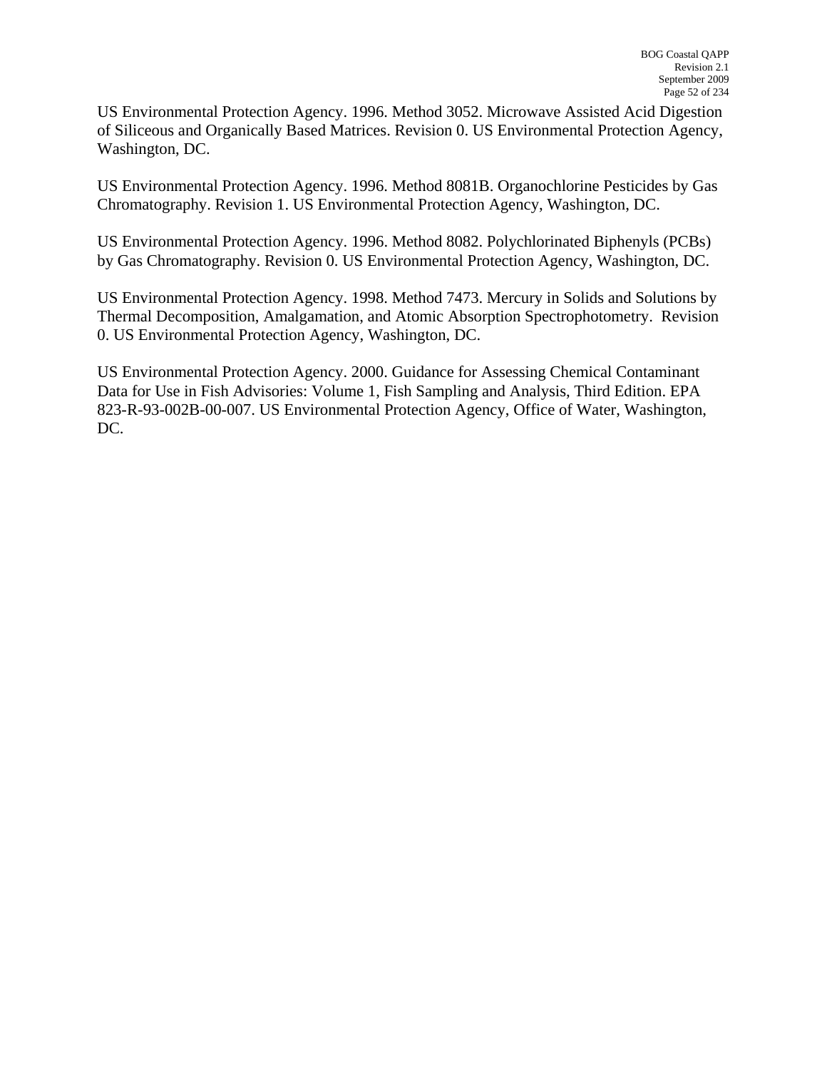US Environmental Protection Agency. 1996. Method 3052. Microwave Assisted Acid Digestion of Siliceous and Organically Based Matrices. Revision 0. US Environmental Protection Agency, Washington, DC.

US Environmental Protection Agency. 1996. Method 8081B. Organochlorine Pesticides by Gas Chromatography. Revision 1. US Environmental Protection Agency, Washington, DC.

US Environmental Protection Agency. 1996. Method 8082. Polychlorinated Biphenyls (PCBs) by Gas Chromatography. Revision 0. US Environmental Protection Agency, Washington, DC.

US Environmental Protection Agency. 1998. Method 7473. Mercury in Solids and Solutions by Thermal Decomposition, Amalgamation, and Atomic Absorption Spectrophotometry. Revision 0. US Environmental Protection Agency, Washington, DC.

US Environmental Protection Agency. 2000. Guidance for Assessing Chemical Contaminant Data for Use in Fish Advisories: Volume 1, Fish Sampling and Analysis, Third Edition. EPA 823-R-93-002B-00-007. US Environmental Protection Agency, Office of Water, Washington, DC.